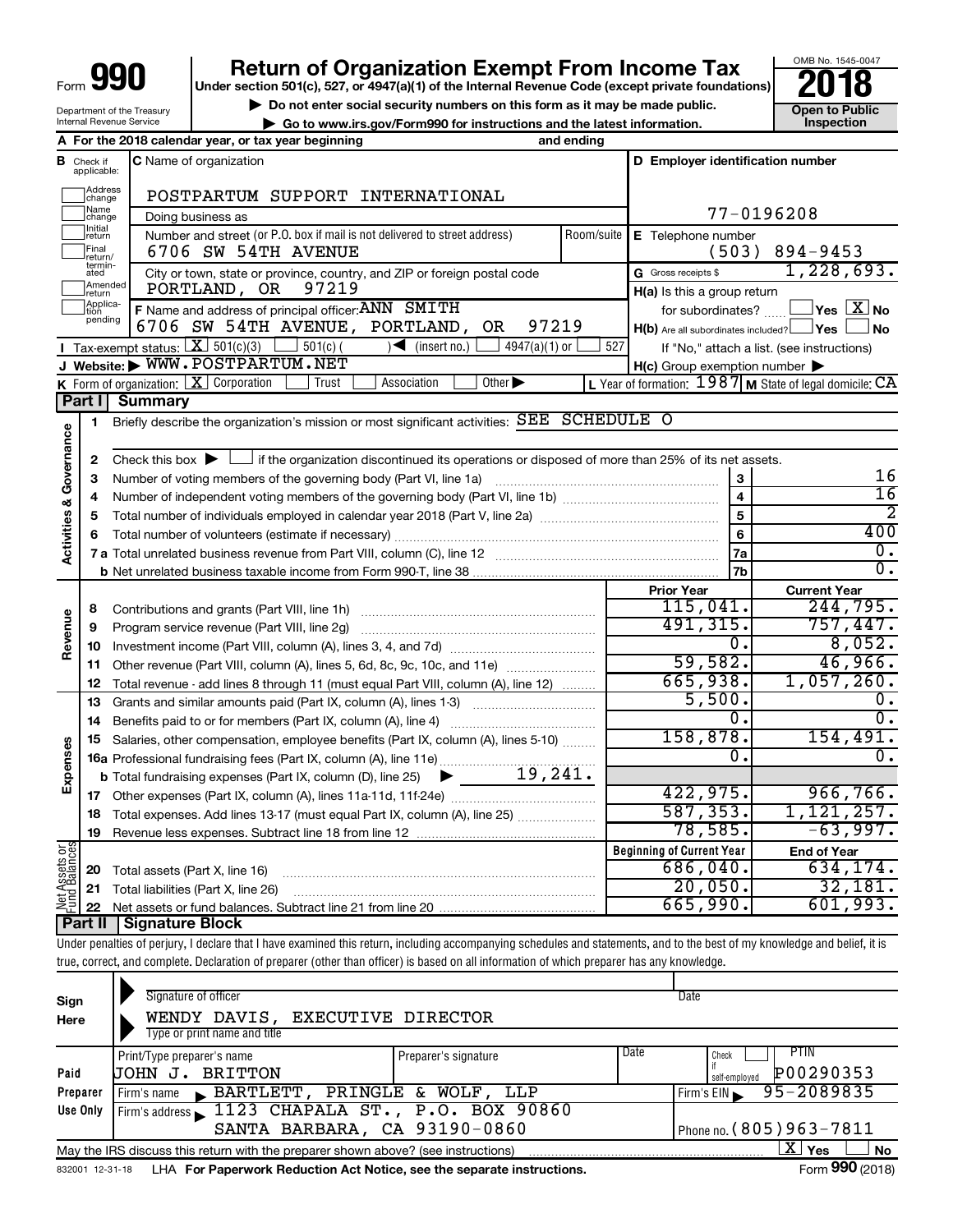# Form 990 — Return of Organization Exempt From Income Tax — 2018

Under section 501(c), 527, or 4947(a)(1) of the Internal Revenue Code (except private foundations)

▶ Do not enter social security numbers on this form as it may be made public.

▶ Go to www.irs.gov/Form990 for instructions and the latest information.

OMB No. 1545-0047

**Open to Public Inspection**

Department of the Treasury
Internal Revenue Service

**A** For the 2018 calendar year, or tax year beginning ____ and ending ____

**B** Check if applicable: Address change, Name change, Initial return, Final return/terminated, Amended return, Application pending

**C** Name of organization: POSTPARTUM SUPPORT INTERNATIONAL

Doing business as

Number and street (or P.O. box if mail is not delivered to street address): 6706 SW 54TH AVENUE — Room/suite

City or town, state or province, country, and ZIP or foreign postal code: PORTLAND, OR 97219

**D** Employer identification number: 77-0196208

**E** Telephone number: (503) 894-9453

**G** Gross receipts $ 1,228,693.

**F** Name and address of principal officer: ANN SMITH, 6706 SW 54TH AVENUE, PORTLAND, OR 97219

**H(a)** Is this a group return for subordinates? Yes [ ] No [X]

**H(b)** Are all subordinates included? Yes [ ] No [ ]
If "No," attach a list. (see instructions)

**H(c)** Group exemption number ▶

**I** Tax-exempt status: [X] 501(c)(3) [ ] 501(c)( ) ◀ (insert no.) [ ] 4947(a)(1) or [ ] 527

**J** Website: ▶ WWW.POSTPARTUM.NET

**K** Form of organization: [X] Corporation [ ] Trust [ ] Association [ ] Other ▶

**L** Year of formation: 1987 **M** State of legal domicile: CA

## Part I Summary

**Activities & Governance**

1. Briefly describe the organization's mission or most significant activities: SEE SCHEDULE O
2. Check this box ▶ [ ] if the organization discontinued its operations or disposed of more than 25% of its net assets.

| | | | |
|---|---|---|---|
| 3 | Number of voting members of the governing body (Part VI, line 1a) | 3 | 16 |
| 4 | Number of independent voting members of the governing body (Part VI, line 1b) | 4 | 16 |
| 5 | Total number of individuals employed in calendar year 2018 (Part V, line 2a) | 5 | 2 |
| 6 | Total number of volunteers (estimate if necessary) | 6 | 400 |
| 7a | Total unrelated business revenue from Part VIII, column (C), line 12 | 7a | 0. |
| b | Net unrelated business taxable income from Form 990-T, line 38 | 7b | 0. |

| | | Prior Year | Current Year |
|---|---|---|---|
| **Revenue** | | | |
| 8 | Contributions and grants (Part VIII, line 1h) | 115,041. | 244,795. |
| 9 | Program service revenue (Part VIII, line 2g) | 491,315. | 757,447. |
| 10 | Investment income (Part VIII, column (A), lines 3, 4, and 7d) | 0. | 8,052. |
| 11 | Other revenue (Part VIII, column (A), lines 5, 6d, 8c, 9c, 10c, and 11e) | 59,582. | 46,966. |
| 12 | Total revenue - add lines 8 through 11 (must equal Part VIII, column (A), line 12) | 665,938. | 1,057,260. |
| **Expenses** | | | |
| 13 | Grants and similar amounts paid (Part IX, column (A), lines 1-3) | 5,500. | 0. |
| 14 | Benefits paid to or for members (Part IX, column (A), line 4) | 0. | 0. |
| 15 | Salaries, other compensation, employee benefits (Part IX, column (A), lines 5-10) | 158,878. | 154,491. |
| 16a | Professional fundraising fees (Part IX, column (A), line 11e) | 0. | 0. |
| b | Total fundraising expenses (Part IX, column (D), line 25) ▶ 19,241. | | |
| 17 | Other expenses (Part IX, column (A), lines 11a-11d, 11f-24e) | 422,975. | 966,766. |
| 18 | Total expenses. Add lines 13-17 (must equal Part IX, column (A), line 25) | 587,353. | 1,121,257. |
| 19 | Revenue less expenses. Subtract line 18 from line 12 | 78,585. | -63,997. |

| **Net Assets or Fund Balances** | | Beginning of Current Year | End of Year |
|---|---|---|---|
| 20 | Total assets (Part X, line 16) | 686,040. | 634,174. |
| 21 | Total liabilities (Part X, line 26) | 20,050. | 32,181. |
| 22 | Net assets or fund balances. Subtract line 21 from line 20 | 665,990. | 601,993. |

## Part II Signature Block

Under penalties of perjury, I declare that I have examined this return, including accompanying schedules and statements, and to the best of my knowledge and belief, it is true, correct, and complete. Declaration of preparer (other than officer) is based on all information of which preparer has any knowledge.

**Sign Here**

Signature of officer — Date

WENDY DAVIS, EXECUTIVE DIRECTOR
Type or print name and title

**Paid Preparer Use Only**

| Print/Type preparer's name | Preparer's signature | Date | Check if self-employed | PTIN |
|---|---|---|---|---|
| JOHN J. BRITTON | | | | P00290353 |

Firm's name ▶ BARTLETT, PRINGLE & WOLF, LLP — Firm's EIN ▶ 95-2089835

Firm's address ▶ 1123 CHAPALA ST., P.O. BOX 90860, SANTA BARBARA, CA 93190-0860 — Phone no. (805)963-7811

May the IRS discuss this return with the preparer shown above? (see instructions) [X] Yes [ ] No

832001 12-31-18 LHA For Paperwork Reduction Act Notice, see the separate instructions. Form **990** (2018)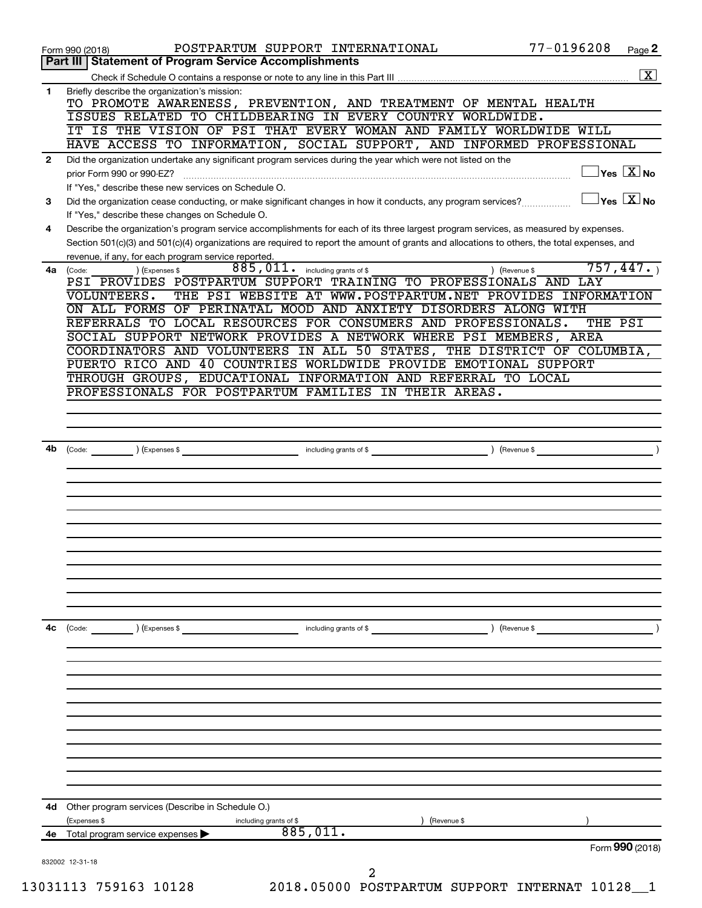Form 990 (2018) POSTPARTUM SUPPORT INTERNATIONAL 77-0196208 Page **2**

## Part III Statement of Program Service Accomplishments

Check if Schedule O contains a response or note to any line in this Part III .......... [X]

**1** Briefly describe the organization's mission:

TO PROMOTE AWARENESS, PREVENTION, AND TREATMENT OF MENTAL HEALTH ISSUES RELATED TO CHILDBEARING IN EVERY COUNTRY WORLDWIDE. IT IS THE VISION OF PSI THAT EVERY WOMAN AND FAMILY WORLDWIDE WILL HAVE ACCESS TO INFORMATION, SOCIAL SUPPORT, AND INFORMED PROFESSIONAL

**2** Did the organization undertake any significant program services during the year which were not listed on the prior Form 990 or 990-EZ? .......... [ ] Yes [X] No

If "Yes," describe these new services on Schedule O.

**3** Did the organization cease conducting, or make significant changes in how it conducts, any program services? .......... [ ] Yes [X] No

If "Yes," describe these changes on Schedule O.

**4** Describe the organization's program service accomplishments for each of its three largest program services, as measured by expenses. Section 501(c)(3) and 501(c)(4) organizations are required to report the amount of grants and allocations to others, the total expenses, and revenue, if any, for each program service reported.

**4a** (Code: ) (Expenses $ 885,011. including grants of $ ) (Revenue $ 757,447. )

PSI PROVIDES POSTPARTUM SUPPORT TRAINING TO PROFESSIONALS AND LAY VOLUNTEERS. THE PSI WEBSITE AT WWW.POSTPARTUM.NET PROVIDES INFORMATION ON ALL FORMS OF PERINATAL MOOD AND ANXIETY DISORDERS ALONG WITH REFERRALS TO LOCAL RESOURCES FOR CONSUMERS AND PROFESSIONALS. THE PSI SOCIAL SUPPORT NETWORK PROVIDES A NETWORK WHERE PSI MEMBERS, AREA COORDINATORS AND VOLUNTEERS IN ALL 50 STATES, THE DISTRICT OF COLUMBIA, PUERTO RICO AND 40 COUNTRIES WORLDWIDE PROVIDE EMOTIONAL SUPPORT THROUGH GROUPS, EDUCATIONAL INFORMATION AND REFERRAL TO LOCAL PROFESSIONALS FOR POSTPARTUM FAMILIES IN THEIR AREAS.

**4b** (Code: ) (Expenses $ including grants of $ ) (Revenue $ )

**4c** (Code: ) (Expenses $ including grants of $ ) (Revenue $ )

**4d** Other program services (Describe in Schedule O.)

(Expenses $ including grants of $ ) (Revenue $ )

**4e** Total program service expenses ▶ 885,011.

Form **990** (2018)

832002 12-31-18

13031113 759163 10128 2018.05000 POSTPARTUM SUPPORT INTERNAT 10128__1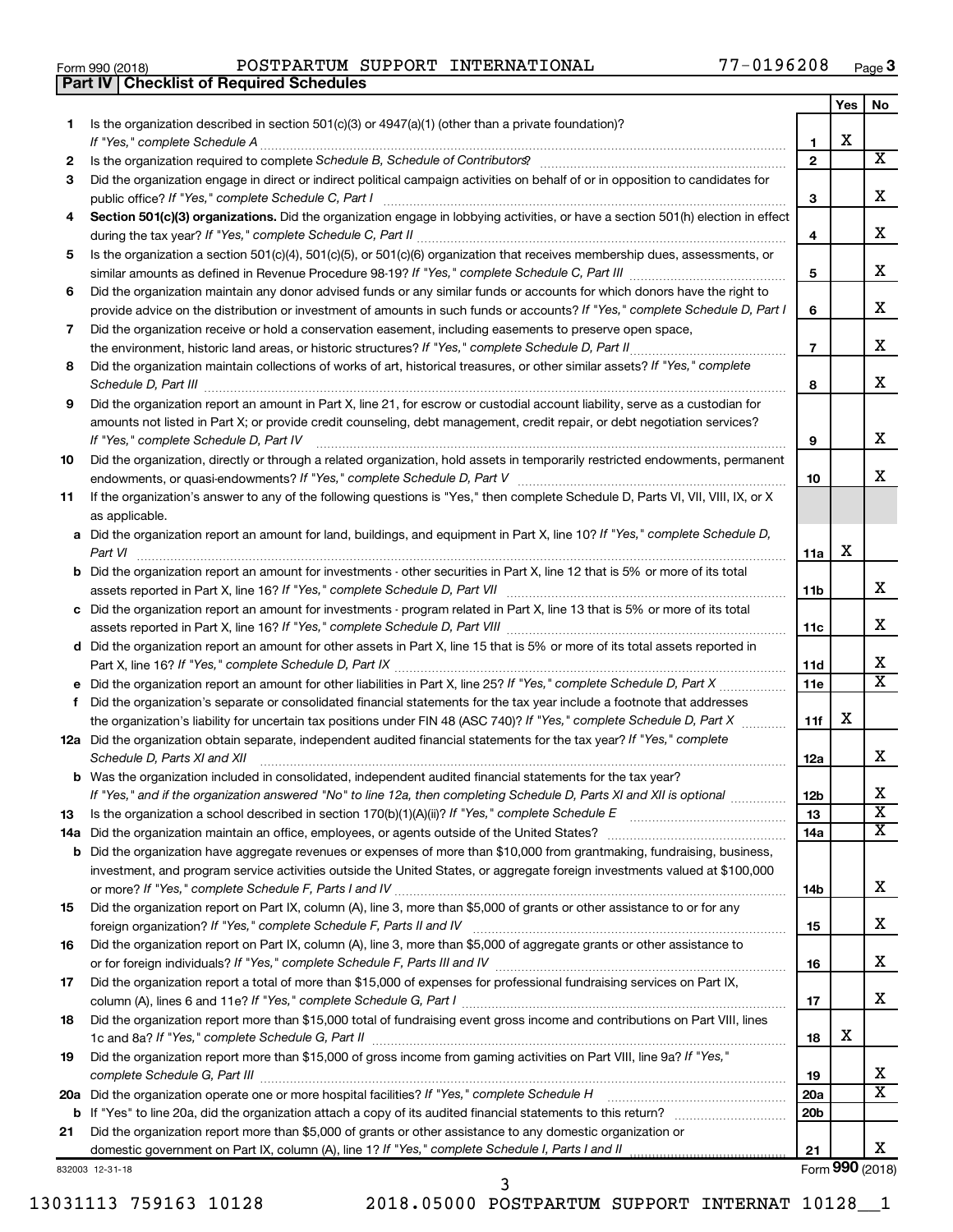Form 990 (2018) POSTPARTUM SUPPORT INTERNATIONAL 77-0196208 Page 3

## Part IV | Checklist of Required Schedules

| | | | Yes | No |
|---|---|---|---|---|
| 1 | Is the organization described in section 501(c)(3) or 4947(a)(1) (other than a private foundation)? *If "Yes," complete Schedule A* | 1 | X | |
| 2 | Is the organization required to complete *Schedule B, Schedule of Contributors*? | 2 | | X |
| 3 | Did the organization engage in direct or indirect political campaign activities on behalf of or in opposition to candidates for public office? *If "Yes," complete Schedule C, Part I* | 3 | | X |
| 4 | **Section 501(c)(3) organizations.** Did the organization engage in lobbying activities, or have a section 501(h) election in effect during the tax year? *If "Yes," complete Schedule C, Part II* | 4 | | X |
| 5 | Is the organization a section 501(c)(4), 501(c)(5), or 501(c)(6) organization that receives membership dues, assessments, or similar amounts as defined in Revenue Procedure 98-19? *If "Yes," complete Schedule C, Part III* | 5 | | X |
| 6 | Did the organization maintain any donor advised funds or any similar funds or accounts for which donors have the right to provide advice on the distribution or investment of amounts in such funds or accounts? *If "Yes," complete Schedule D, Part I* | 6 | | X |
| 7 | Did the organization receive or hold a conservation easement, including easements to preserve open space, the environment, historic land areas, or historic structures? *If "Yes," complete Schedule D, Part II* | 7 | | X |
| 8 | Did the organization maintain collections of works of art, historical treasures, or other similar assets? *If "Yes," complete Schedule D, Part III* | 8 | | X |
| 9 | Did the organization report an amount in Part X, line 21, for escrow or custodial account liability, serve as a custodian for amounts not listed in Part X; or provide credit counseling, debt management, credit repair, or debt negotiation services? *If "Yes," complete Schedule D, Part IV* | 9 | | X |
| 10 | Did the organization, directly or through a related organization, hold assets in temporarily restricted endowments, permanent endowments, or quasi-endowments? *If "Yes," complete Schedule D, Part V* | 10 | | X |
| 11 | If the organization's answer to any of the following questions is "Yes," then complete Schedule D, Parts VI, VII, VIII, IX, or X as applicable. | | | |
| a | Did the organization report an amount for land, buildings, and equipment in Part X, line 10? *If "Yes," complete Schedule D, Part VI* | 11a | X | |
| b | Did the organization report an amount for investments - other securities in Part X, line 12 that is 5% or more of its total assets reported in Part X, line 16? *If "Yes," complete Schedule D, Part VII* | 11b | | X |
| c | Did the organization report an amount for investments - program related in Part X, line 13 that is 5% or more of its total assets reported in Part X, line 16? *If "Yes," complete Schedule D, Part VIII* | 11c | | X |
| d | Did the organization report an amount for other assets in Part X, line 15 that is 5% or more of its total assets reported in Part X, line 16? *If "Yes," complete Schedule D, Part IX* | 11d | | X |
| e | Did the organization report an amount for other liabilities in Part X, line 25? *If "Yes," complete Schedule D, Part X* | 11e | | X |
| f | Did the organization's separate or consolidated financial statements for the tax year include a footnote that addresses the organization's liability for uncertain tax positions under FIN 48 (ASC 740)? *If "Yes," complete Schedule D, Part X* | 11f | X | |
| 12a | Did the organization obtain separate, independent audited financial statements for the tax year? *If "Yes," complete Schedule D, Parts XI and XII* | 12a | | X |
| b | Was the organization included in consolidated, independent audited financial statements for the tax year? *If "Yes," and if the organization answered "No" to line 12a, then completing Schedule D, Parts XI and XII is optional* | 12b | | X |
| 13 | Is the organization a school described in section 170(b)(1)(A)(ii)? *If "Yes," complete Schedule E* | 13 | | X |
| 14a | Did the organization maintain an office, employees, or agents outside of the United States? | 14a | | X |
| b | Did the organization have aggregate revenues or expenses of more than $10,000 from grantmaking, fundraising, business, investment, and program service activities outside the United States, or aggregate foreign investments valued at $100,000 or more? *If "Yes," complete Schedule F, Parts I and IV* | 14b | | X |
| 15 | Did the organization report on Part IX, column (A), line 3, more than $5,000 of grants or other assistance to or for any foreign organization? *If "Yes," complete Schedule F, Parts II and IV* | 15 | | X |
| 16 | Did the organization report on Part IX, column (A), line 3, more than $5,000 of aggregate grants or other assistance to or for foreign individuals? *If "Yes," complete Schedule F, Parts III and IV* | 16 | | X |
| 17 | Did the organization report a total of more than $15,000 of expenses for professional fundraising services on Part IX, column (A), lines 6 and 11e? *If "Yes," complete Schedule G, Part I* | 17 | | X |
| 18 | Did the organization report more than $15,000 total of fundraising event gross income and contributions on Part VIII, lines 1c and 8a? *If "Yes," complete Schedule G, Part II* | 18 | X | |
| 19 | Did the organization report more than $15,000 of gross income from gaming activities on Part VIII, line 9a? *If "Yes," complete Schedule G, Part III* | 19 | | X |
| 20a | Did the organization operate one or more hospital facilities? *If "Yes," complete Schedule H* | 20a | | X |
| b | If "Yes" to line 20a, did the organization attach a copy of its audited financial statements to this return? | 20b | | |
| 21 | Did the organization report more than $5,000 of grants or other assistance to any domestic organization or domestic government on Part IX, column (A), line 1? *If "Yes," complete Schedule I, Parts I and II* | 21 | | X |

832003 12-31-18

Form **990** (2018)

13031113 759163 10128 2018.05000 POSTPARTUM SUPPORT INTERNAT 10128__1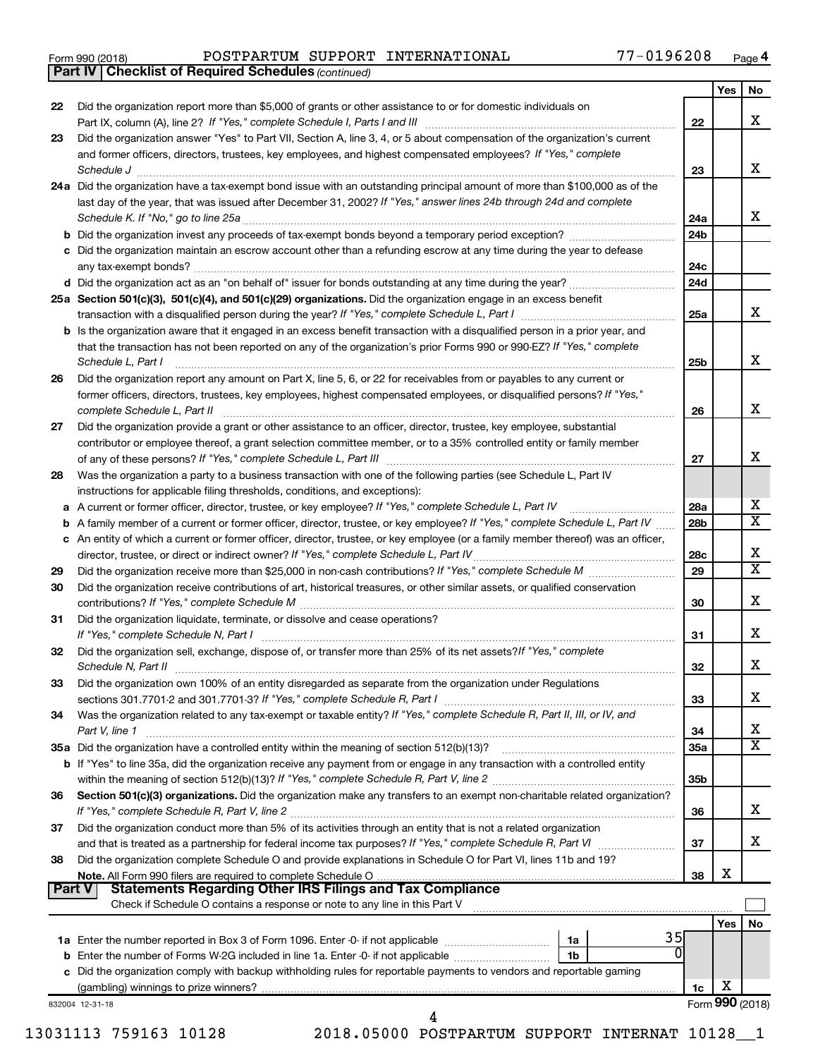Form 990 (2018) POSTPARTUM SUPPORT INTERNATIONAL 77-0196208 Page 4

**Part IV | Checklist of Required Schedules** *(continued)*

| | | | Yes | No |
|---|---|---|---|---|
| 22 | Did the organization report more than $5,000 of grants or other assistance to or for domestic individuals on Part IX, column (A), line 2? *If "Yes," complete Schedule I, Parts I and III* | 22 | | X |
| 23 | Did the organization answer "Yes" to Part VII, Section A, line 3, 4, or 5 about compensation of the organization's current and former officers, directors, trustees, key employees, and highest compensated employees? *If "Yes," complete Schedule J* | 23 | | X |
| 24a | Did the organization have a tax-exempt bond issue with an outstanding principal amount of more than $100,000 as of the last day of the year, that was issued after December 31, 2002? *If "Yes," answer lines 24b through 24d and complete Schedule K. If "No," go to line 25a* | 24a | | X |
| b | Did the organization invest any proceeds of tax-exempt bonds beyond a temporary period exception? | 24b | | |
| c | Did the organization maintain an escrow account other than a refunding escrow at any time during the year to defease any tax-exempt bonds? | 24c | | |
| d | Did the organization act as an "on behalf of" issuer for bonds outstanding at any time during the year? | 24d | | |
| 25a | **Section 501(c)(3), 501(c)(4), and 501(c)(29) organizations.** Did the organization engage in an excess benefit transaction with a disqualified person during the year? *If "Yes," complete Schedule L, Part I* | 25a | | X |
| b | Is the organization aware that it engaged in an excess benefit transaction with a disqualified person in a prior year, and that the transaction has not been reported on any of the organization's prior Forms 990 or 990-EZ? *If "Yes," complete Schedule L, Part I* | 25b | | X |
| 26 | Did the organization report any amount on Part X, line 5, 6, or 22 for receivables from or payables to any current or former officers, directors, trustees, key employees, highest compensated employees, or disqualified persons? *If "Yes," complete Schedule L, Part II* | 26 | | X |
| 27 | Did the organization provide a grant or other assistance to an officer, director, trustee, key employee, substantial contributor or employee thereof, a grant selection committee member, or to a 35% controlled entity or family member of any of these persons? *If "Yes," complete Schedule L, Part III* | 27 | | X |
| 28 | Was the organization a party to a business transaction with one of the following parties (see Schedule L, Part IV instructions for applicable filing thresholds, conditions, and exceptions): | | | |
| a | A current or former officer, director, trustee, or key employee? *If "Yes," complete Schedule L, Part IV* | 28a | | X |
| b | A family member of a current or former officer, director, trustee, or key employee? *If "Yes," complete Schedule L, Part IV* | 28b | | X |
| c | An entity of which a current or former officer, director, trustee, or key employee (or a family member thereof) was an officer, director, trustee, or direct or indirect owner? *If "Yes," complete Schedule L, Part IV* | 28c | | X |
| 29 | Did the organization receive more than $25,000 in non-cash contributions? *If "Yes," complete Schedule M* | 29 | | X |
| 30 | Did the organization receive contributions of art, historical treasures, or other similar assets, or qualified conservation contributions? *If "Yes," complete Schedule M* | 30 | | X |
| 31 | Did the organization liquidate, terminate, or dissolve and cease operations? *If "Yes," complete Schedule N, Part I* | 31 | | X |
| 32 | Did the organization sell, exchange, dispose of, or transfer more than 25% of its net assets? *If "Yes," complete Schedule N, Part II* | 32 | | X |
| 33 | Did the organization own 100% of an entity disregarded as separate from the organization under Regulations sections 301.7701-2 and 301.7701-3? *If "Yes," complete Schedule R, Part I* | 33 | | X |
| 34 | Was the organization related to any tax-exempt or taxable entity? *If "Yes," complete Schedule R, Part II, III, or IV, and Part V, line 1* | 34 | | X |
| 35a | Did the organization have a controlled entity within the meaning of section 512(b)(13)? | 35a | | X |
| b | If "Yes" to line 35a, did the organization receive any payment from or engage in any transaction with a controlled entity within the meaning of section 512(b)(13)? *If "Yes," complete Schedule R, Part V, line 2* | 35b | | |
| 36 | **Section 501(c)(3) organizations.** Did the organization make any transfers to an exempt non-charitable related organization? *If "Yes," complete Schedule R, Part V, line 2* | 36 | | X |
| 37 | Did the organization conduct more than 5% of its activities through an entity that is not a related organization and that is treated as a partnership for federal income tax purposes? *If "Yes," complete Schedule R, Part VI* | 37 | | X |
| 38 | Did the organization complete Schedule O and provide explanations in Schedule O for Part VI, lines 11b and 19? **Note.** All Form 990 filers are required to complete Schedule O | 38 | X | |

**Part V | Statements Regarding Other IRS Filings and Tax Compliance**

Check if Schedule O contains a response or note to any line in this Part V ☐

| | | | | | Yes | No |
|---|---|---|---|---|---|---|
| 1a | Enter the number reported in Box 3 of Form 1096. Enter -0- if not applicable | 1a | 35 | | | |
| b | Enter the number of Forms W-2G included in line 1a. Enter -0- if not applicable | 1b | 0 | | | |
| c | Did the organization comply with backup withholding rules for reportable payments to vendors and reportable gaming (gambling) winnings to prize winners? | | | 1c | X | |

832004 12-31-18 Form **990** (2018)

13031113 759163 10128 2018.05000 POSTPARTUM SUPPORT INTERNAT 10128__1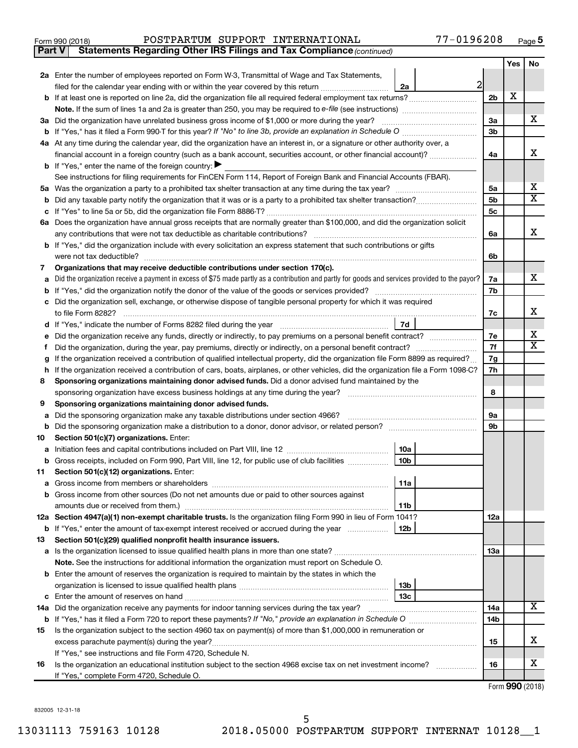Form 990 (2018) POSTPARTUM SUPPORT INTERNATIONAL 77-0196208 Page 5

**Part V Statements Regarding Other IRS Filings and Tax Compliance** *(continued)*

| | | | | Yes | No |
|---|---|---|---|---|---|
| **2a** | Enter the number of employees reported on Form W-3, Transmittal of Wage and Tax Statements, filed for the calendar year ending with or within the year covered by this return | 2a | 2 | | |
| **b** | If at least one is reported on line 2a, did the organization file all required federal employment tax returns? | | 2b | X | |
| | **Note.** If the sum of lines 1a and 2a is greater than 250, you may be required to *e-file* (see instructions) | | | | |
| **3a** | Did the organization have unrelated business gross income of $1,000 or more during the year? | | 3a | | X |
| **b** | If "Yes," has it filed a Form 990-T for this year? *If "No" to line 3b, provide an explanation in Schedule O* | | 3b | | |
| **4a** | At any time during the calendar year, did the organization have an interest in, or a signature or other authority over, a financial account in a foreign country (such as a bank account, securities account, or other financial account)? | | 4a | | X |
| **b** | If "Yes," enter the name of the foreign country: ▶ | | | | |
| | See instructions for filing requirements for FinCEN Form 114, Report of Foreign Bank and Financial Accounts (FBAR). | | | | |
| **5a** | Was the organization a party to a prohibited tax shelter transaction at any time during the tax year? | | 5a | | X |
| **b** | Did any taxable party notify the organization that it was or is a party to a prohibited tax shelter transaction? | | 5b | | X |
| **c** | If "Yes" to line 5a or 5b, did the organization file Form 8886-T? | | 5c | | |
| **6a** | Does the organization have annual gross receipts that are normally greater than $100,000, and did the organization solicit any contributions that were not tax deductible as charitable contributions? | | 6a | | X |
| **b** | If "Yes," did the organization include with every solicitation an express statement that such contributions or gifts were not tax deductible? | | 6b | | |
| **7** | **Organizations that may receive deductible contributions under section 170(c).** | | | | |
| **a** | Did the organization receive a payment in excess of $75 made partly as a contribution and partly for goods and services provided to the payor? | | 7a | | X |
| **b** | If "Yes," did the organization notify the donor of the value of the goods or services provided? | | 7b | | |
| **c** | Did the organization sell, exchange, or otherwise dispose of tangible personal property for which it was required to file Form 8282? | | 7c | | X |
| **d** | If "Yes," indicate the number of Forms 8282 filed during the year | 7d | | | |
| **e** | Did the organization receive any funds, directly or indirectly, to pay premiums on a personal benefit contract? | | 7e | | X |
| **f** | Did the organization, during the year, pay premiums, directly or indirectly, on a personal benefit contract? | | 7f | | X |
| **g** | If the organization received a contribution of qualified intellectual property, did the organization file Form 8899 as required? | | 7g | | |
| **h** | If the organization received a contribution of cars, boats, airplanes, or other vehicles, did the organization file a Form 1098-C? | | 7h | | |
| **8** | **Sponsoring organizations maintaining donor advised funds.** Did a donor advised fund maintained by the sponsoring organization have excess business holdings at any time during the year? | | 8 | | |
| **9** | **Sponsoring organizations maintaining donor advised funds.** | | | | |
| **a** | Did the sponsoring organization make any taxable distributions under section 4966? | | 9a | | |
| **b** | Did the sponsoring organization make a distribution to a donor, donor advisor, or related person? | | 9b | | |
| **10** | **Section 501(c)(7) organizations.** Enter: | | | | |
| **a** | Initiation fees and capital contributions included on Part VIII, line 12 | 10a | | | |
| **b** | Gross receipts, included on Form 990, Part VIII, line 12, for public use of club facilities | 10b | | | |
| **11** | **Section 501(c)(12) organizations.** Enter: | | | | |
| **a** | Gross income from members or shareholders | 11a | | | |
| **b** | Gross income from other sources (Do not net amounts due or paid to other sources against amounts due or received from them.) | 11b | | | |
| **12a** | **Section 4947(a)(1) non-exempt charitable trusts.** Is the organization filing Form 990 in lieu of Form 1041? | | 12a | | |
| **b** | If "Yes," enter the amount of tax-exempt interest received or accrued during the year | 12b | | | |
| **13** | **Section 501(c)(29) qualified nonprofit health insurance issuers.** | | | | |
| **a** | Is the organization licensed to issue qualified health plans in more than one state? | | 13a | | |
| | **Note.** See the instructions for additional information the organization must report on Schedule O. | | | | |
| **b** | Enter the amount of reserves the organization is required to maintain by the states in which the organization is licensed to issue qualified health plans | 13b | | | |
| **c** | Enter the amount of reserves on hand | 13c | | | |
| **14a** | Did the organization receive any payments for indoor tanning services during the tax year? | | 14a | | X |
| **b** | If "Yes," has it filed a Form 720 to report these payments? *If "No," provide an explanation in Schedule O* | | 14b | | |
| **15** | Is the organization subject to the section 4960 tax on payment(s) of more than $1,000,000 in remuneration or excess parachute payment(s) during the year? | | 15 | | X |
| | If "Yes," see instructions and file Form 4720, Schedule N. | | | | |
| **16** | Is the organization an educational institution subject to the section 4968 excise tax on net investment income? | | 16 | | X |
| | If "Yes," complete Form 4720, Schedule O. | | | | |

Form **990** (2018)

832005 12-31-18

13031113 759163 10128 2018.05000 POSTPARTUM SUPPORT INTERNAT 10128__1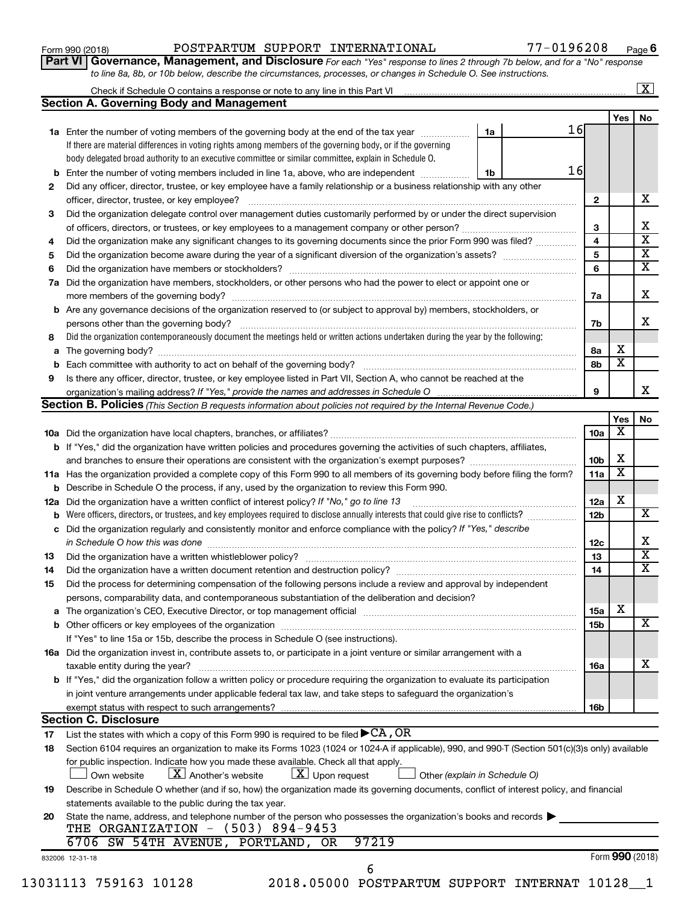Form 990 (2018) POSTPARTUM SUPPORT INTERNATIONAL 77-0196208 Page 6

**Part VI Governance, Management, and Disclosure** *For each "Yes" response to lines 2 through 7b below, and for a "No" response to line 8a, 8b, or 10b below, describe the circumstances, processes, or changes in Schedule O. See instructions.*

Check if Schedule O contains a response or note to any line in this Part VI .......... [X]

## Section A. Governing Body and Management

| | | | Yes | No |
|---|---|---|---|---|
| **1a** | Enter the number of voting members of the governing body at the end of the tax year ..... **1a** 16<br>If there are material differences in voting rights among members of the governing body, or if the governing body delegated broad authority to an executive committee or similar committee, explain in Schedule O. | | | |
| **b** | Enter the number of voting members included in line 1a, above, who are independent ..... **1b** 16 | | | |
| **2** | Did any officer, director, trustee, or key employee have a family relationship or a business relationship with any other officer, director, trustee, or key employee? | 2 | | X |
| **3** | Did the organization delegate control over management duties customarily performed by or under the direct supervision of officers, directors, or trustees, or key employees to a management company or other person? | 3 | | X |
| **4** | Did the organization make any significant changes to its governing documents since the prior Form 990 was filed? | 4 | | X |
| **5** | Did the organization become aware during the year of a significant diversion of the organization's assets? | 5 | | X |
| **6** | Did the organization have members or stockholders? | 6 | | X |
| **7a** | Did the organization have members, stockholders, or other persons who had the power to elect or appoint one or more members of the governing body? | 7a | | X |
| **b** | Are any governance decisions of the organization reserved to (or subject to approval by) members, stockholders, or persons other than the governing body? | 7b | | X |
| **8** | Did the organization contemporaneously document the meetings held or written actions undertaken during the year by the following: | | | |
| **a** | The governing body? | 8a | X | |
| **b** | Each committee with authority to act on behalf of the governing body? | 8b | X | |
| **9** | Is there any officer, director, trustee, or key employee listed in Part VII, Section A, who cannot be reached at the organization's mailing address? *If "Yes," provide the names and addresses in Schedule O* | 9 | | X |

## Section B. Policies *(This Section B requests information about policies not required by the Internal Revenue Code.)*

| | | | Yes | No |
|---|---|---|---|---|
| **10a** | Did the organization have local chapters, branches, or affiliates? | 10a | X | |
| **b** | If "Yes," did the organization have written policies and procedures governing the activities of such chapters, affiliates, and branches to ensure their operations are consistent with the organization's exempt purposes? | 10b | X | |
| **11a** | Has the organization provided a complete copy of this Form 990 to all members of its governing body before filing the form? | 11a | X | |
| **b** | Describe in Schedule O the process, if any, used by the organization to review this Form 990. | | | |
| **12a** | Did the organization have a written conflict of interest policy? *If "No," go to line 13* | 12a | X | |
| **b** | Were officers, directors, or trustees, and key employees required to disclose annually interests that could give rise to conflicts? | 12b | | X |
| **c** | Did the organization regularly and consistently monitor and enforce compliance with the policy? *If "Yes," describe in Schedule O how this was done* | 12c | | X |
| **13** | Did the organization have a written whistleblower policy? | 13 | | X |
| **14** | Did the organization have a written document retention and destruction policy? | 14 | | X |
| **15** | Did the process for determining compensation of the following persons include a review and approval by independent persons, comparability data, and contemporaneous substantiation of the deliberation and decision? | | | |
| **a** | The organization's CEO, Executive Director, or top management official | 15a | X | |
| **b** | Other officers or key employees of the organization | 15b | | X |
| | If "Yes" to line 15a or 15b, describe the process in Schedule O (see instructions). | | | |
| **16a** | Did the organization invest in, contribute assets to, or participate in a joint venture or similar arrangement with a taxable entity during the year? | 16a | | X |
| **b** | If "Yes," did the organization follow a written policy or procedure requiring the organization to evaluate its participation in joint venture arrangements under applicable federal tax law, and take steps to safeguard the organization's exempt status with respect to such arrangements? | 16b | | |

## Section C. Disclosure

**17** List the states with which a copy of this Form 990 is required to be filed ▶ CA, OR

**18** Section 6104 requires an organization to make its Forms 1023 (1024 or 1024-A if applicable), 990, and 990-T (Section 501(c)(3)s only) available for public inspection. Indicate how you made these available. Check all that apply.

[ ] Own website [X] Another's website [X] Upon request [ ] Other *(explain in Schedule O)*

**19** Describe in Schedule O whether (and if so, how) the organization made its governing documents, conflict of interest policy, and financial statements available to the public during the tax year.

**20** State the name, address, and telephone number of the person who possesses the organization's books and records ▶

THE ORGANIZATION - (503) 894-9453
6706 SW 54TH AVENUE, PORTLAND, OR 97219

832006 12-31-18 Form **990** (2018)

13031113 759163 10128 2018.05000 POSTPARTUM SUPPORT INTERNAT 10128__1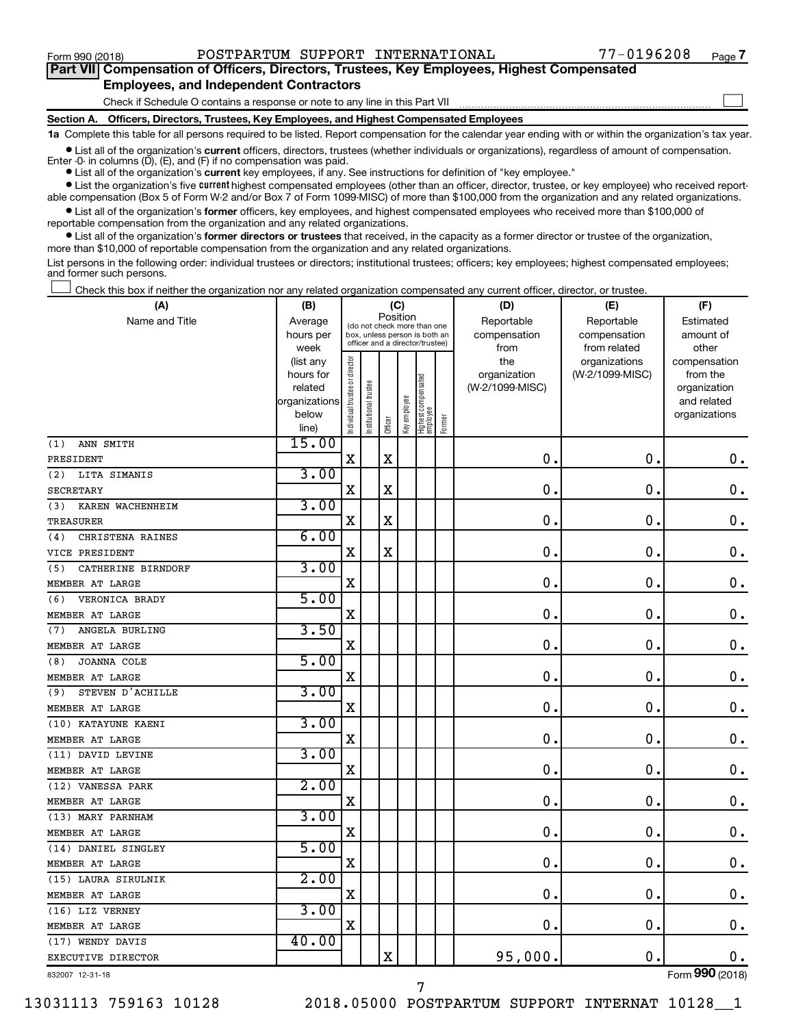Form 990 (2018) POSTPARTUM SUPPORT INTERNATIONAL 77-0196208 Page 7

## Part VII Compensation of Officers, Directors, Trustees, Key Employees, Highest Compensated Employees, and Independent Contractors

Check if Schedule O contains a response or note to any line in this Part VII

### Section A. Officers, Directors, Trustees, Key Employees, and Highest Compensated Employees

**1a** Complete this table for all persons required to be listed. Report compensation for the calendar year ending with or within the organization's tax year.

- List all of the organization's **current** officers, directors, trustees (whether individuals or organizations), regardless of amount of compensation. Enter -0- in columns (D), (E), and (F) if no compensation was paid.
- List all of the organization's **current** key employees, if any. See instructions for definition of "key employee."
- List the organization's five **current** highest compensated employees (other than an officer, director, trustee, or key employee) who received reportable compensation (Box 5 of Form W-2 and/or Box 7 of Form 1099-MISC) of more than $100,000 from the organization and any related organizations.
- List all of the organization's **former** officers, key employees, and highest compensated employees who received more than $100,000 of reportable compensation from the organization and any related organizations.
- List all of the organization's **former directors or trustees** that received, in the capacity as a former director or trustee of the organization, more than $10,000 of reportable compensation from the organization and any related organizations.

List persons in the following order: individual trustees or directors; institutional trustees; officers; key employees; highest compensated employees; and former such persons.

Check this box if neither the organization nor any related organization compensated any current officer, director, or trustee.

| (A) Name and Title | (B) Average hours per week (list any hours for related organizations below line) | (C) Position: Individual trustee or director | Institutional trustee | Officer | Key employee | Highest compensated employee | Former | (D) Reportable compensation from the organization (W-2/1099-MISC) | (E) Reportable compensation from related organizations (W-2/1099-MISC) | (F) Estimated amount of other compensation from the organization and related organizations |
|---|---|---|---|---|---|---|---|---|---|---|
| (1) ANN SMITH<br>PRESIDENT | 15.00 | X | | X | | | | 0. | 0. | 0. |
| (2) LITA SIMANIS<br>SECRETARY | 3.00 | X | | X | | | | 0. | 0. | 0. |
| (3) KAREN WACHENHEIM<br>TREASURER | 3.00 | X | | X | | | | 0. | 0. | 0. |
| (4) CHRISTENA RAINES<br>VICE PRESIDENT | 6.00 | X | | X | | | | 0. | 0. | 0. |
| (5) CATHERINE BIRNDORF<br>MEMBER AT LARGE | 3.00 | X | | | | | | 0. | 0. | 0. |
| (6) VERONICA BRADY<br>MEMBER AT LARGE | 5.00 | X | | | | | | 0. | 0. | 0. |
| (7) ANGELA BURLING<br>MEMBER AT LARGE | 3.50 | X | | | | | | 0. | 0. | 0. |
| (8) JOANNA COLE<br>MEMBER AT LARGE | 5.00 | X | | | | | | 0. | 0. | 0. |
| (9) STEVEN D'ACHILLE<br>MEMBER AT LARGE | 3.00 | X | | | | | | 0. | 0. | 0. |
| (10) KATAYUNE KAENI<br>MEMBER AT LARGE | 3.00 | X | | | | | | 0. | 0. | 0. |
| (11) DAVID LEVINE<br>MEMBER AT LARGE | 3.00 | X | | | | | | 0. | 0. | 0. |
| (12) VANESSA PARK<br>MEMBER AT LARGE | 2.00 | X | | | | | | 0. | 0. | 0. |
| (13) MARY PARNHAM<br>MEMBER AT LARGE | 3.00 | X | | | | | | 0. | 0. | 0. |
| (14) DANIEL SINGLEY<br>MEMBER AT LARGE | 5.00 | X | | | | | | 0. | 0. | 0. |
| (15) LAURA SIRULNIK<br>MEMBER AT LARGE | 2.00 | X | | | | | | 0. | 0. | 0. |
| (16) LIZ VERNEY<br>MEMBER AT LARGE | 3.00 | X | | | | | | 0. | 0. | 0. |
| (17) WENDY DAVIS<br>EXECUTIVE DIRECTOR | 40.00 | | | X | | | | 95,000. | 0. | 0. |

832007 12-31-18 Form 990 (2018)

13031113 759163 10128 2018.05000 POSTPARTUM SUPPORT INTERNAT 10128__1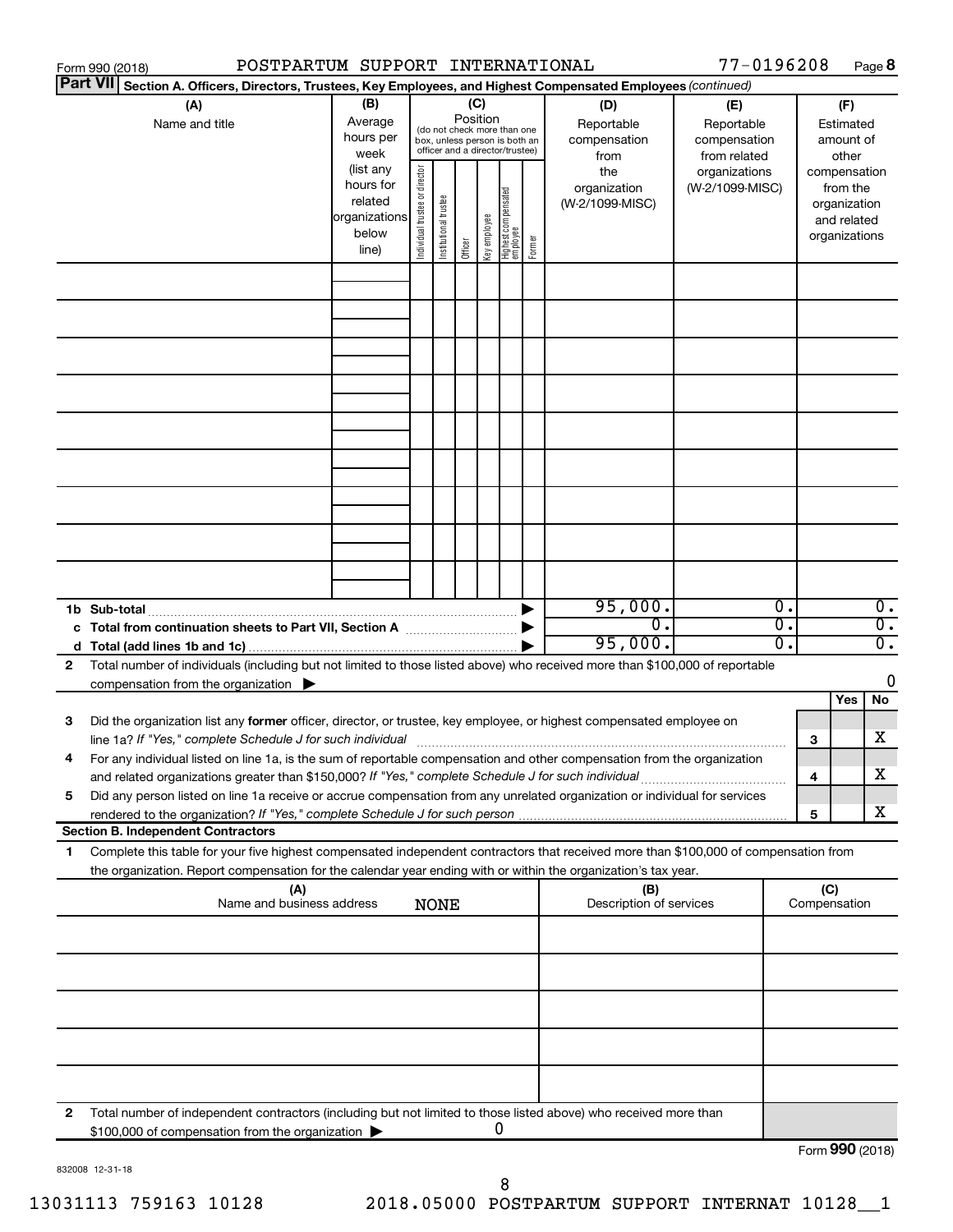Form 990 (2018) POSTPARTUM SUPPORT INTERNATIONAL 77-0196208 Page **8**

**Part VII Section A. Officers, Directors, Trustees, Key Employees, and Highest Compensated Employees** *(continued)*

| (A) Name and title | (B) Average hours per week (list any hours for related organizations below line) | (C) Position (do not check more than one box, unless person is both an officer and a director/trustee) Individual trustee or director | Institutional trustee | Officer | Key employee | Highest compensated employee | Former | (D) Reportable compensation from the organization (W-2/1099-MISC) | (E) Reportable compensation from related organizations (W-2/1099-MISC) | (F) Estimated amount of other compensation from the organization and related organizations |
|---|---|---|---|---|---|---|---|---|---|---|
| | | | | | | | | | | |
| | | | | | | | | | | |
| | | | | | | | | | | |
| | | | | | | | | | | |
| | | | | | | | | | | |
| | | | | | | | | | | |
| | | | | | | | | | | |
| | | | | | | | | | | |
| | | | | | | | | | | |

| | | (D) | (E) | (F) |
|---|---|---|---|---|
| **1b** | **Sub-total** | 95,000. | 0. | 0. |
| **c** | **Total from continuation sheets to Part VII, Section A** | 0. | 0. | 0. |
| **d** | **Total (add lines 1b and 1c)** | 95,000. | 0. | 0. |

**2** Total number of individuals (including but not limited to those listed above) who received more than $100,000 of reportable compensation from the organization ▶ 0

| | | | Yes | No |
|---|---|---|---|---|
| **3** | Did the organization list any **former** officer, director, or trustee, key employee, or highest compensated employee on line 1a? *If "Yes," complete Schedule J for such individual* | **3** | | X |
| **4** | For any individual listed on line 1a, is the sum of reportable compensation and other compensation from the organization and related organizations greater than $150,000? *If "Yes," complete Schedule J for such individual* | **4** | | X |
| **5** | Did any person listed on line 1a receive or accrue compensation from any unrelated organization or individual for services rendered to the organization? *If "Yes," complete Schedule J for such person* | **5** | | X |

**Section B. Independent Contractors**

**1** Complete this table for your five highest compensated independent contractors that received more than $100,000 of compensation from the organization. Report compensation for the calendar year ending with or within the organization's tax year.

| (A) Name and business address NONE | (B) Description of services | (C) Compensation |
|---|---|---|
| | | |
| | | |
| | | |
| | | |
| | | |

**2** Total number of independent contractors (including but not limited to those listed above) who received more than $100,000 of compensation from the organization ▶ 0

Form **990** (2018)

832008 12-31-18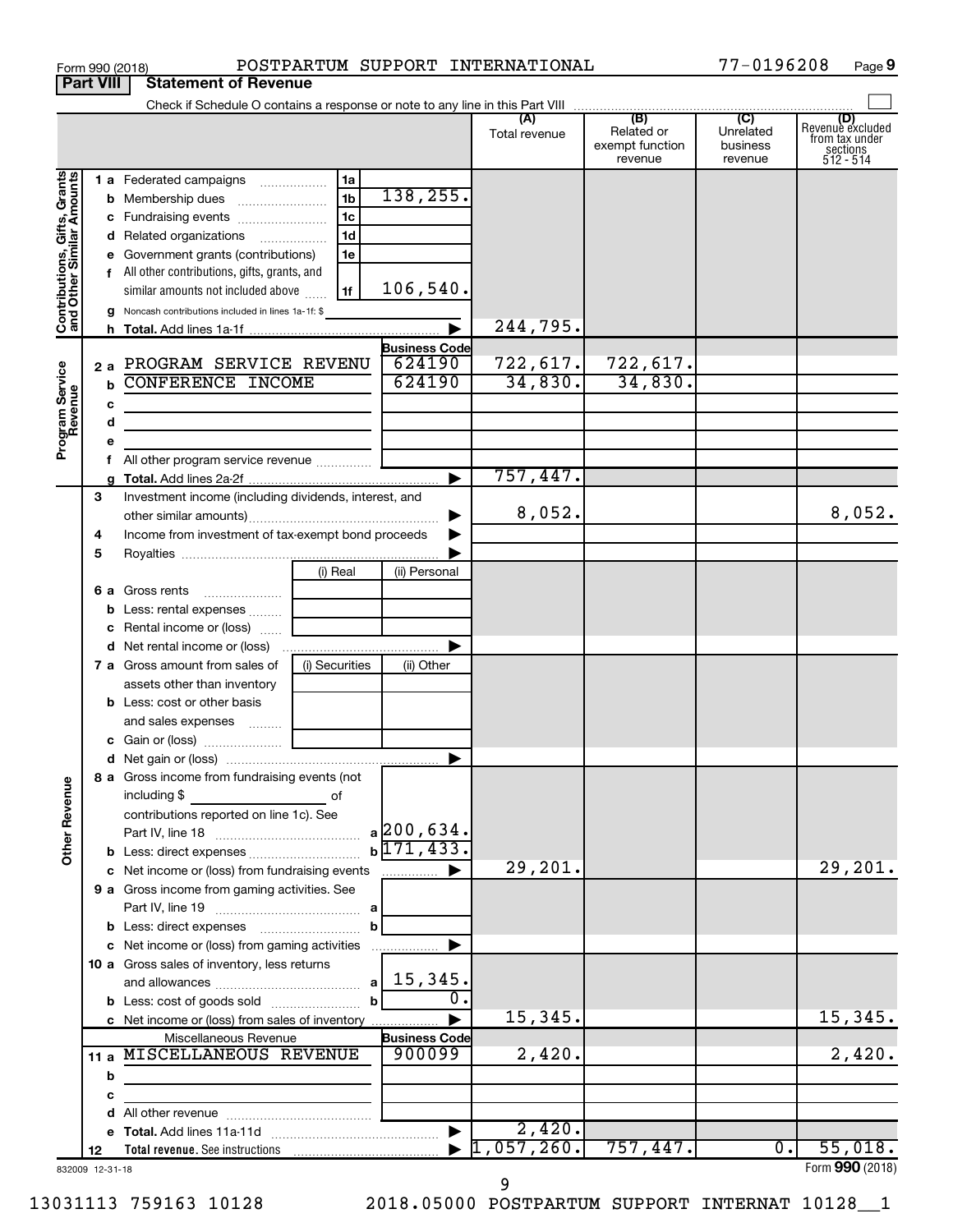Form 990 (2018) POSTPARTUM SUPPORT INTERNATIONAL 77-0196208

## Part VIII Statement of Revenue

Check if Schedule O contains a response or note to any line in this Part VIII

| | | | | (A) Total revenue | (B) Related or exempt function revenue | (C) Unrelated business revenue | (D) Revenue excluded from tax under sections 512 - 514 |
|---|---|---|---|---|---|---|---|
| **Contributions, Gifts, Grants and Other Similar Amounts** | 1 a | Federated campaigns | 1a | | | | | |
| | b | Membership dues | 1b | 138,255. | | | |
| | c | Fundraising events | 1c | | | | |
| | d | Related organizations | 1d | | | | |
| | e | Government grants (contributions) | 1e | | | | |
| | f | All other contributions, gifts, grants, and similar amounts not included above | 1f | 106,540. | | | |
| | g | Noncash contributions included in lines 1a-1f: $ | | | | | |
| | h | **Total.** Add lines 1a-1f | | 244,795. | | | |
| **Program Service Revenue** | | | **Business Code** | | | | |
| | 2 a | PROGRAM SERVICE REVENU | 624190 | 722,617. | 722,617. | | |
| | b | CONFERENCE INCOME | 624190 | 34,830. | 34,830. | | |
| | c | | | | | | |
| | d | | | | | | |
| | e | | | | | | |
| | f | All other program service revenue | | | | | |
| | g | **Total.** Add lines 2a-2f | | 757,447. | | | |
| | 3 | Investment income (including dividends, interest, and other similar amounts) | | 8,052. | | | 8,052. |
| | 4 | Income from investment of tax-exempt bond proceeds | | | | | |
| | 5 | Royalties | | | | | |
| | | | (i) Real / (ii) Personal | | | | |
| | 6 a | Gross rents | | | | | |
| | b | Less: rental expenses | | | | | |
| | c | Rental income or (loss) | | | | | |
| | d | Net rental income or (loss) | | | | | |
| | | | (i) Securities / (ii) Other | | | | |
| | 7 a | Gross amount from sales of assets other than inventory | | | | | |
| | b | Less: cost or other basis and sales expenses | | | | | |
| | c | Gain or (loss) | | | | | |
| | d | Net gain or (loss) | | | | | |
| **Other Revenue** | 8 a | Gross income from fundraising events (not including $ of contributions reported on line 1c). See Part IV, line 18 | a 200,634. | | | | |
| | b | Less: direct expenses | b 171,433. | | | | |
| | c | Net income or (loss) from fundraising events | | 29,201. | | | 29,201. |
| | 9 a | Gross income from gaming activities. See Part IV, line 19 | a | | | | |
| | b | Less: direct expenses | b | | | | |
| | c | Net income or (loss) from gaming activities | | | | | |
| | 10 a | Gross sales of inventory, less returns and allowances | a 15,345. | | | | |
| | b | Less: cost of goods sold | b 0. | | | | |
| | c | Net income or (loss) from sales of inventory | | 15,345. | | | 15,345. |
| | | Miscellaneous Revenue | **Business Code** | | | | |
| | 11 a | MISCELLANEOUS REVENUE | 900099 | 2,420. | | | 2,420. |
| | b | | | | | | |
| | c | | | | | | |
| | d | All other revenue | | | | | |
| | e | **Total.** Add lines 11a-11d | | 2,420. | | | |
| | 12 | **Total revenue.** See instructions | | 1,057,260. | 757,447. | 0. | 55,018. |

832009 12-31-18

Form **990** (2018)

13031113 759163 10128 2018.05000 POSTPARTUM SUPPORT INTERNAT 10128__1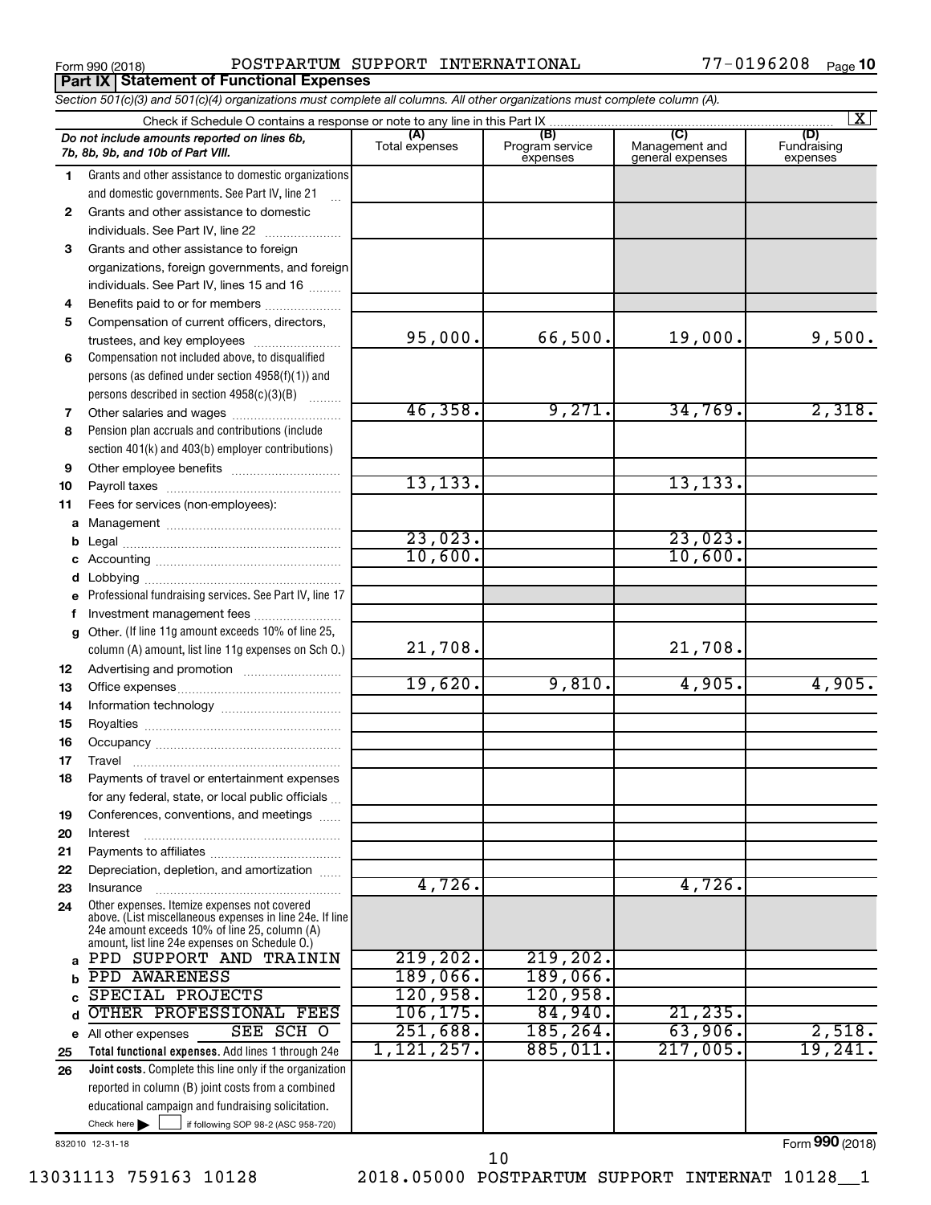Form 990 (2018) POSTPARTUM SUPPORT INTERNATIONAL 77-0196208

## Part IX Statement of Functional Expenses

*Section 501(c)(3) and 501(c)(4) organizations must complete all columns. All other organizations must complete column (A).*

Check if Schedule O contains a response or note to any line in this Part IX [X]

| | *Do not include amounts reported on lines 6b, 7b, 8b, 9b, and 10b of Part VIII.* | (A) Total expenses | (B) Program service expenses | (C) Management and general expenses | (D) Fundraising expenses |
|---|---|---|---|---|---|
| 1 | Grants and other assistance to domestic organizations and domestic governments. See Part IV, line 21 | | | | |
| 2 | Grants and other assistance to domestic individuals. See Part IV, line 22 | | | | |
| 3 | Grants and other assistance to foreign organizations, foreign governments, and foreign individuals. See Part IV, lines 15 and 16 | | | | |
| 4 | Benefits paid to or for members | | | | |
| 5 | Compensation of current officers, directors, trustees, and key employees | 95,000. | 66,500. | 19,000. | 9,500. |
| 6 | Compensation not included above, to disqualified persons (as defined under section 4958(f)(1)) and persons described in section 4958(c)(3)(B) | | | | |
| 7 | Other salaries and wages | 46,358. | 9,271. | 34,769. | 2,318. |
| 8 | Pension plan accruals and contributions (include section 401(k) and 403(b) employer contributions) | | | | |
| 9 | Other employee benefits | | | | |
| 10 | Payroll taxes | 13,133. | | 13,133. | |
| 11 | Fees for services (non-employees): | | | | |
| a | Management | | | | |
| b | Legal | 23,023. | | 23,023. | |
| c | Accounting | 10,600. | | 10,600. | |
| d | Lobbying | | | | |
| e | Professional fundraising services. See Part IV, line 17 | | | | |
| f | Investment management fees | | | | |
| g | Other. (If line 11g amount exceeds 10% of line 25, column (A) amount, list line 11g expenses on Sch O.) | 21,708. | | 21,708. | |
| 12 | Advertising and promotion | | | | |
| 13 | Office expenses | 19,620. | 9,810. | 4,905. | 4,905. |
| 14 | Information technology | | | | |
| 15 | Royalties | | | | |
| 16 | Occupancy | | | | |
| 17 | Travel | | | | |
| 18 | Payments of travel or entertainment expenses for any federal, state, or local public officials | | | | |
| 19 | Conferences, conventions, and meetings | | | | |
| 20 | Interest | | | | |
| 21 | Payments to affiliates | | | | |
| 22 | Depreciation, depletion, and amortization | | | | |
| 23 | Insurance | 4,726. | | 4,726. | |
| 24 | Other expenses. Itemize expenses not covered above. (List miscellaneous expenses in line 24e. If line 24e amount exceeds 10% of line 25, column (A) amount, list line 24e expenses on Schedule O.) | | | | |
| a | PPD SUPPORT AND TRAININ | 219,202. | 219,202. | | |
| b | PPD AWARENESS | 189,066. | 189,066. | | |
| c | SPECIAL PROJECTS | 120,958. | 120,958. | | |
| d | OTHER PROFESSIONAL FEES | 106,175. | 84,940. | 21,235. | |
| e | All other expenses SEE SCH O | 251,688. | 185,264. | 63,906. | 2,518. |
| 25 | **Total functional expenses.** Add lines 1 through 24e | 1,121,257. | 885,011. | 217,005. | 19,241. |
| 26 | **Joint costs.** Complete this line only if the organization reported in column (B) joint costs from a combined educational campaign and fundraising solicitation. Check here [ ] if following SOP 98-2 (ASC 958-720) | | | | |

832010 12-31-18

Form **990** (2018)

13031113 759163 10128 2018.05000 POSTPARTUM SUPPORT INTERNAT 10128__1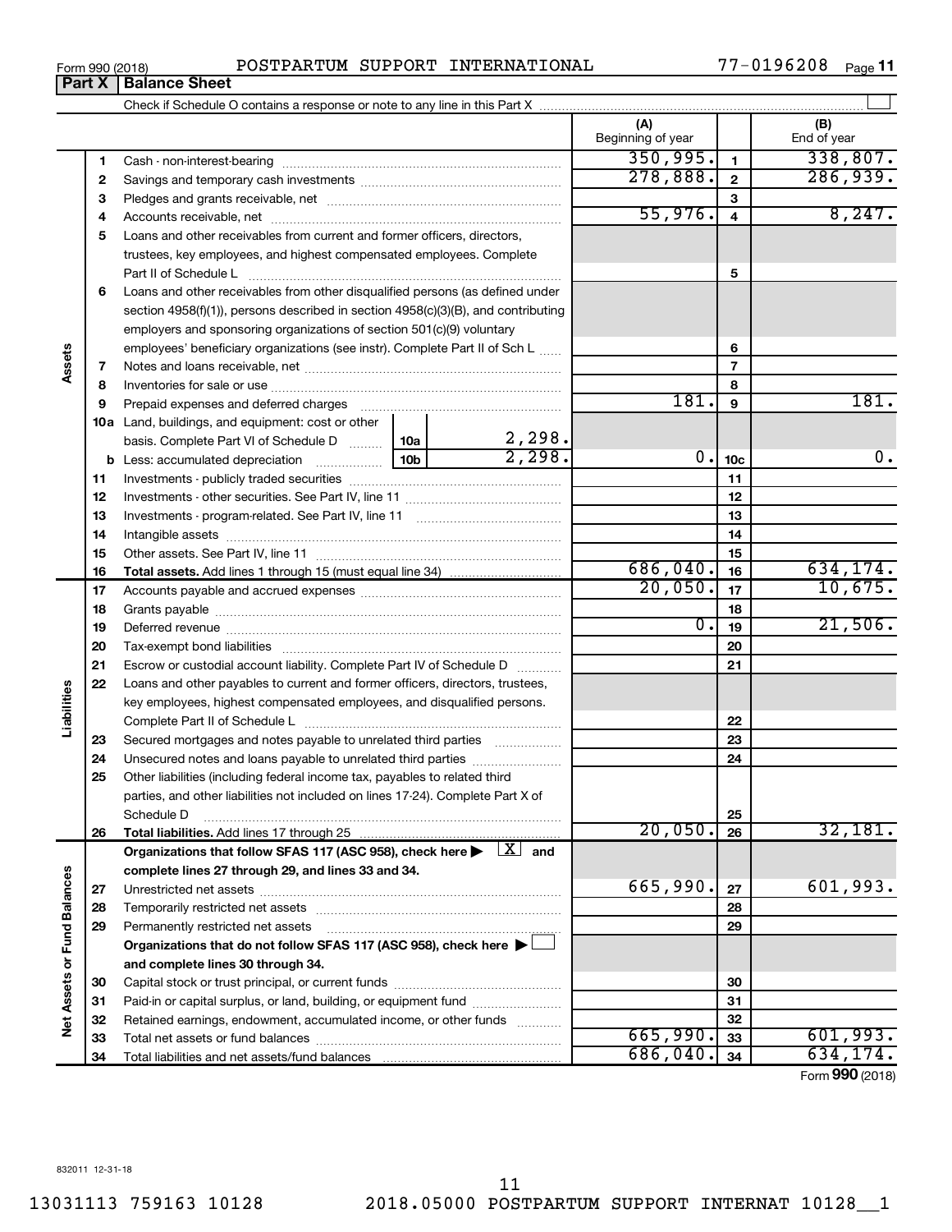Form 990 (2018) POSTPARTUM SUPPORT INTERNATIONAL 77-0196208

## Part X | Balance Sheet

Check if Schedule O contains a response or note to any line in this Part X

| | | | (A) Beginning of year | | (B) End of year |
|---|---|---|---|---|---|
| Assets | 1 | Cash - non-interest-bearing | 350,995. | 1 | 338,807. |
| | 2 | Savings and temporary cash investments | 278,888. | 2 | 286,939. |
| | 3 | Pledges and grants receivable, net | | 3 | |
| | 4 | Accounts receivable, net | 55,976. | 4 | 8,247. |
| | 5 | Loans and other receivables from current and former officers, directors, trustees, key employees, and highest compensated employees. Complete Part II of Schedule L | | 5 | |
| | 6 | Loans and other receivables from other disqualified persons (as defined under section 4958(f)(1)), persons described in section 4958(c)(3)(B), and contributing employers and sponsoring organizations of section 501(c)(9) voluntary employees' beneficiary organizations (see instr). Complete Part II of Sch L | | 6 | |
| | 7 | Notes and loans receivable, net | | 7 | |
| | 8 | Inventories for sale or use | | 8 | |
| | 9 | Prepaid expenses and deferred charges | 181. | 9 | 181. |
| | 10a | Land, buildings, and equipment: cost or other basis. Complete Part VI of Schedule D — 10a: 2,298. | | | |
| | b | Less: accumulated depreciation — 10b: 2,298. | 0. | 10c | 0. |
| | 11 | Investments - publicly traded securities | | 11 | |
| | 12 | Investments - other securities. See Part IV, line 11 | | 12 | |
| | 13 | Investments - program-related. See Part IV, line 11 | | 13 | |
| | 14 | Intangible assets | | 14 | |
| | 15 | Other assets. See Part IV, line 11 | | 15 | |
| | 16 | **Total assets.** Add lines 1 through 15 (must equal line 34) | 686,040. | 16 | 634,174. |
| Liabilities | 17 | Accounts payable and accrued expenses | 20,050. | 17 | 10,675. |
| | 18 | Grants payable | | 18 | |
| | 19 | Deferred revenue | 0. | 19 | 21,506. |
| | 20 | Tax-exempt bond liabilities | | 20 | |
| | 21 | Escrow or custodial account liability. Complete Part IV of Schedule D | | 21 | |
| | 22 | Loans and other payables to current and former officers, directors, trustees, key employees, highest compensated employees, and disqualified persons. Complete Part II of Schedule L | | 22 | |
| | 23 | Secured mortgages and notes payable to unrelated third parties | | 23 | |
| | 24 | Unsecured notes and loans payable to unrelated third parties | | 24 | |
| | 25 | Other liabilities (including federal income tax, payables to related third parties, and other liabilities not included on lines 17-24). Complete Part X of Schedule D | | 25 | |
| | 26 | **Total liabilities.** Add lines 17 through 25 | 20,050. | 26 | 32,181. |
| Net Assets or Fund Balances | | **Organizations that follow SFAS 117 (ASC 958), check here ▶ [X] and complete lines 27 through 29, and lines 33 and 34.** | | | |
| | 27 | Unrestricted net assets | 665,990. | 27 | 601,993. |
| | 28 | Temporarily restricted net assets | | 28 | |
| | 29 | Permanently restricted net assets | | 29 | |
| | | **Organizations that do not follow SFAS 117 (ASC 958), check here ▶ [ ] and complete lines 30 through 34.** | | | |
| | 30 | Capital stock or trust principal, or current funds | | 30 | |
| | 31 | Paid-in or capital surplus, or land, building, or equipment fund | | 31 | |
| | 32 | Retained earnings, endowment, accumulated income, or other funds | | 32 | |
| | 33 | Total net assets or fund balances | 665,990. | 33 | 601,993. |
| | 34 | Total liabilities and net assets/fund balances | 686,040. | 34 | 634,174. |

Form **990** (2018)

832011 12-31-18

13031113 759163 10128 2018.05000 POSTPARTUM SUPPORT INTERNAT 10128__1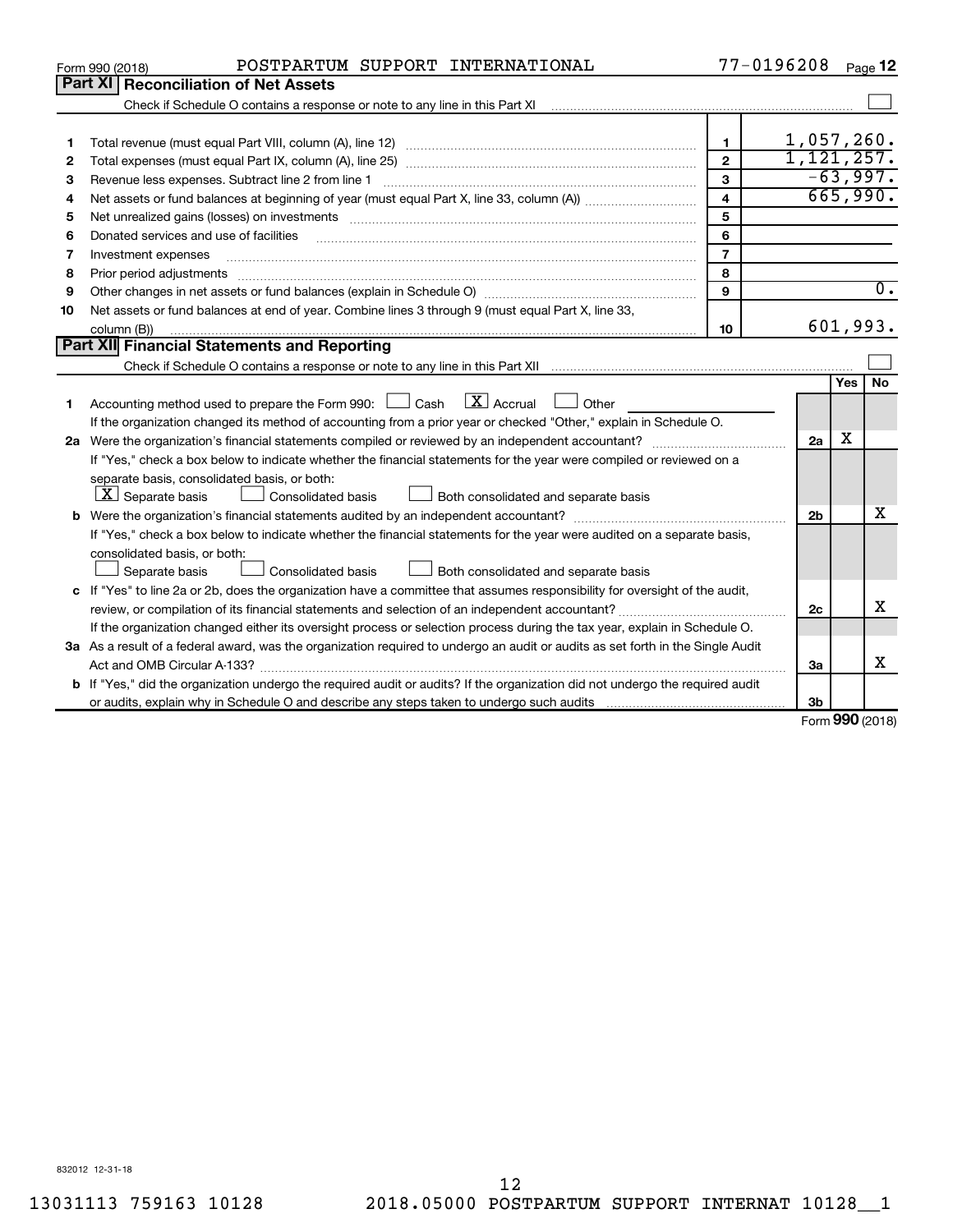Form 990 (2018) POSTPARTUM SUPPORT INTERNATIONAL 77-0196208

## Part XI Reconciliation of Net Assets

Check if Schedule O contains a response or note to any line in this Part XI ☐

| | | | |
|---|---|---|---|
| 1 | Total revenue (must equal Part VIII, column (A), line 12) | 1 | 1,057,260. |
| 2 | Total expenses (must equal Part IX, column (A), line 25) | 2 | 1,121,257. |
| 3 | Revenue less expenses. Subtract line 2 from line 1 | 3 | -63,997. |
| 4 | Net assets or fund balances at beginning of year (must equal Part X, line 33, column (A)) | 4 | 665,990. |
| 5 | Net unrealized gains (losses) on investments | 5 | |
| 6 | Donated services and use of facilities | 6 | |
| 7 | Investment expenses | 7 | |
| 8 | Prior period adjustments | 8 | |
| 9 | Other changes in net assets or fund balances (explain in Schedule O) | 9 | 0. |
| 10 | Net assets or fund balances at end of year. Combine lines 3 through 9 (must equal Part X, line 33, column (B)) | 10 | 601,993. |

## Part XII Financial Statements and Reporting

Check if Schedule O contains a response or note to any line in this Part XII ☐

| | | | Yes | No |
|---|---|---|---|---|
| 1 | Accounting method used to prepare the Form 990: ☐ Cash ☒ Accrual ☐ Other<br>If the organization changed its method of accounting from a prior year or checked "Other," explain in Schedule O. | | | |
| 2a | Were the organization's financial statements compiled or reviewed by an independent accountant?<br>If "Yes," check a box below to indicate whether the financial statements for the year were compiled or reviewed on a separate basis, consolidated basis, or both:<br>☒ Separate basis ☐ Consolidated basis ☐ Both consolidated and separate basis | 2a | X | |
| b | Were the organization's financial statements audited by an independent accountant?<br>If "Yes," check a box below to indicate whether the financial statements for the year were audited on a separate basis, consolidated basis, or both:<br>☐ Separate basis ☐ Consolidated basis ☐ Both consolidated and separate basis | 2b | | X |
| c | If "Yes" to line 2a or 2b, does the organization have a committee that assumes responsibility for oversight of the audit, review, or compilation of its financial statements and selection of an independent accountant?<br>If the organization changed either its oversight process or selection process during the tax year, explain in Schedule O. | 2c | | X |
| 3a | As a result of a federal award, was the organization required to undergo an audit or audits as set forth in the Single Audit Act and OMB Circular A-133? | 3a | | X |
| b | If "Yes," did the organization undergo the required audit or audits? If the organization did not undergo the required audit or audits, explain why in Schedule O and describe any steps taken to undergo such audits | 3b | | |

Form 990 (2018)

832012 12-31-18

13031113 759163 10128 2018.05000 POSTPARTUM SUPPORT INTERNAT 10128__1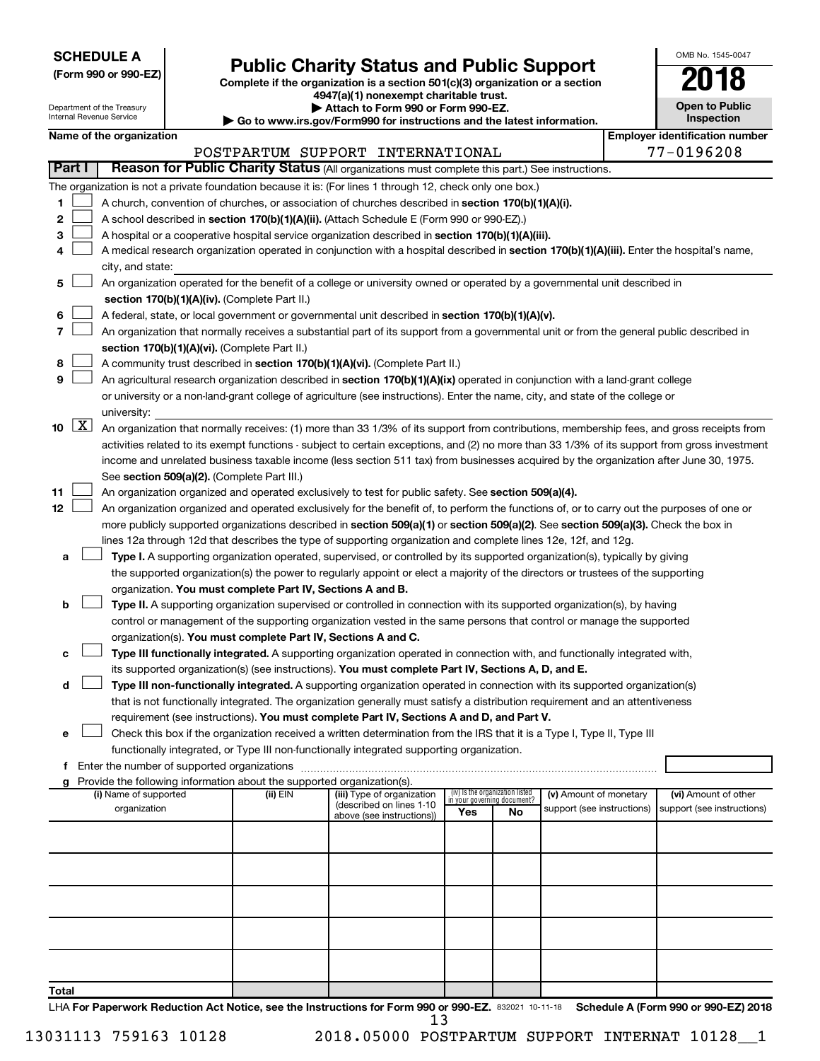**SCHEDULE A**
**(Form 990 or 990-EZ)**

Department of the Treasury
Internal Revenue Service

# Public Charity Status and Public Support

**Complete if the organization is a section 501(c)(3) organization or a section 4947(a)(1) nonexempt charitable trust.**
**▶ Attach to Form 990 or Form 990-EZ.**
**▶ Go to www.irs.gov/Form990 for instructions and the latest information.**

OMB No. 1545-0047

**2018**

**Open to Public Inspection**

**Name of the organization**
POSTPARTUM SUPPORT INTERNATIONAL

**Employer identification number**
77-0196208

**Part I — Reason for Public Charity Status** (All organizations must complete this part.) See instructions.

The organization is not a private foundation because it is: (For lines 1 through 12, check only one box.)

1 ☐ A church, convention of churches, or association of churches described in **section 170(b)(1)(A)(i).**

2 ☐ A school described in **section 170(b)(1)(A)(ii).** (Attach Schedule E (Form 990 or 990-EZ).)

3 ☐ A hospital or a cooperative hospital service organization described in **section 170(b)(1)(A)(iii).**

4 ☐ A medical research organization operated in conjunction with a hospital described in **section 170(b)(1)(A)(iii).** Enter the hospital's name, city, and state:

5 ☐ An organization operated for the benefit of a college or university owned or operated by a governmental unit described in **section 170(b)(1)(A)(iv).** (Complete Part II.)

6 ☐ A federal, state, or local government or governmental unit described in **section 170(b)(1)(A)(v).**

7 ☐ An organization that normally receives a substantial part of its support from a governmental unit or from the general public described in **section 170(b)(1)(A)(vi).** (Complete Part II.)

8 ☐ A community trust described in **section 170(b)(1)(A)(vi).** (Complete Part II.)

9 ☐ An agricultural research organization described in **section 170(b)(1)(A)(ix)** operated in conjunction with a land-grant college or university or a non-land-grant college of agriculture (see instructions). Enter the name, city, and state of the college or university:

10 ☒ An organization that normally receives: (1) more than 33 1/3% of its support from contributions, membership fees, and gross receipts from activities related to its exempt functions - subject to certain exceptions, and (2) no more than 33 1/3% of its support from gross investment income and unrelated business taxable income (less section 511 tax) from businesses acquired by the organization after June 30, 1975. See **section 509(a)(2).** (Complete Part III.)

11 ☐ An organization organized and operated exclusively to test for public safety. See **section 509(a)(4).**

12 ☐ An organization organized and operated exclusively for the benefit of, to perform the functions of, or to carry out the purposes of one or more publicly supported organizations described in **section 509(a)(1)** or **section 509(a)(2).** See **section 509(a)(3).** Check the box in lines 12a through 12d that describes the type of supporting organization and complete lines 12e, 12f, and 12g.

a ☐ **Type I.** A supporting organization operated, supervised, or controlled by its supported organization(s), typically by giving the supported organization(s) the power to regularly appoint or elect a majority of the directors or trustees of the supporting organization. **You must complete Part IV, Sections A and B.**

b ☐ **Type II.** A supporting organization supervised or controlled in connection with its supported organization(s), by having control or management of the supporting organization vested in the same persons that control or manage the supported organization(s). **You must complete Part IV, Sections A and C.**

c ☐ **Type III functionally integrated.** A supporting organization operated in connection with, and functionally integrated with, its supported organization(s) (see instructions). **You must complete Part IV, Sections A, D, and E.**

d ☐ **Type III non-functionally integrated.** A supporting organization operated in connection with its supported organization(s) that is not functionally integrated. The organization generally must satisfy a distribution requirement and an attentiveness requirement (see instructions). **You must complete Part IV, Sections A and D, and Part V.**

e ☐ Check this box if the organization received a written determination from the IRS that it is a Type I, Type II, Type III functionally integrated, or Type III non-functionally integrated supporting organization.

f Enter the number of supported organizations

g Provide the following information about the supported organization(s).

| (i) Name of supported organization | (ii) EIN | (iii) Type of organization (described on lines 1-10 above (see instructions)) | (iv) Is the organization listed in your governing document? | | (v) Amount of monetary support (see instructions) | (vi) Amount of other support (see instructions) |
|---|---|---|---|---|---|---|
| | | | Yes | No | | |
| | | | | | | |
| | | | | | | |
| | | | | | | |
| | | | | | | |
| | | | | | | |
| **Total** | | | | | | |

LHA **For Paperwork Reduction Act Notice, see the Instructions for Form 990 or 990-EZ.** 832021 10-11-18 **Schedule A (Form 990 or 990-EZ) 2018**

13031113 759163 10128 2018.05000 POSTPARTUM SUPPORT INTERNAT 10128__1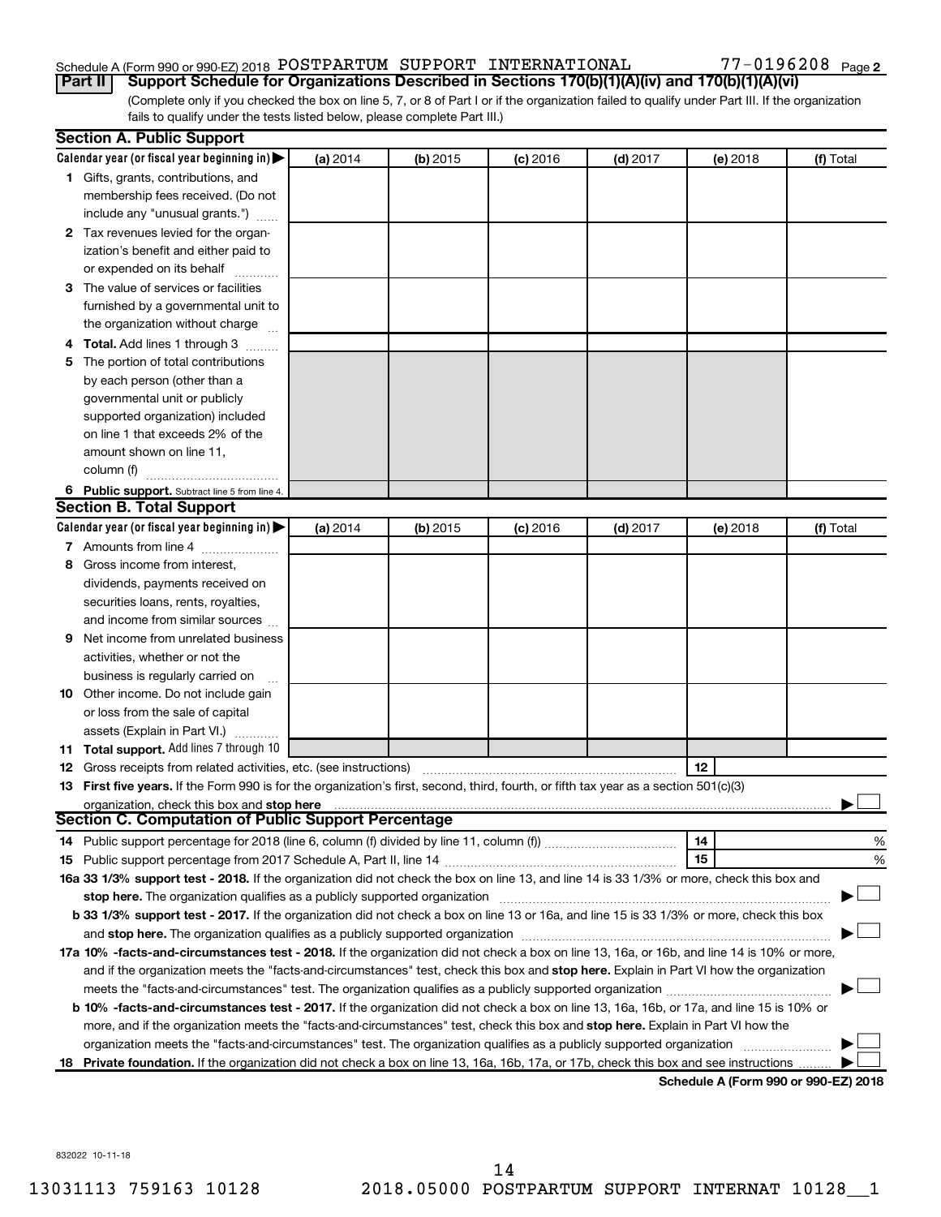Schedule A (Form 990 or 990-EZ) 2018 POSTPARTUM SUPPORT INTERNATIONAL 77-0196208 Page 2

**Part II Support Schedule for Organizations Described in Sections 170(b)(1)(A)(iv) and 170(b)(1)(A)(vi)**

(Complete only if you checked the box on line 5, 7, or 8 of Part I or if the organization failed to qualify under Part III. If the organization fails to qualify under the tests listed below, please complete Part III.)

**Section A. Public Support**

| Calendar year (or fiscal year beginning in) ▶ | (a) 2014 | (b) 2015 | (c) 2016 | (d) 2017 | (e) 2018 | (f) Total |
|---|---|---|---|---|---|---|
| **1** Gifts, grants, contributions, and membership fees received. (Do not include any "unusual grants.") | | | | | | |
| **2** Tax revenues levied for the organization's benefit and either paid to or expended on its behalf | | | | | | |
| **3** The value of services or facilities furnished by a governmental unit to the organization without charge | | | | | | |
| **4 Total.** Add lines 1 through 3 | | | | | | |
| **5** The portion of total contributions by each person (other than a governmental unit or publicly supported organization) included on line 1 that exceeds 2% of the amount shown on line 11, column (f) | | | | | | |
| **6 Public support.** Subtract line 5 from line 4. | | | | | | |

**Section B. Total Support**

| Calendar year (or fiscal year beginning in) ▶ | (a) 2014 | (b) 2015 | (c) 2016 | (d) 2017 | (e) 2018 | (f) Total |
|---|---|---|---|---|---|---|
| **7** Amounts from line 4 | | | | | | |
| **8** Gross income from interest, dividends, payments received on securities loans, rents, royalties, and income from similar sources | | | | | | |
| **9** Net income from unrelated business activities, whether or not the business is regularly carried on | | | | | | |
| **10** Other income. Do not include gain or loss from the sale of capital assets (Explain in Part VI.) | | | | | | |
| **11 Total support.** Add lines 7 through 10 | | | | | | |

**12** Gross receipts from related activities, etc. (see instructions) **12**

**13 First five years.** If the Form 990 is for the organization's first, second, third, fourth, or fifth tax year as a section 501(c)(3) organization, check this box and **stop here** ▶ ☐

**Section C. Computation of Public Support Percentage**

**14** Public support percentage for 2018 (line 6, column (f) divided by line 11, column (f)) **14** %

**15** Public support percentage from 2017 Schedule A, Part II, line 14 **15** %

**16a 33 1/3% support test - 2018.** If the organization did not check the box on line 13, and line 14 is 33 1/3% or more, check this box and **stop here.** The organization qualifies as a publicly supported organization ▶ ☐

**b 33 1/3% support test - 2017.** If the organization did not check a box on line 13 or 16a, and line 15 is 33 1/3% or more, check this box and **stop here.** The organization qualifies as a publicly supported organization ▶ ☐

**17a 10% -facts-and-circumstances test - 2018.** If the organization did not check a box on line 13, 16a, or 16b, and line 14 is 10% or more, and if the organization meets the "facts-and-circumstances" test, check this box and **stop here.** Explain in Part VI how the organization meets the "facts-and-circumstances" test. The organization qualifies as a publicly supported organization ▶ ☐

**b 10% -facts-and-circumstances test - 2017.** If the organization did not check a box on line 13, 16a, 16b, or 17a, and line 15 is 10% or more, and if the organization meets the "facts-and-circumstances" test, check this box and **stop here.** Explain in Part VI how the organization meets the "facts-and-circumstances" test. The organization qualifies as a publicly supported organization ▶ ☐

**18 Private foundation.** If the organization did not check a box on line 13, 16a, 16b, 17a, or 17b, check this box and see instructions ▶ ☐

**Schedule A (Form 990 or 990-EZ) 2018**

832022 10-11-18

13031113 759163 10128 2018.05000 POSTPARTUM SUPPORT INTERNAT 10128__1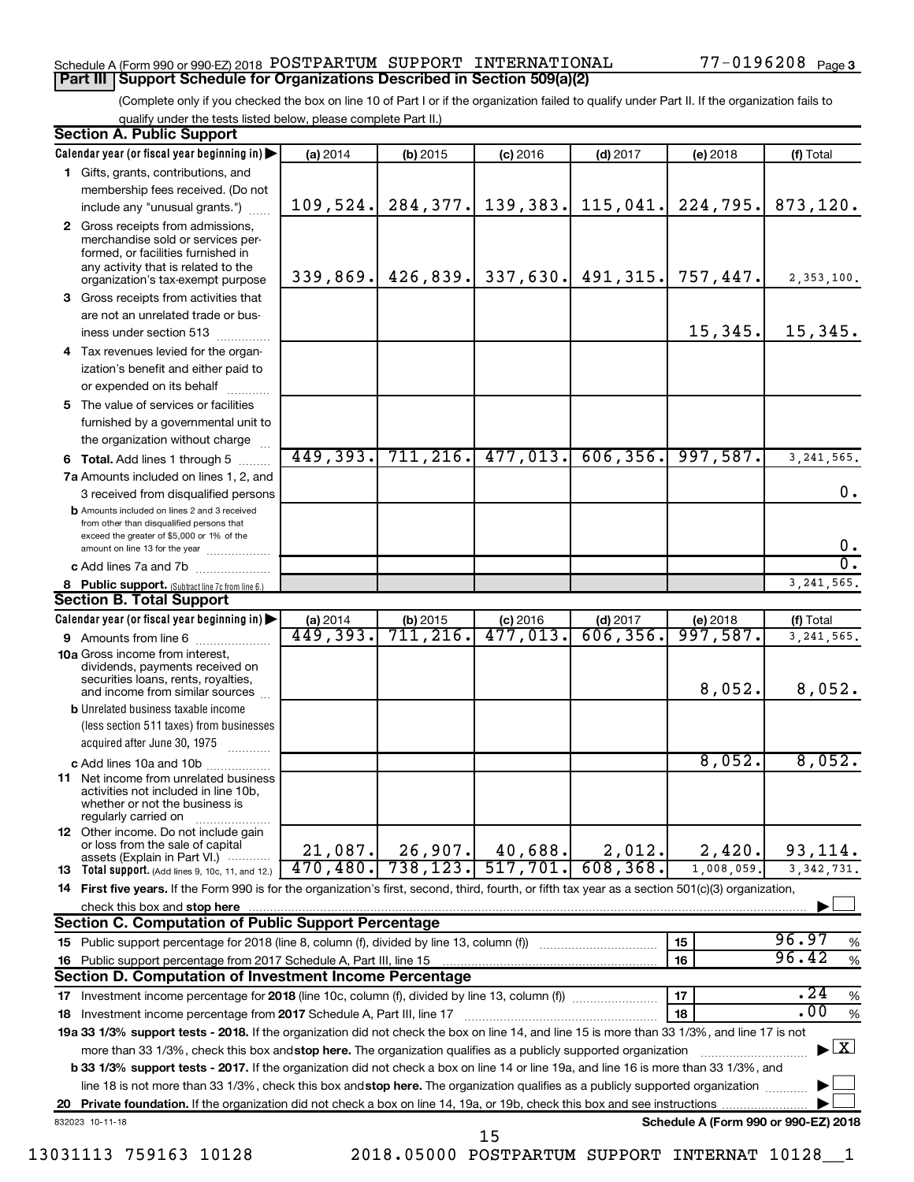Schedule A (Form 990 or 990-EZ) 2018 POSTPARTUM SUPPORT INTERNATIONAL 77-0196208 Page 3

## Part III Support Schedule for Organizations Described in Section 509(a)(2)

(Complete only if you checked the box on line 10 of Part I or if the organization failed to qualify under Part II. If the organization fails to qualify under the tests listed below, please complete Part II.)

### Section A. Public Support

| Calendar year (or fiscal year beginning in) | (a) 2014 | (b) 2015 | (c) 2016 | (d) 2017 | (e) 2018 | (f) Total |
|---|---|---|---|---|---|---|
| 1 Gifts, grants, contributions, and membership fees received. (Do not include any "unusual grants.") | 109,524. | 284,377. | 139,383. | 115,041. | 224,795. | 873,120. |
| 2 Gross receipts from admissions, merchandise sold or services performed, or facilities furnished in any activity that is related to the organization's tax-exempt purpose | 339,869. | 426,839. | 337,630. | 491,315. | 757,447. | 2,353,100. |
| 3 Gross receipts from activities that are not an unrelated trade or business under section 513 | | | | | 15,345. | 15,345. |
| 4 Tax revenues levied for the organization's benefit and either paid to or expended on its behalf | | | | | | |
| 5 The value of services or facilities furnished by a governmental unit to the organization without charge | | | | | | |
| 6 Total. Add lines 1 through 5 | 449,393. | 711,216. | 477,013. | 606,356. | 997,587. | 3,241,565. |
| 7a Amounts included on lines 1, 2, and 3 received from disqualified persons | | | | | | 0. |
| b Amounts included on lines 2 and 3 received from other than disqualified persons that exceed the greater of $5,000 or 1% of the amount on line 13 for the year | | | | | | 0. |
| c Add lines 7a and 7b | | | | | | 0. |
| 8 Public support. (Subtract line 7c from line 6.) | | | | | | 3,241,565. |

### Section B. Total Support

| Calendar year (or fiscal year beginning in) | (a) 2014 | (b) 2015 | (c) 2016 | (d) 2017 | (e) 2018 | (f) Total |
|---|---|---|---|---|---|---|
| 9 Amounts from line 6 | 449,393. | 711,216. | 477,013. | 606,356. | 997,587. | 3,241,565. |
| 10a Gross income from interest, dividends, payments received on securities loans, rents, royalties, and income from similar sources | | | | | 8,052. | 8,052. |
| b Unrelated business taxable income (less section 511 taxes) from businesses acquired after June 30, 1975 | | | | | | |
| c Add lines 10a and 10b | | | | | 8,052. | 8,052. |
| 11 Net income from unrelated business activities not included in line 10b, whether or not the business is regularly carried on | | | | | | |
| 12 Other income. Do not include gain or loss from the sale of capital assets (Explain in Part VI.) | 21,087. | 26,907. | 40,688. | 2,012. | 2,420. | 93,114. |
| 13 Total support. (Add lines 9, 10c, 11, and 12.) | 470,480. | 738,123. | 517,701. | 608,368. | 1,008,059. | 3,342,731. |

14 First five years. If the Form 990 is for the organization's first, second, third, fourth, or fifth tax year as a section 501(c)(3) organization, check this box and stop here ☐

### Section C. Computation of Public Support Percentage

| | | | |
|---|---|---|---|
| 15 Public support percentage for 2018 (line 8, column (f), divided by line 13, column (f)) | 15 | 96.97 | % |
| 16 Public support percentage from 2017 Schedule A, Part III, line 15 | 16 | 96.42 | % |

### Section D. Computation of Investment Income Percentage

| | | | |
|---|---|---|---|
| 17 Investment income percentage for 2018 (line 10c, column (f), divided by line 13, column (f)) | 17 | .24 | % |
| 18 Investment income percentage from 2017 Schedule A, Part III, line 17 | 18 | .00 | % |

19a 33 1/3% support tests - 2018. If the organization did not check the box on line 14, and line 15 is more than 33 1/3%, and line 17 is not more than 33 1/3%, check this box and stop here. The organization qualifies as a publicly supported organization ☒

b 33 1/3% support tests - 2017. If the organization did not check a box on line 14 or line 19a, and line 16 is more than 33 1/3%, and line 18 is not more than 33 1/3%, check this box and stop here. The organization qualifies as a publicly supported organization ☐

20 Private foundation. If the organization did not check a box on line 14, 19a, or 19b, check this box and see instructions ☐

832023 10-11-18

Schedule A (Form 990 or 990-EZ) 2018

13031113 759163 10128 2018.05000 POSTPARTUM SUPPORT INTERNAT 10128__1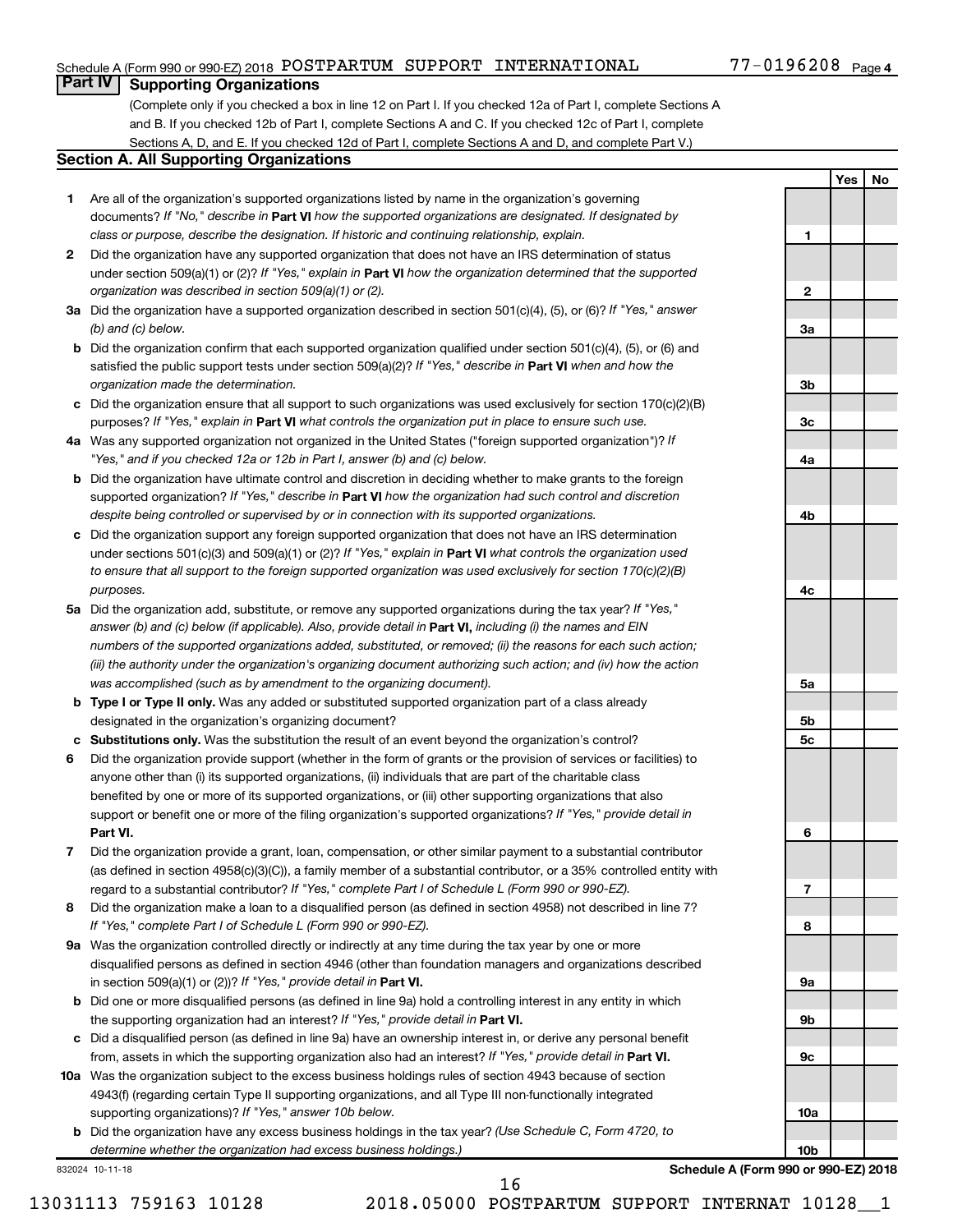Schedule A (Form 990 or 990-EZ) 2018 POSTPARTUM SUPPORT INTERNATIONAL 77-0196208 Page 4

## Part IV Supporting Organizations

(Complete only if you checked a box in line 12 on Part I. If you checked 12a of Part I, complete Sections A and B. If you checked 12b of Part I, complete Sections A and C. If you checked 12c of Part I, complete Sections A, D, and E. If you checked 12d of Part I, complete Sections A and D, and complete Part V.)

### Section A. All Supporting Organizations

| | | | Yes | No |
|---|---|---|---|---|
| **1** | Are all of the organization's supported organizations listed by name in the organization's governing documents? *If "No," describe in* **Part VI** *how the supported organizations are designated. If designated by class or purpose, describe the designation. If historic and continuing relationship, explain.* | **1** | | |
| **2** | Did the organization have any supported organization that does not have an IRS determination of status under section 509(a)(1) or (2)? *If "Yes," explain in* **Part VI** *how the organization determined that the supported organization was described in section 509(a)(1) or (2).* | **2** | | |
| **3a** | Did the organization have a supported organization described in section 501(c)(4), (5), or (6)? *If "Yes," answer (b) and (c) below.* | **3a** | | |
| **b** | Did the organization confirm that each supported organization qualified under section 501(c)(4), (5), or (6) and satisfied the public support tests under section 509(a)(2)? *If "Yes," describe in* **Part VI** *when and how the organization made the determination.* | **3b** | | |
| **c** | Did the organization ensure that all support to such organizations was used exclusively for section 170(c)(2)(B) purposes? *If "Yes," explain in* **Part VI** *what controls the organization put in place to ensure such use.* | **3c** | | |
| **4a** | Was any supported organization not organized in the United States ("foreign supported organization")? *If "Yes," and if you checked 12a or 12b in Part I, answer (b) and (c) below.* | **4a** | | |
| **b** | Did the organization have ultimate control and discretion in deciding whether to make grants to the foreign supported organization? *If "Yes," describe in* **Part VI** *how the organization had such control and discretion despite being controlled or supervised by or in connection with its supported organizations.* | **4b** | | |
| **c** | Did the organization support any foreign supported organization that does not have an IRS determination under sections 501(c)(3) and 509(a)(1) or (2)? *If "Yes," explain in* **Part VI** *what controls the organization used to ensure that all support to the foreign supported organization was used exclusively for section 170(c)(2)(B) purposes.* | **4c** | | |
| **5a** | Did the organization add, substitute, or remove any supported organizations during the tax year? *If "Yes," answer (b) and (c) below (if applicable). Also, provide detail in* **Part VI,** *including (i) the names and EIN numbers of the supported organizations added, substituted, or removed; (ii) the reasons for each such action; (iii) the authority under the organization's organizing document authorizing such action; and (iv) how the action was accomplished (such as by amendment to the organizing document).* | **5a** | | |
| **b** | **Type I or Type II only.** Was any added or substituted supported organization part of a class already designated in the organization's organizing document? | **5b** | | |
| **c** | **Substitutions only.** Was the substitution the result of an event beyond the organization's control? | **5c** | | |
| **6** | Did the organization provide support (whether in the form of grants or the provision of services or facilities) to anyone other than (i) its supported organizations, (ii) individuals that are part of the charitable class benefited by one or more of its supported organizations, or (iii) other supporting organizations that also support or benefit one or more of the filing organization's supported organizations? *If "Yes," provide detail in* **Part VI.** | **6** | | |
| **7** | Did the organization provide a grant, loan, compensation, or other similar payment to a substantial contributor (as defined in section 4958(c)(3)(C)), a family member of a substantial contributor, or a 35% controlled entity with regard to a substantial contributor? *If "Yes," complete Part I of Schedule L (Form 990 or 990-EZ).* | **7** | | |
| **8** | Did the organization make a loan to a disqualified person (as defined in section 4958) not described in line 7? *If "Yes," complete Part I of Schedule L (Form 990 or 990-EZ).* | **8** | | |
| **9a** | Was the organization controlled directly or indirectly at any time during the tax year by one or more disqualified persons as defined in section 4946 (other than foundation managers and organizations described in section 509(a)(1) or (2))? *If "Yes," provide detail in* **Part VI.** | **9a** | | |
| **b** | Did one or more disqualified persons (as defined in line 9a) hold a controlling interest in any entity in which the supporting organization had an interest? *If "Yes," provide detail in* **Part VI.** | **9b** | | |
| **c** | Did a disqualified person (as defined in line 9a) have an ownership interest in, or derive any personal benefit from, assets in which the supporting organization also had an interest? *If "Yes," provide detail in* **Part VI.** | **9c** | | |
| **10a** | Was the organization subject to the excess business holdings rules of section 4943 because of section 4943(f) (regarding certain Type II supporting organizations, and all Type III non-functionally integrated supporting organizations)? *If "Yes," answer 10b below.* | **10a** | | |
| **b** | Did the organization have any excess business holdings in the tax year? *(Use Schedule C, Form 4720, to determine whether the organization had excess business holdings.)* | **10b** | | |

832024 10-11-18

**Schedule A (Form 990 or 990-EZ) 2018**

13031113 759163 10128 2018.05000 POSTPARTUM SUPPORT INTERNAT 10128__1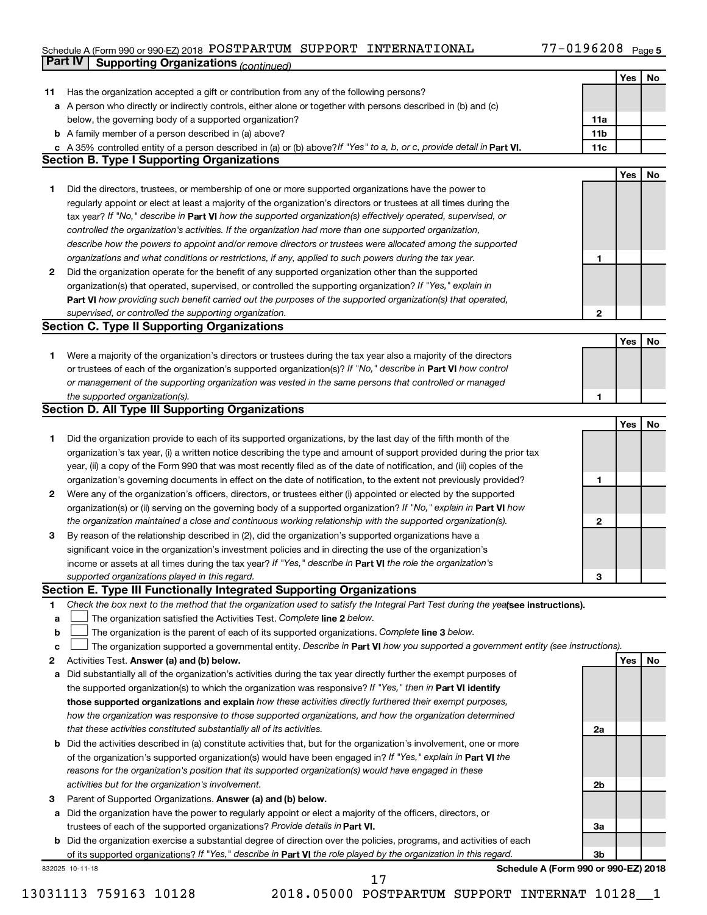Schedule A (Form 990 or 990-EZ) 2018 POSTPARTUM SUPPORT INTERNATIONAL 77-0196208 Page 5

**Part IV | Supporting Organizations** *(continued)*

| | | | Yes | No |
|---|---|---|---|---|
| **11** | Has the organization accepted a gift or contribution from any of the following persons? | | | |
| **a** | A person who directly or indirectly controls, either alone or together with persons described in (b) and (c) below, the governing body of a supported organization? | 11a | | |
| **b** | A family member of a person described in (a) above? | 11b | | |
| **c** | A 35% controlled entity of a person described in (a) or (b) above? *If "Yes" to a, b, or c, provide detail in* **Part VI.** | 11c | | |

## Section B. Type I Supporting Organizations

| | | | Yes | No |
|---|---|---|---|---|
| **1** | Did the directors, trustees, or membership of one or more supported organizations have the power to regularly appoint or elect at least a majority of the organization's directors or trustees at all times during the tax year? *If "No," describe in* **Part VI** *how the supported organization(s) effectively operated, supervised, or controlled the organization's activities. If the organization had more than one supported organization, describe how the powers to appoint and/or remove directors or trustees were allocated among the supported organizations and what conditions or restrictions, if any, applied to such powers during the tax year.* | 1 | | |
| **2** | Did the organization operate for the benefit of any supported organization other than the supported organization(s) that operated, supervised, or controlled the supporting organization? *If "Yes," explain in* **Part VI** *how providing such benefit carried out the purposes of the supported organization(s) that operated, supervised, or controlled the supporting organization.* | 2 | | |

## Section C. Type II Supporting Organizations

| | | | Yes | No |
|---|---|---|---|---|
| **1** | Were a majority of the organization's directors or trustees during the tax year also a majority of the directors or trustees of each of the organization's supported organization(s)? *If "No," describe in* **Part VI** *how control or management of the supporting organization was vested in the same persons that controlled or managed the supported organization(s).* | 1 | | |

## Section D. All Type III Supporting Organizations

| | | | Yes | No |
|---|---|---|---|---|
| **1** | Did the organization provide to each of its supported organizations, by the last day of the fifth month of the organization's tax year, (i) a written notice describing the type and amount of support provided during the prior tax year, (ii) a copy of the Form 990 that was most recently filed as of the date of notification, and (iii) copies of the organization's governing documents in effect on the date of notification, to the extent not previously provided? | 1 | | |
| **2** | Were any of the organization's officers, directors, or trustees either (i) appointed or elected by the supported organization(s) or (ii) serving on the governing body of a supported organization? *If "No," explain in* **Part VI** *how the organization maintained a close and continuous working relationship with the supported organization(s).* | 2 | | |
| **3** | By reason of the relationship described in (2), did the organization's supported organizations have a significant voice in the organization's investment policies and in directing the use of the organization's income or assets at all times during the tax year? *If "Yes," describe in* **Part VI** *the role the organization's supported organizations played in this regard.* | 3 | | |

## Section E. Type III Functionally Integrated Supporting Organizations

**1** *Check the box next to the method that the organization used to satisfy the Integral Part Test during the year* **(see instructions).**

- **a** ☐ The organization satisfied the Activities Test. *Complete* **line 2** *below.*
- **b** ☐ The organization is the parent of each of its supported organizations. *Complete* **line 3** *below.*
- **c** ☐ The organization supported a governmental entity. *Describe in* **Part VI** *how you supported a government entity (see instructions).*

| | | | Yes | No |
|---|---|---|---|---|
| **2** | Activities Test. **Answer (a) and (b) below.** | | | |
| **a** | Did substantially all of the organization's activities during the tax year directly further the exempt purposes of the supported organization(s) to which the organization was responsive? *If "Yes," then in* **Part VI identify those supported organizations and explain** *how these activities directly furthered their exempt purposes, how the organization was responsive to those supported organizations, and how the organization determined that these activities constituted substantially all of its activities.* | 2a | | |
| **b** | Did the activities described in (a) constitute activities that, but for the organization's involvement, one or more of the organization's supported organization(s) would have been engaged in? *If "Yes," explain in* **Part VI** *the reasons for the organization's position that its supported organization(s) would have engaged in these activities but for the organization's involvement.* | 2b | | |
| **3** | Parent of Supported Organizations. **Answer (a) and (b) below.** | | | |
| **a** | Did the organization have the power to regularly appoint or elect a majority of the officers, directors, or trustees of each of the supported organizations? *Provide details in* **Part VI.** | 3a | | |
| **b** | Did the organization exercise a substantial degree of direction over the policies, programs, and activities of each of its supported organizations? *If "Yes," describe in* **Part VI** *the role played by the organization in this regard.* | 3b | | |

832025 10-11-18 **Schedule A (Form 990 or 990-EZ) 2018**

13031113 759163 10128 2018.05000 POSTPARTUM SUPPORT INTERNAT 10128__1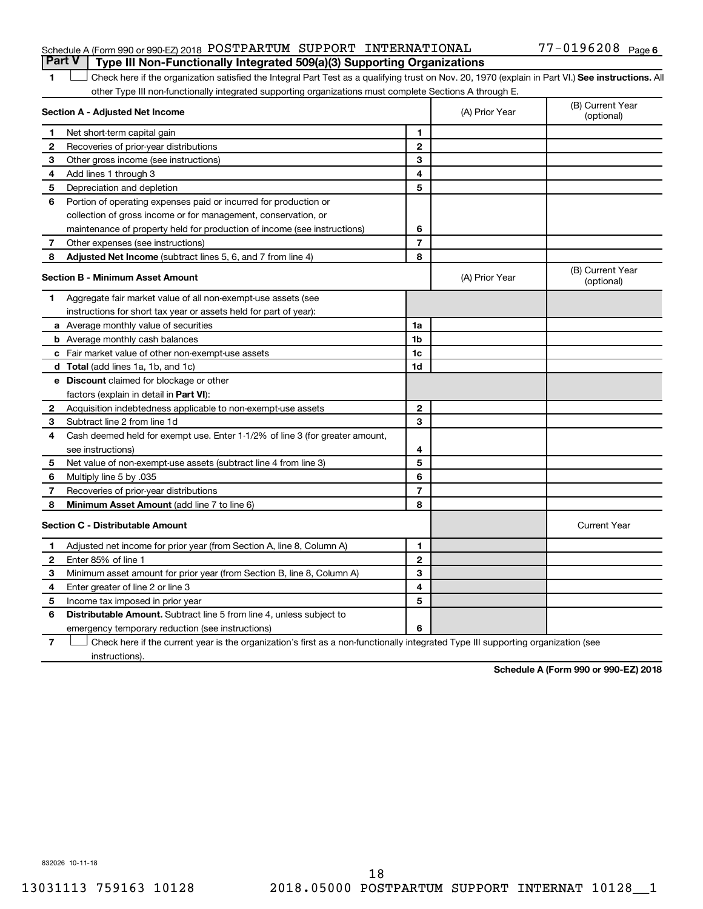Schedule A (Form 990 or 990-EZ) 2018 POSTPARTUM SUPPORT INTERNATIONAL 77-0196208 Page 6

## Part V | Type III Non-Functionally Integrated 509(a)(3) Supporting Organizations

1 ☐ Check here if the organization satisfied the Integral Part Test as a qualifying trust on Nov. 20, 1970 (explain in Part VI.) **See instructions.** All other Type III non-functionally integrated supporting organizations must complete Sections A through E.

| **Section A - Adjusted Net Income** | | | (A) Prior Year | (B) Current Year (optional) |
|---|---|---|---|---|
| 1 | Net short-term capital gain | 1 | | |
| 2 | Recoveries of prior-year distributions | 2 | | |
| 3 | Other gross income (see instructions) | 3 | | |
| 4 | Add lines 1 through 3 | 4 | | |
| 5 | Depreciation and depletion | 5 | | |
| 6 | Portion of operating expenses paid or incurred for production or collection of gross income or for management, conservation, or maintenance of property held for production of income (see instructions) | 6 | | |
| 7 | Other expenses (see instructions) | 7 | | |
| 8 | **Adjusted Net Income** (subtract lines 5, 6, and 7 from line 4) | 8 | | |

| **Section B - Minimum Asset Amount** | | | (A) Prior Year | (B) Current Year (optional) |
|---|---|---|---|---|
| 1 | Aggregate fair market value of all non-exempt-use assets (see instructions for short tax year or assets held for part of year): | | | |
| a | Average monthly value of securities | 1a | | |
| b | Average monthly cash balances | 1b | | |
| c | Fair market value of other non-exempt-use assets | 1c | | |
| d | **Total** (add lines 1a, 1b, and 1c) | 1d | | |
| e | **Discount** claimed for blockage or other factors (explain in detail in **Part VI**): | | | |
| 2 | Acquisition indebtedness applicable to non-exempt-use assets | 2 | | |
| 3 | Subtract line 2 from line 1d | 3 | | |
| 4 | Cash deemed held for exempt use. Enter 1-1/2% of line 3 (for greater amount, see instructions) | 4 | | |
| 5 | Net value of non-exempt-use assets (subtract line 4 from line 3) | 5 | | |
| 6 | Multiply line 5 by .035 | 6 | | |
| 7 | Recoveries of prior-year distributions | 7 | | |
| 8 | **Minimum Asset Amount** (add line 7 to line 6) | 8 | | |

| **Section C - Distributable Amount** | | | | Current Year |
|---|---|---|---|---|
| 1 | Adjusted net income for prior year (from Section A, line 8, Column A) | 1 | | |
| 2 | Enter 85% of line 1 | 2 | | |
| 3 | Minimum asset amount for prior year (from Section B, line 8, Column A) | 3 | | |
| 4 | Enter greater of line 2 or line 3 | 4 | | |
| 5 | Income tax imposed in prior year | 5 | | |
| 6 | **Distributable Amount.** Subtract line 5 from line 4, unless subject to emergency temporary reduction (see instructions) | 6 | | |

7 ☐ Check here if the current year is the organization's first as a non-functionally integrated Type III supporting organization (see instructions).

**Schedule A (Form 990 or 990-EZ) 2018**

832026 10-11-18

13031113 759163 10128 2018.05000 POSTPARTUM SUPPORT INTERNAT 10128__1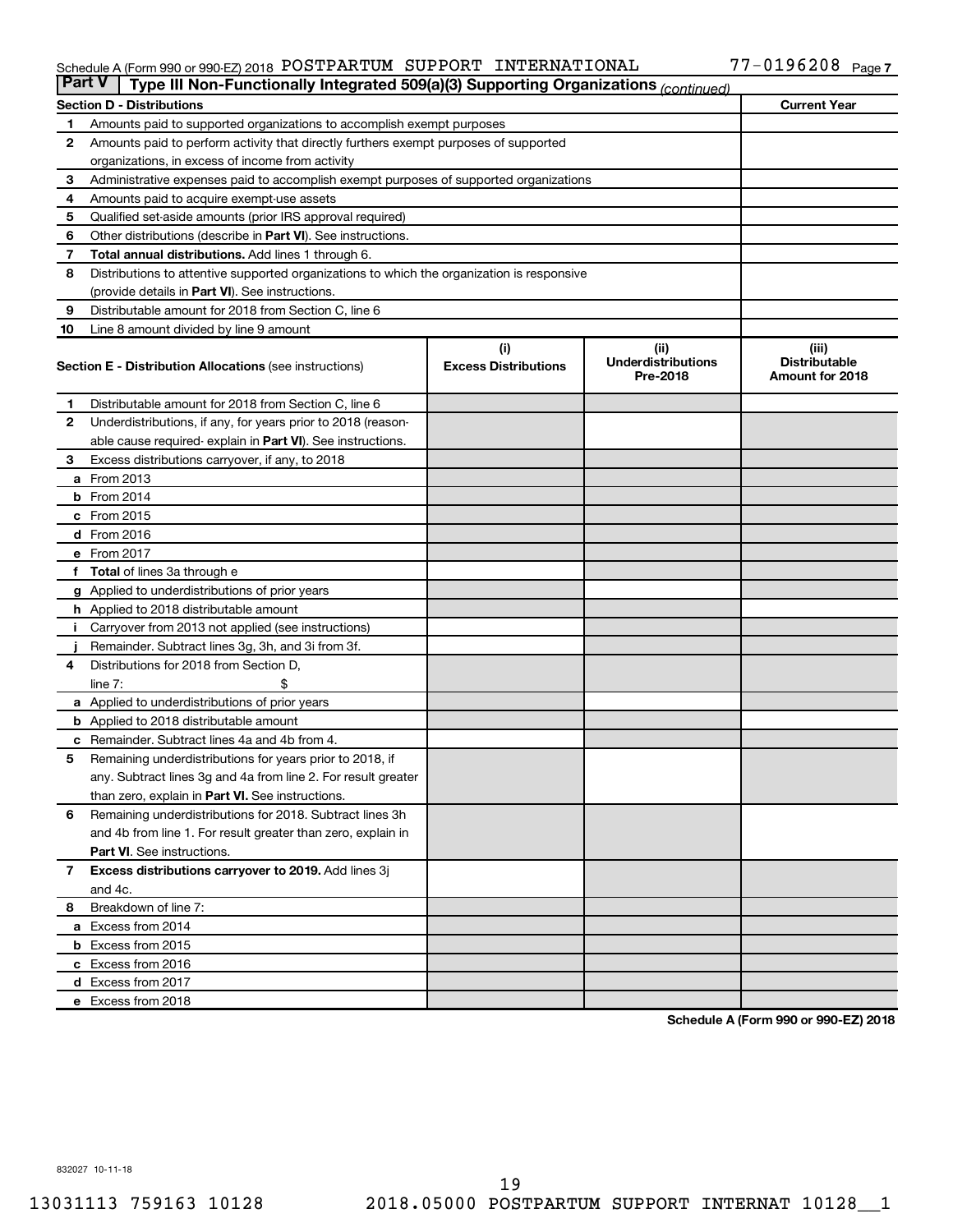Schedule A (Form 990 or 990-EZ) 2018 POSTPARTUM SUPPORT INTERNATIONAL 77-0196208 Page 7

**Part V | Type III Non-Functionally Integrated 509(a)(3) Supporting Organizations** *(continued)*

| Section D - Distributions | | Current Year |
|---|---|---|
| 1 | Amounts paid to supported organizations to accomplish exempt purposes | |
| 2 | Amounts paid to perform activity that directly furthers exempt purposes of supported organizations, in excess of income from activity | |
| 3 | Administrative expenses paid to accomplish exempt purposes of supported organizations | |
| 4 | Amounts paid to acquire exempt-use assets | |
| 5 | Qualified set-aside amounts (prior IRS approval required) | |
| 6 | Other distributions (describe in **Part VI**). See instructions. | |
| 7 | **Total annual distributions.** Add lines 1 through 6. | |
| 8 | Distributions to attentive supported organizations to which the organization is responsive (provide details in **Part VI**). See instructions. | |
| 9 | Distributable amount for 2018 from Section C, line 6 | |
| 10 | Line 8 amount divided by line 9 amount | |

| | **Section E - Distribution Allocations** (see instructions) | (i) Excess Distributions | (ii) Underdistributions Pre-2018 | (iii) Distributable Amount for 2018 |
|---|---|---|---|---|
| 1 | Distributable amount for 2018 from Section C, line 6 | | | |
| 2 | Underdistributions, if any, for years prior to 2018 (reasonable cause required- explain in **Part VI**). See instructions. | | | |
| 3 | Excess distributions carryover, if any, to 2018 | | | |
| a | From 2013 | | | |
| b | From 2014 | | | |
| c | From 2015 | | | |
| d | From 2016 | | | |
| e | From 2017 | | | |
| f | **Total** of lines 3a through e | | | |
| g | Applied to underdistributions of prior years | | | |
| h | Applied to 2018 distributable amount | | | |
| i | Carryover from 2013 not applied (see instructions) | | | |
| j | Remainder. Subtract lines 3g, 3h, and 3i from 3f. | | | |
| 4 | Distributions for 2018 from Section D, line 7: $ | | | |
| a | Applied to underdistributions of prior years | | | |
| b | Applied to 2018 distributable amount | | | |
| c | Remainder. Subtract lines 4a and 4b from 4. | | | |
| 5 | Remaining underdistributions for years prior to 2018, if any. Subtract lines 3g and 4a from line 2. For result greater than zero, explain in **Part VI.** See instructions. | | | |
| 6 | Remaining underdistributions for 2018. Subtract lines 3h and 4b from line 1. For result greater than zero, explain in **Part VI**. See instructions. | | | |
| 7 | **Excess distributions carryover to 2019.** Add lines 3j and 4c. | | | |
| 8 | Breakdown of line 7: | | | |
| a | Excess from 2014 | | | |
| b | Excess from 2015 | | | |
| c | Excess from 2016 | | | |
| d | Excess from 2017 | | | |
| e | Excess from 2018 | | | |

**Schedule A (Form 990 or 990-EZ) 2018**

832027 10-11-18

13031113 759163 10128 2018.05000 POSTPARTUM SUPPORT INTERNAT 10128__1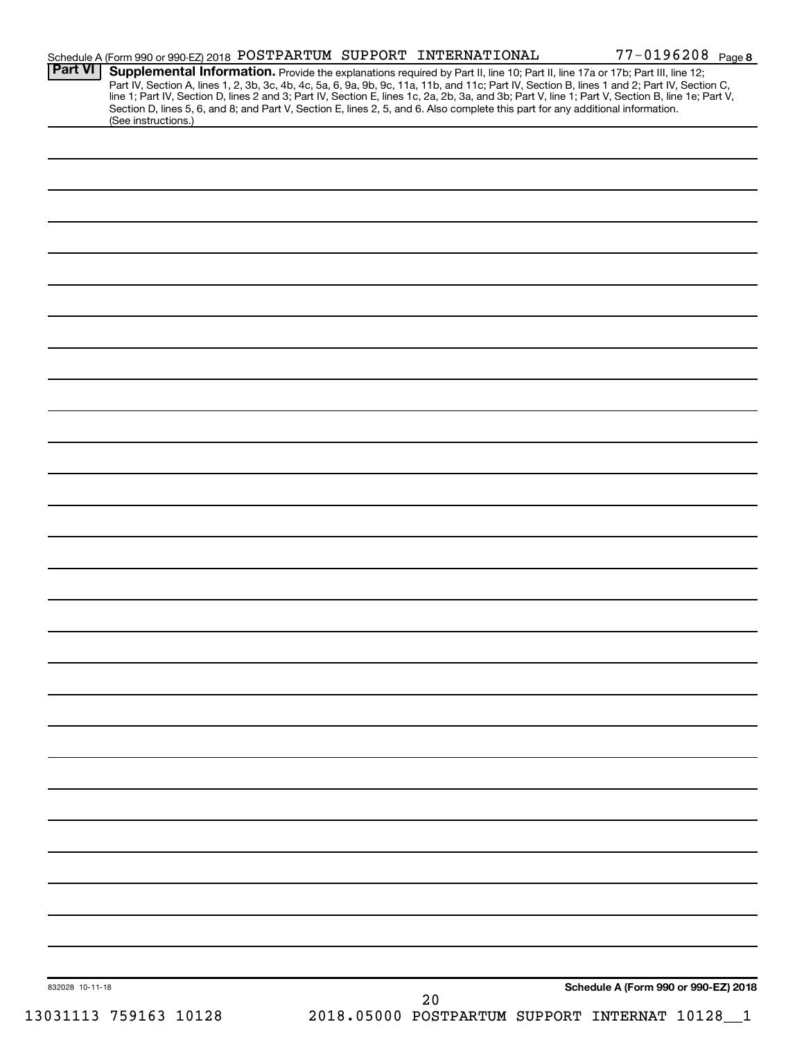Schedule A (Form 990 or 990-EZ) 2018 POSTPARTUM SUPPORT INTERNATIONAL 77-0196208 Page 8

**Part VI** **Supplemental Information.** Provide the explanations required by Part II, line 10; Part II, line 17a or 17b; Part III, line 12; Part IV, Section A, lines 1, 2, 3b, 3c, 4b, 4c, 5a, 6, 9a, 9b, 9c, 11a, 11b, and 11c; Part IV, Section B, lines 1 and 2; Part IV, Section C, line 1; Part IV, Section D, lines 2 and 3; Part IV, Section E, lines 1c, 2a, 2b, 3a, and 3b; Part V, line 1; Part V, Section B, line 1e; Part V, Section D, lines 5, 6, and 8; and Part V, Section E, lines 2, 5, and 6. Also complete this part for any additional information. (See instructions.)

832028 10-11-18

**Schedule A (Form 990 or 990-EZ) 2018**

13031113 759163 10128 2018.05000 POSTPARTUM SUPPORT INTERNAT 10128__1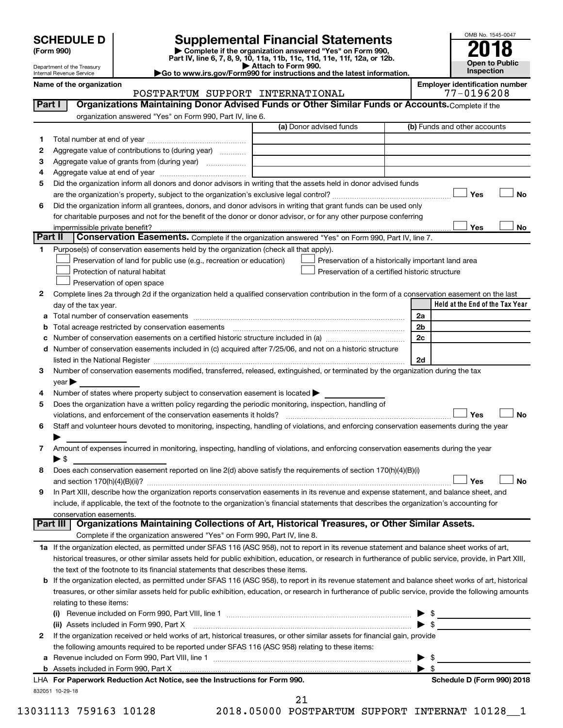# SCHEDULE D (Form 990)

Department of the Treasury
Internal Revenue Service

## Supplemental Financial Statements

▶ Complete if the organization answered "Yes" on Form 990, Part IV, line 6, 7, 8, 9, 10, 11a, 11b, 11c, 11d, 11e, 11f, 12a, or 12b.
▶ Attach to Form 990.
▶Go to www.irs.gov/Form990 for instructions and the latest information.

OMB No. 1545-0047

**2018**

**Open to Public Inspection**

Name of the organization: POSTPARTUM SUPPORT INTERNATIONAL

Employer identification number: 77-0196208

### Part I Organizations Maintaining Donor Advised Funds or Other Similar Funds or Accounts. Complete if the organization answered "Yes" on Form 990, Part IV, line 6.

| | | (a) Donor advised funds | (b) Funds and other accounts |
|---|---|---|---|
| 1 | Total number at end of year | | |
| 2 | Aggregate value of contributions to (during year) | | |
| 3 | Aggregate value of grants from (during year) | | |
| 4 | Aggregate value at end of year | | |

5 Did the organization inform all donors and donor advisors in writing that the assets held in donor advised funds are the organization's property, subject to the organization's exclusive legal control? ☐ Yes ☐ No

6 Did the organization inform all grantees, donors, and donor advisors in writing that grant funds can be used only for charitable purposes and not for the benefit of the donor or donor advisor, or for any other purpose conferring impermissible private benefit? ☐ Yes ☐ No

### Part II Conservation Easements. Complete if the organization answered "Yes" on Form 990, Part IV, line 7.

1 Purpose(s) of conservation easements held by the organization (check all that apply).
- ☐ Preservation of land for public use (e.g., recreation or education)
- ☐ Protection of natural habitat
- ☐ Preservation of open space
- ☐ Preservation of a historically important land area
- ☐ Preservation of a certified historic structure

2 Complete lines 2a through 2d if the organization held a qualified conservation contribution in the form of a conservation easement on the last day of the tax year.

| | | | Held at the End of the Tax Year |
|---|---|---|---|
| a | Total number of conservation easements | 2a | |
| b | Total acreage restricted by conservation easements | 2b | |
| c | Number of conservation easements on a certified historic structure included in (a) | 2c | |
| d | Number of conservation easements included in (c) acquired after 7/25/06, and not on a historic structure listed in the National Register | 2d | |

3 Number of conservation easements modified, transferred, released, extinguished, or terminated by the organization during the tax year ▶

4 Number of states where property subject to conservation easement is located ▶

5 Does the organization have a written policy regarding the periodic monitoring, inspection, handling of violations, and enforcement of the conservation easements it holds? ☐ Yes ☐ No

6 Staff and volunteer hours devoted to monitoring, inspecting, handling of violations, and enforcing conservation easements during the year ▶

7 Amount of expenses incurred in monitoring, inspecting, handling of violations, and enforcing conservation easements during the year ▶ $

8 Does each conservation easement reported on line 2(d) above satisfy the requirements of section 170(h)(4)(B)(i) and section 170(h)(4)(B)(ii)? ☐ Yes ☐ No

9 In Part XIII, describe how the organization reports conservation easements in its revenue and expense statement, and balance sheet, and include, if applicable, the text of the footnote to the organization's financial statements that describes the organization's accounting for conservation easements.

### Part III Organizations Maintaining Collections of Art, Historical Treasures, or Other Similar Assets. Complete if the organization answered "Yes" on Form 990, Part IV, line 8.

1a If the organization elected, as permitted under SFAS 116 (ASC 958), not to report in its revenue statement and balance sheet works of art, historical treasures, or other similar assets held for public exhibition, education, or research in furtherance of public service, provide, in Part XIII, the text of the footnote to its financial statements that describes these items.

b If the organization elected, as permitted under SFAS 116 (ASC 958), to report in its revenue statement and balance sheet works of art, historical treasures, or other similar assets held for public exhibition, education, or research in furtherance of public service, provide the following amounts relating to these items:

(i) Revenue included on Form 990, Part VIII, line 1 ▶ $

(ii) Assets included in Form 990, Part X ▶ $

2 If the organization received or held works of art, historical treasures, or other similar assets for financial gain, provide the following amounts required to be reported under SFAS 116 (ASC 958) relating to these items:

a Revenue included on Form 990, Part VIII, line 1 ▶ $

b Assets included in Form 990, Part X ▶ $

LHA For Paperwork Reduction Act Notice, see the Instructions for Form 990. Schedule D (Form 990) 2018

832051 10-29-18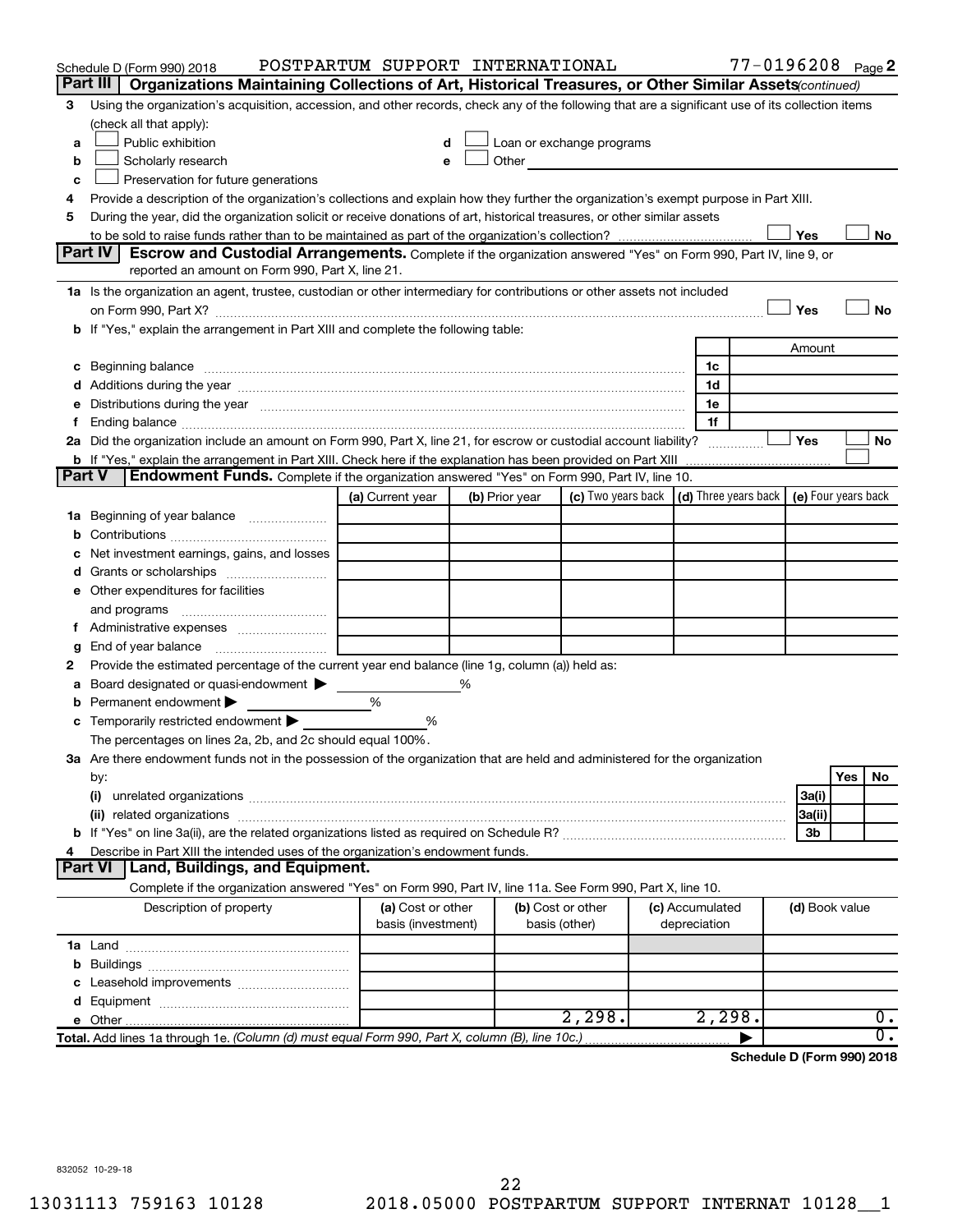Schedule D (Form 990) 2018 POSTPARTUM SUPPORT INTERNATIONAL 77-0196208 Page 2

## Part III Organizations Maintaining Collections of Art, Historical Treasures, or Other Similar Assets *(continued)*

3 Using the organization's acquisition, accession, and other records, check any of the following that are a significant use of its collection items (check all that apply):

a ☐ Public exhibition
b ☐ Scholarly research
c ☐ Preservation for future generations
d ☐ Loan or exchange programs
e ☐ Other

4 Provide a description of the organization's collections and explain how they further the organization's exempt purpose in Part XIII.

5 During the year, did the organization solicit or receive donations of art, historical treasures, or other similar assets to be sold to raise funds rather than to be maintained as part of the organization's collection? ☐ Yes ☐ No

## Part IV Escrow and Custodial Arrangements.

Complete if the organization answered "Yes" on Form 990, Part IV, line 9, or reported an amount on Form 990, Part X, line 21.

1a Is the organization an agent, trustee, custodian or other intermediary for contributions or other assets not included on Form 990, Part X? ☐ Yes ☐ No

b If "Yes," explain the arrangement in Part XIII and complete the following table:

| | | Amount |
|---|---|---|
| c Beginning balance | 1c | |
| d Additions during the year | 1d | |
| e Distributions during the year | 1e | |
| f Ending balance | 1f | |

2a Did the organization include an amount on Form 990, Part X, line 21, for escrow or custodial account liability? ☐ Yes ☐ No

b If "Yes," explain the arrangement in Part XIII. Check here if the explanation has been provided on Part XIII ☐

## Part V Endowment Funds.

Complete if the organization answered "Yes" on Form 990, Part IV, line 10.

| | (a) Current year | (b) Prior year | (c) Two years back | (d) Three years back | (e) Four years back |
|---|---|---|---|---|---|
| 1a Beginning of year balance | | | | | |
| b Contributions | | | | | |
| c Net investment earnings, gains, and losses | | | | | |
| d Grants or scholarships | | | | | |
| e Other expenditures for facilities and programs | | | | | |
| f Administrative expenses | | | | | |
| g End of year balance | | | | | |

2 Provide the estimated percentage of the current year end balance (line 1g, column (a)) held as:

a Board designated or quasi-endowment ▶ %
b Permanent endowment ▶ %
c Temporarily restricted endowment ▶ %

The percentages on lines 2a, 2b, and 2c should equal 100%.

3a Are there endowment funds not in the possession of the organization that are held and administered for the organization by:

| | | Yes | No |
|---|---|---|---|
| (i) unrelated organizations | 3a(i) | | |
| (ii) related organizations | 3a(ii) | | |
| b If "Yes" on line 3a(ii), are the related organizations listed as required on Schedule R? | 3b | | |

4 Describe in Part XIII the intended uses of the organization's endowment funds.

## Part VI Land, Buildings, and Equipment.

Complete if the organization answered "Yes" on Form 990, Part IV, line 11a. See Form 990, Part X, line 10.

| Description of property | (a) Cost or other basis (investment) | (b) Cost or other basis (other) | (c) Accumulated depreciation | (d) Book value |
|---|---|---|---|---|
| 1a Land | | | | |
| b Buildings | | | | |
| c Leasehold improvements | | | | |
| d Equipment | | | | |
| e Other | | 2,298. | 2,298. | 0. |
| Total. Add lines 1a through 1e. *(Column (d) must equal Form 990, Part X, column (B), line 10c.)* | | | ▶ | 0. |

Schedule D (Form 990) 2018

832052 10-29-18

13031113 759163 10128 2018.05000 POSTPARTUM SUPPORT INTERNAT 10128__1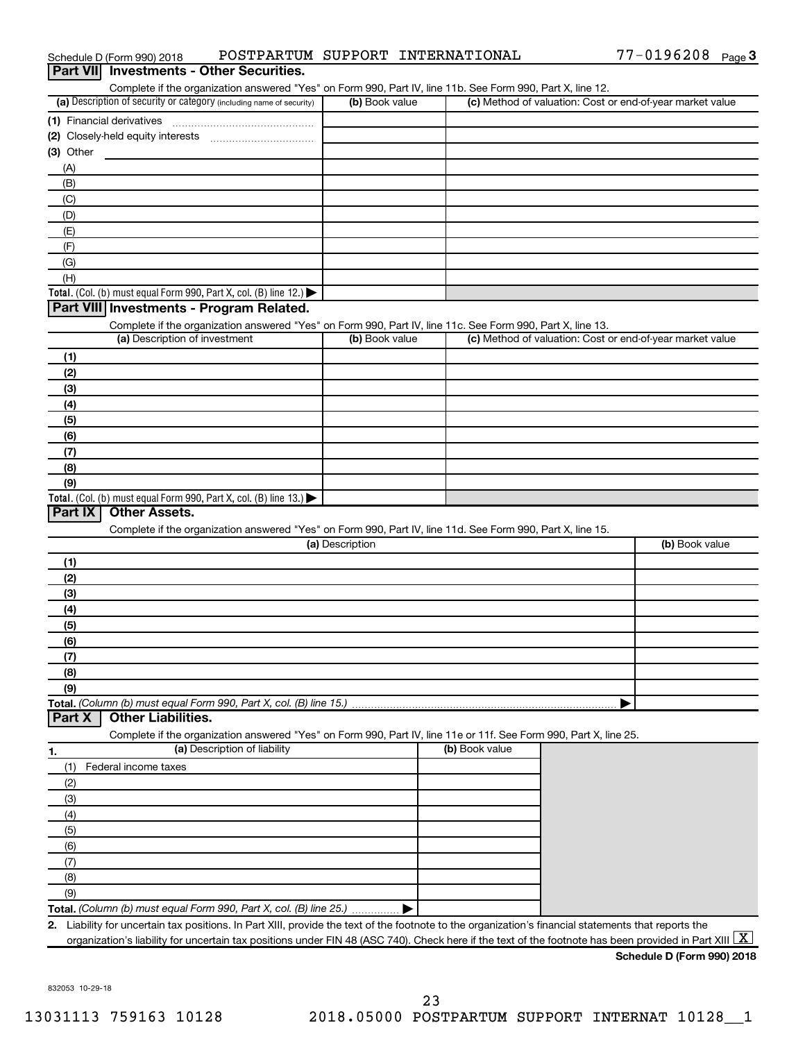Schedule D (Form 990) 2018 POSTPARTUM SUPPORT INTERNATIONAL 77-0196208 Page 3

## Part VII Investments - Other Securities.

Complete if the organization answered "Yes" on Form 990, Part IV, line 11b. See Form 990, Part X, line 12.

| (a) Description of security or category (including name of security) | (b) Book value | (c) Method of valuation: Cost or end-of-year market value |
|---|---|---|
| (1) Financial derivatives | | |
| (2) Closely-held equity interests | | |
| (3) Other | | |
| (A) | | |
| (B) | | |
| (C) | | |
| (D) | | |
| (E) | | |
| (F) | | |
| (G) | | |
| (H) | | |
| **Total.** (Col. (b) must equal Form 990, Part X, col. (B) line 12.) ▶ | | |

## Part VIII Investments - Program Related.

Complete if the organization answered "Yes" on Form 990, Part IV, line 11c. See Form 990, Part X, line 13.

| (a) Description of investment | (b) Book value | (c) Method of valuation: Cost or end-of-year market value |
|---|---|---|
| (1) | | |
| (2) | | |
| (3) | | |
| (4) | | |
| (5) | | |
| (6) | | |
| (7) | | |
| (8) | | |
| (9) | | |
| **Total.** (Col. (b) must equal Form 990, Part X, col. (B) line 13.) ▶ | | |

## Part IX Other Assets.

Complete if the organization answered "Yes" on Form 990, Part IV, line 11d. See Form 990, Part X, line 15.

| (a) Description | (b) Book value |
|---|---|
| (1) | |
| (2) | |
| (3) | |
| (4) | |
| (5) | |
| (6) | |
| (7) | |
| (8) | |
| (9) | |
| **Total.** *(Column (b) must equal Form 990, Part X, col. (B) line 15.)* ▶ | |

## Part X Other Liabilities.

Complete if the organization answered "Yes" on Form 990, Part IV, line 11e or 11f. See Form 990, Part X, line 25.

| 1. (a) Description of liability | (b) Book value |
|---|---|
| (1) Federal income taxes | |
| (2) | |
| (3) | |
| (4) | |
| (5) | |
| (6) | |
| (7) | |
| (8) | |
| (9) | |
| **Total.** *(Column (b) must equal Form 990, Part X, col. (B) line 25.)* ▶ | |

**2.** Liability for uncertain tax positions. In Part XIII, provide the text of the footnote to the organization's financial statements that reports the organization's liability for uncertain tax positions under FIN 48 (ASC 740). Check here if the text of the footnote has been provided in Part XIII [X]

**Schedule D (Form 990) 2018**

832053 10-29-18

13031113 759163 10128 2018.05000 POSTPARTUM SUPPORT INTERNAT 10128__1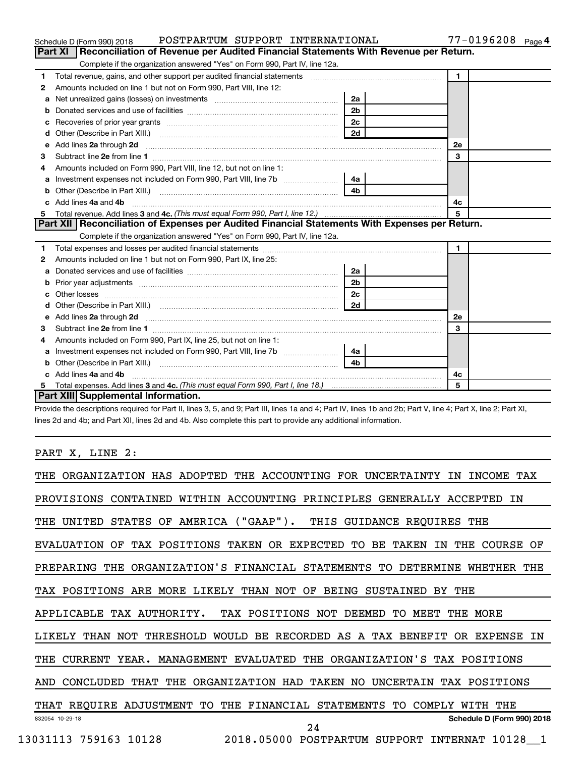Schedule D (Form 990) 2018 POSTPARTUM SUPPORT INTERNATIONAL 77-0196208 Page 4

## Part XI Reconciliation of Revenue per Audited Financial Statements With Revenue per Return.

Complete if the organization answered "Yes" on Form 990, Part IV, line 12a.

| | | | | | |
|---|---|---|---|---|---|
| 1 | Total revenue, gains, and other support per audited financial statements | | | 1 | |
| 2 | Amounts included on line 1 but not on Form 990, Part VIII, line 12: | | | | |
| a | Net unrealized gains (losses) on investments | 2a | | | |
| b | Donated services and use of facilities | 2b | | | |
| c | Recoveries of prior year grants | 2c | | | |
| d | Other (Describe in Part XIII.) | 2d | | | |
| e | Add lines 2a through 2d | | | 2e | |
| 3 | Subtract line 2e from line 1 | | | 3 | |
| 4 | Amounts included on Form 990, Part VIII, line 12, but not on line 1: | | | | |
| a | Investment expenses not included on Form 990, Part VIII, line 7b | 4a | | | |
| b | Other (Describe in Part XIII.) | 4b | | | |
| c | Add lines 4a and 4b | | | 4c | |
| 5 | Total revenue. Add lines 3 and 4c. *(This must equal Form 990, Part I, line 12.)* | | | 5 | |

## Part XII Reconciliation of Expenses per Audited Financial Statements With Expenses per Return.

Complete if the organization answered "Yes" on Form 990, Part IV, line 12a.

| | | | | | |
|---|---|---|---|---|---|
| 1 | Total expenses and losses per audited financial statements | | | 1 | |
| 2 | Amounts included on line 1 but not on Form 990, Part IX, line 25: | | | | |
| a | Donated services and use of facilities | 2a | | | |
| b | Prior year adjustments | 2b | | | |
| c | Other losses | 2c | | | |
| d | Other (Describe in Part XIII.) | 2d | | | |
| e | Add lines 2a through 2d | | | 2e | |
| 3 | Subtract line 2e from line 1 | | | 3 | |
| 4 | Amounts included on Form 990, Part IX, line 25, but not on line 1: | | | | |
| a | Investment expenses not included on Form 990, Part VIII, line 7b | 4a | | | |
| b | Other (Describe in Part XIII.) | 4b | | | |
| c | Add lines 4a and 4b | | | 4c | |
| 5 | Total expenses. Add lines 3 and 4c. *(This must equal Form 990, Part I, line 18.)* | | | 5 | |

## Part XIII Supplemental Information.

Provide the descriptions required for Part II, lines 3, 5, and 9; Part III, lines 1a and 4; Part IV, lines 1b and 2b; Part V, line 4; Part X, line 2; Part XI, lines 2d and 4b; and Part XII, lines 2d and 4b. Also complete this part to provide any additional information.

PART X, LINE 2:

THE ORGANIZATION HAS ADOPTED THE ACCOUNTING FOR UNCERTAINTY IN INCOME TAX PROVISIONS CONTAINED WITHIN ACCOUNTING PRINCIPLES GENERALLY ACCEPTED IN THE UNITED STATES OF AMERICA ("GAAP"). THIS GUIDANCE REQUIRES THE EVALUATION OF TAX POSITIONS TAKEN OR EXPECTED TO BE TAKEN IN THE COURSE OF PREPARING THE ORGANIZATION'S FINANCIAL STATEMENTS TO DETERMINE WHETHER THE TAX POSITIONS ARE MORE LIKELY THAN NOT OF BEING SUSTAINED BY THE APPLICABLE TAX AUTHORITY. TAX POSITIONS NOT DEEMED TO MEET THE MORE LIKELY THAN NOT THRESHOLD WOULD BE RECORDED AS A TAX BENEFIT OR EXPENSE IN THE CURRENT YEAR. MANAGEMENT EVALUATED THE ORGANIZATION'S TAX POSITIONS AND CONCLUDED THAT THE ORGANIZATION HAD TAKEN NO UNCERTAIN TAX POSITIONS THAT REQUIRE ADJUSTMENT TO THE FINANCIAL STATEMENTS TO COMPLY WITH THE

832054 10-29-18 Schedule D (Form 990) 2018

13031113 759163 10128 2018.05000 POSTPARTUM SUPPORT INTERNAT 10128__1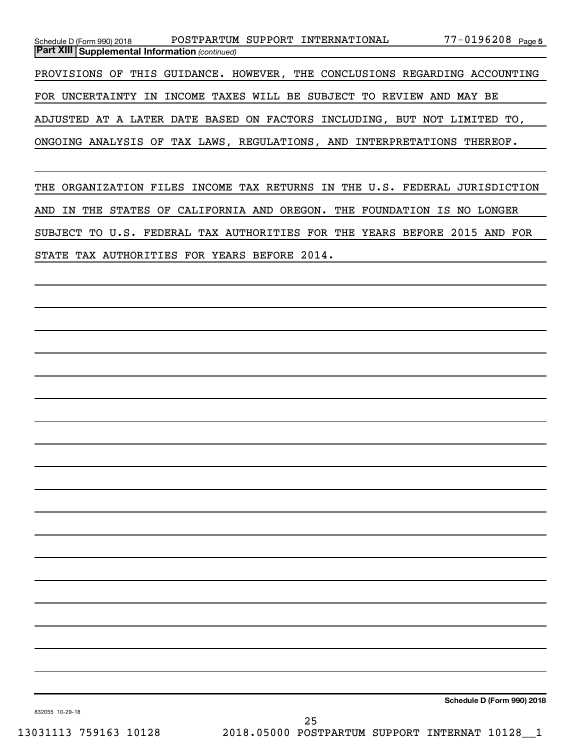**Part XIII** **Supplemental Information** *(continued)*

PROVISIONS OF THIS GUIDANCE. HOWEVER, THE CONCLUSIONS REGARDING ACCOUNTING FOR UNCERTAINTY IN INCOME TAXES WILL BE SUBJECT TO REVIEW AND MAY BE ADJUSTED AT A LATER DATE BASED ON FACTORS INCLUDING, BUT NOT LIMITED TO, ONGOING ANALYSIS OF TAX LAWS, REGULATIONS, AND INTERPRETATIONS THEREOF.

THE ORGANIZATION FILES INCOME TAX RETURNS IN THE U.S. FEDERAL JURISDICTION AND IN THE STATES OF CALIFORNIA AND OREGON. THE FOUNDATION IS NO LONGER SUBJECT TO U.S. FEDERAL TAX AUTHORITIES FOR THE YEARS BEFORE 2015 AND FOR STATE TAX AUTHORITIES FOR YEARS BEFORE 2014.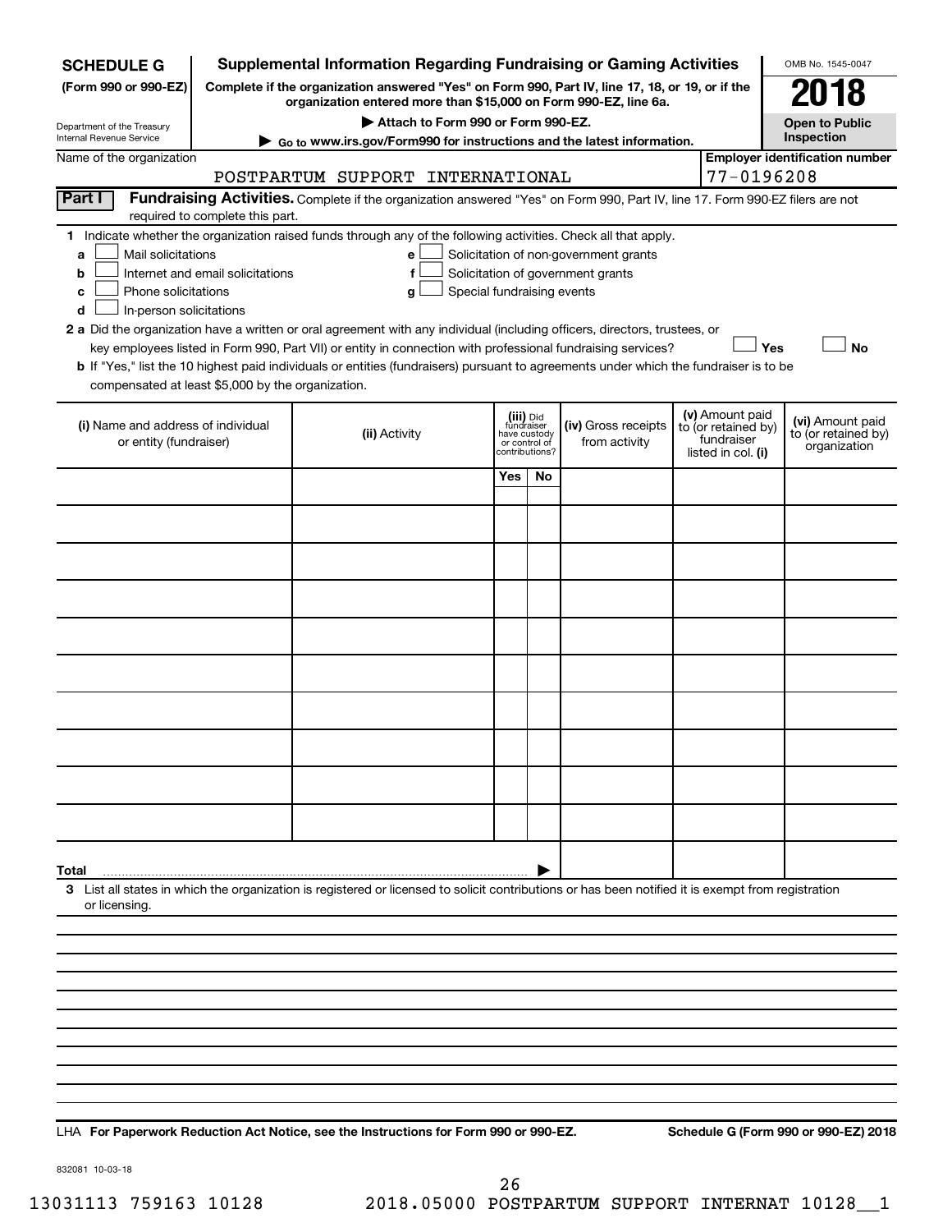**SCHEDULE G** (Form 990 or 990-EZ)

Department of the Treasury
Internal Revenue Service

# Supplemental Information Regarding Fundraising or Gaming Activities

**Complete if the organization answered "Yes" on Form 990, Part IV, line 17, 18, or 19, or if the organization entered more than $15,000 on Form 990-EZ, line 6a.**

**▶ Attach to Form 990 or Form 990-EZ.**

**▶ Go to www.irs.gov/Form990 for instructions and the latest information.**

OMB No. 1545-0047

**2018**

**Open to Public Inspection**

Name of the organization: POSTPARTUM SUPPORT INTERNATIONAL

Employer identification number: 77-0196208

**Part I** **Fundraising Activities.** Complete if the organization answered "Yes" on Form 990, Part IV, line 17. Form 990-EZ filers are not required to complete this part.

1 Indicate whether the organization raised funds through any of the following activities. Check all that apply.

- a ☐ Mail solicitations
- b ☐ Internet and email solicitations
- c ☐ Phone solicitations
- d ☐ In-person solicitations
- e ☐ Solicitation of non-government grants
- f ☐ Solicitation of government grants
- g ☐ Special fundraising events

2 a Did the organization have a written or oral agreement with any individual (including officers, directors, trustees, or key employees listed in Form 990, Part VII) or entity in connection with professional fundraising services? ☐ Yes ☐ No

b If "Yes," list the 10 highest paid individuals or entities (fundraisers) pursuant to agreements under which the fundraiser is to be compensated at least $5,000 by the organization.

| (i) Name and address of individual or entity (fundraiser) | (ii) Activity | (iii) Did fundraiser have custody or control of contributions? Yes | No | (iv) Gross receipts from activity | (v) Amount paid to (or retained by) fundraiser listed in col. (i) | (vi) Amount paid to (or retained by) organization |
|---|---|---|---|---|---|---|
| | | | | | | |
| | | | | | | |
| | | | | | | |
| | | | | | | |
| | | | | | | |
| | | | | | | |
| | | | | | | |
| | | | | | | |
| | | | | | | |
| | | | | | | |
| **Total** ▶ | | | | | | |

3 List all states in which the organization is registered or licensed to solicit contributions or has been notified it is exempt from registration or licensing.

LHA **For Paperwork Reduction Act Notice, see the Instructions for Form 990 or 990-EZ.** **Schedule G (Form 990 or 990-EZ) 2018**

832081 10-03-18

13031113 759163 10128 2018.05000 POSTPARTUM SUPPORT INTERNAT 10128__1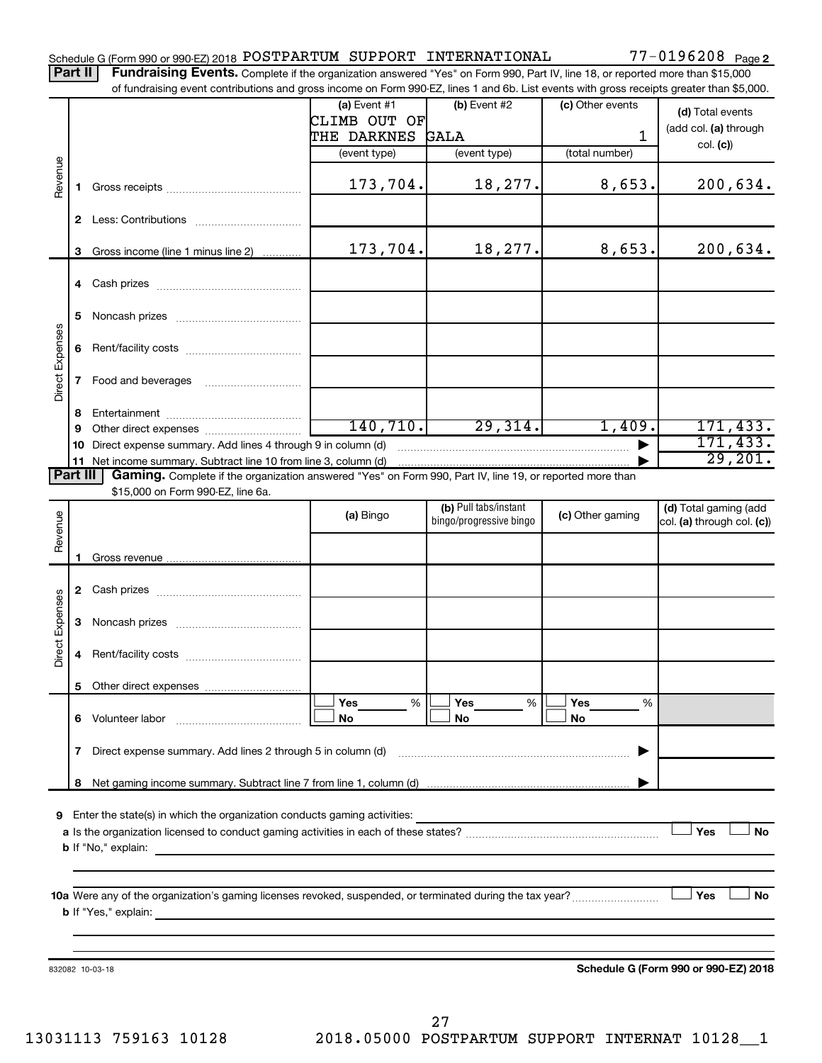Schedule G (Form 990 or 990-EZ) 2018 POSTPARTUM SUPPORT INTERNATIONAL 77-0196208 Page 2

**Part II** **Fundraising Events.** Complete if the organization answered "Yes" on Form 990, Part IV, line 18, or reported more than $15,000 of fundraising event contributions and gross income on Form 990-EZ, lines 1 and 6b. List events with gross receipts greater than $5,000.

| | | (a) Event #1 CLIMB OUT OF THE DARKNES (event type) | (b) Event #2 GALA (event type) | (c) Other events 1 (total number) | (d) Total events (add col. (a) through col. (c)) |
|---|---|---|---|---|---|
| Revenue | 1 Gross receipts | 173,704. | 18,277. | 8,653. | 200,634. |
| | 2 Less: Contributions | | | | |
| | 3 Gross income (line 1 minus line 2) | 173,704. | 18,277. | 8,653. | 200,634. |
| Direct Expenses | 4 Cash prizes | | | | |
| | 5 Noncash prizes | | | | |
| | 6 Rent/facility costs | | | | |
| | 7 Food and beverages | | | | |
| | 8 Entertainment | | | | |
| | 9 Other direct expenses | 140,710. | 29,314. | 1,409. | 171,433. |
| | 10 Direct expense summary. Add lines 4 through 9 in column (d) | | | ▶ | 171,433. |
| | 11 Net income summary. Subtract line 10 from line 3, column (d) | | | ▶ | 29,201. |

**Part III** **Gaming.** Complete if the organization answered "Yes" on Form 990, Part IV, line 19, or reported more than $15,000 on Form 990-EZ, line 6a.

| | | (a) Bingo | (b) Pull tabs/instant bingo/progressive bingo | (c) Other gaming | (d) Total gaming (add col. (a) through col. (c)) |
|---|---|---|---|---|---|
| Revenue | 1 Gross revenue | | | | |
| Direct Expenses | 2 Cash prizes | | | | |
| | 3 Noncash prizes | | | | |
| | 4 Rent/facility costs | | | | |
| | 5 Other direct expenses | | | | |
| | 6 Volunteer labor | ☐ Yes ___ % ☐ No | ☐ Yes ___ % ☐ No | ☐ Yes ___ % ☐ No | |
| | 7 Direct expense summary. Add lines 2 through 5 in column (d) | | | ▶ | |
| | 8 Net gaming income summary. Subtract line 7 from line 1, column (d) | | | ▶ | |

**9** Enter the state(s) in which the organization conducts gaming activities: ____________

**a** Is the organization licensed to conduct gaming activities in each of these states? ☐ Yes ☐ No

**b** If "No," explain: ____________

**10a** Were any of the organization's gaming licenses revoked, suspended, or terminated during the tax year? ☐ Yes ☐ No

**b** If "Yes," explain: ____________

832082 10-03-18 **Schedule G (Form 990 or 990-EZ) 2018**

13031113 759163 10128 2018.05000 POSTPARTUM SUPPORT INTERNAT 10128__1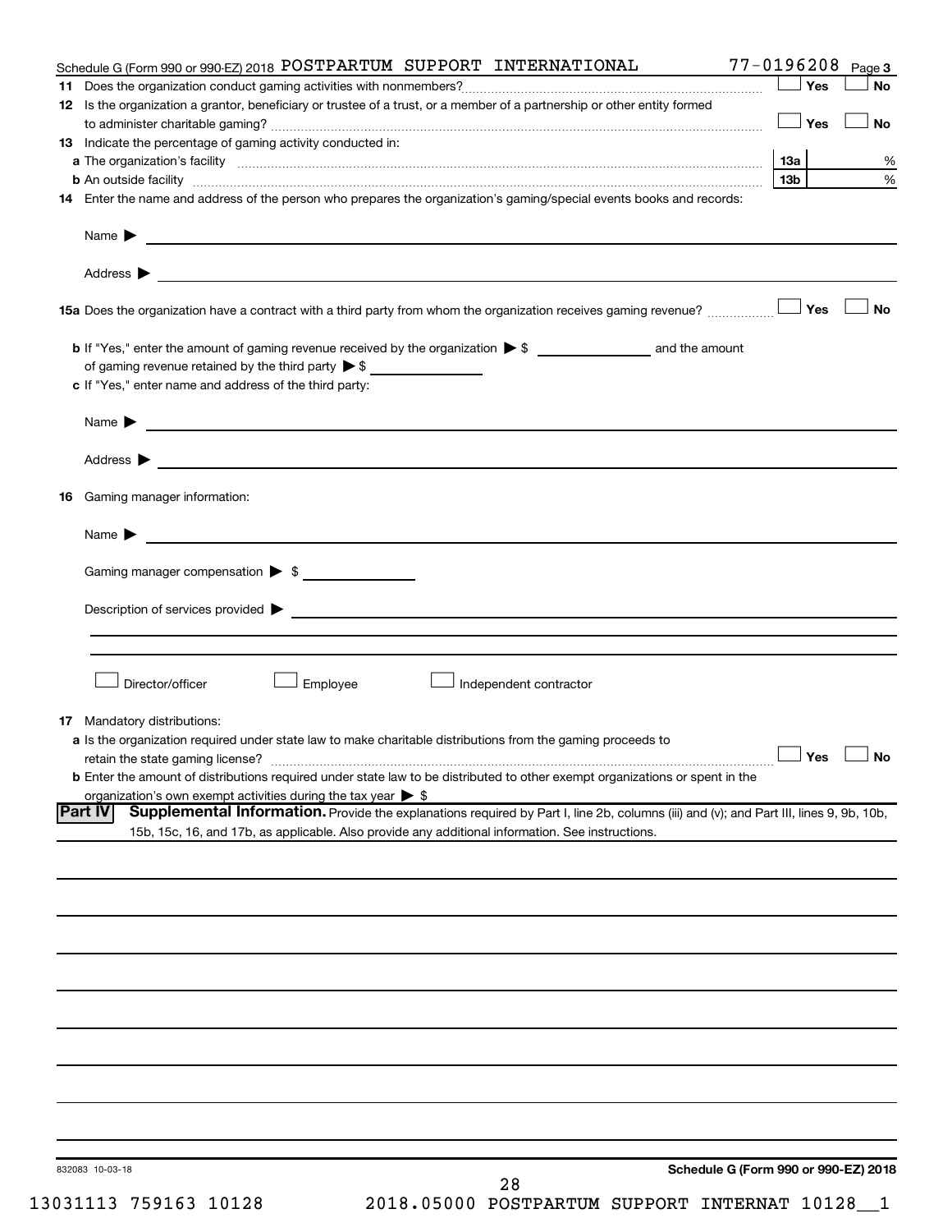Schedule G (Form 990 or 990-EZ) 2018 POSTPARTUM SUPPORT INTERNATIONAL 77-0196208 Page **3**

**11** Does the organization conduct gaming activities with nonmembers? ☐ Yes ☐ No

**12** Is the organization a grantor, beneficiary or trustee of a trust, or a member of a partnership or other entity formed to administer charitable gaming? ☐ Yes ☐ No

**13** Indicate the percentage of gaming activity conducted in:

**a** The organization's facility **13a** %

**b** An outside facility **13b** %

**14** Enter the name and address of the person who prepares the organization's gaming/special events books and records:

Name ▶

Address ▶

**15a** Does the organization have a contract with a third party from whom the organization receives gaming revenue? ☐ Yes ☐ No

**b** If "Yes," enter the amount of gaming revenue received by the organization ▶ $ \_\_\_\_\_\_\_\_ and the amount of gaming revenue retained by the third party ▶ $ \_\_\_\_\_\_\_\_

**c** If "Yes," enter name and address of the third party:

Name ▶

Address ▶

**16** Gaming manager information:

Name ▶

Gaming manager compensation ▶ $

Description of services provided ▶

☐ Director/officer ☐ Employee ☐ Independent contractor

**17** Mandatory distributions:

**a** Is the organization required under state law to make charitable distributions from the gaming proceeds to retain the state gaming license? ☐ Yes ☐ No

**b** Enter the amount of distributions required under state law to be distributed to other exempt organizations or spent in the organization's own exempt activities during the tax year ▶ $

**Part IV** **Supplemental Information.** Provide the explanations required by Part I, line 2b, columns (iii) and (v); and Part III, lines 9, 9b, 10b, 15b, 15c, 16, and 17b, as applicable. Also provide any additional information. See instructions.

832083 10-03-18 **Schedule G (Form 990 or 990-EZ) 2018**

13031113 759163 10128 2018.05000 POSTPARTUM SUPPORT INTERNAT 10128__1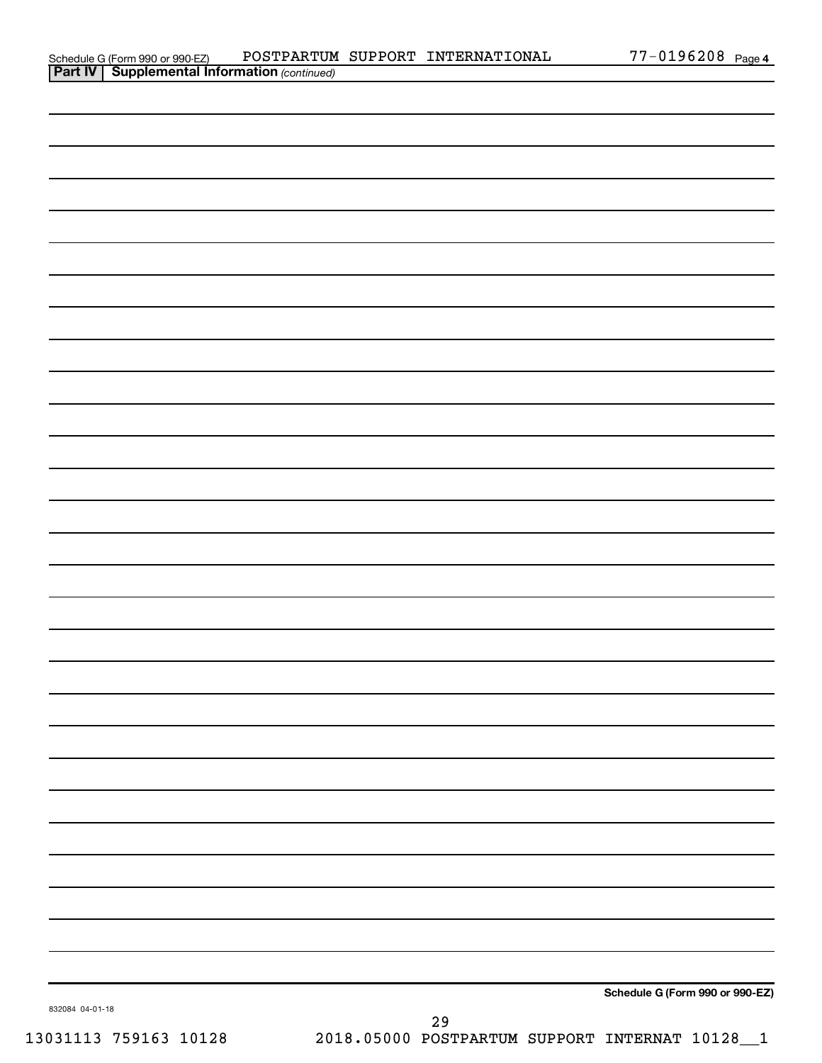Schedule G (Form 990 or 990-EZ) POSTPARTUM SUPPORT INTERNATIONAL 77-0196208 Page 4

**Part IV | Supplemental Information** *(continued)*

**Schedule G (Form 990 or 990-EZ)**

832084 04-01-18

13031113 759163 10128 2018.05000 POSTPARTUM SUPPORT INTERNAT 10128__1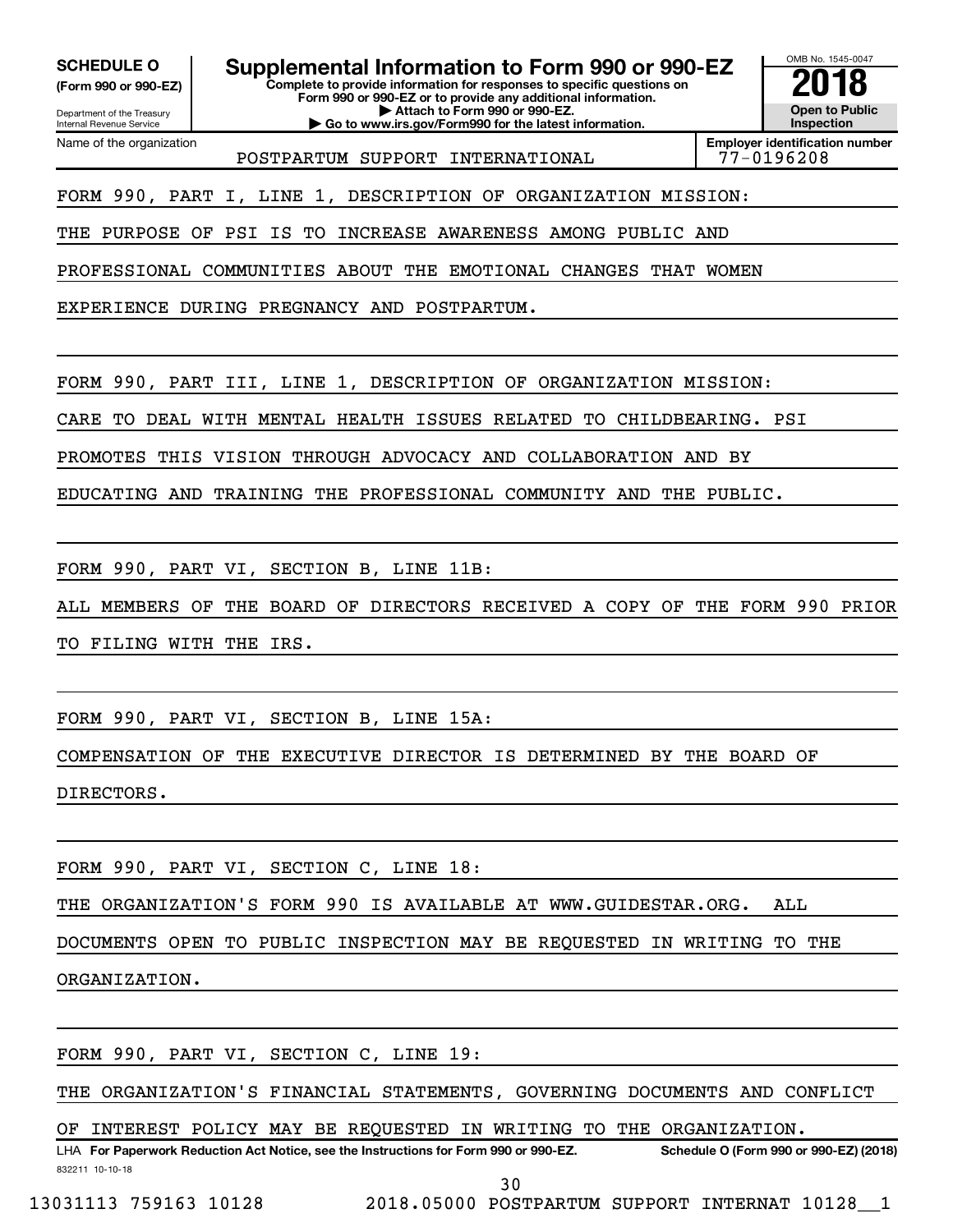**SCHEDULE O**
**(Form 990 or 990-EZ)**

Department of the Treasury
Internal Revenue Service

# Supplemental Information to Form 990 or 990-EZ

**Complete to provide information for responses to specific questions on Form 990 or 990-EZ or to provide any additional information.**
**▶ Attach to Form 990 or 990-EZ.**
**▶ Go to www.irs.gov/Form990 for the latest information.**

OMB No. 1545-0047
**2018**
**Open to Public Inspection**

Name of the organization: POSTPARTUM SUPPORT INTERNATIONAL
**Employer identification number**: 77-0196208

FORM 990, PART I, LINE 1, DESCRIPTION OF ORGANIZATION MISSION:

THE PURPOSE OF PSI IS TO INCREASE AWARENESS AMONG PUBLIC AND PROFESSIONAL COMMUNITIES ABOUT THE EMOTIONAL CHANGES THAT WOMEN EXPERIENCE DURING PREGNANCY AND POSTPARTUM.

FORM 990, PART III, LINE 1, DESCRIPTION OF ORGANIZATION MISSION:

CARE TO DEAL WITH MENTAL HEALTH ISSUES RELATED TO CHILDBEARING. PSI PROMOTES THIS VISION THROUGH ADVOCACY AND COLLABORATION AND BY EDUCATING AND TRAINING THE PROFESSIONAL COMMUNITY AND THE PUBLIC.

FORM 990, PART VI, SECTION B, LINE 11B:

ALL MEMBERS OF THE BOARD OF DIRECTORS RECEIVED A COPY OF THE FORM 990 PRIOR TO FILING WITH THE IRS.

FORM 990, PART VI, SECTION B, LINE 15A:

COMPENSATION OF THE EXECUTIVE DIRECTOR IS DETERMINED BY THE BOARD OF DIRECTORS.

FORM 990, PART VI, SECTION C, LINE 18:

THE ORGANIZATION'S FORM 990 IS AVAILABLE AT WWW.GUIDESTAR.ORG. ALL DOCUMENTS OPEN TO PUBLIC INSPECTION MAY BE REQUESTED IN WRITING TO THE ORGANIZATION.

FORM 990, PART VI, SECTION C, LINE 19:

THE ORGANIZATION'S FINANCIAL STATEMENTS, GOVERNING DOCUMENTS AND CONFLICT OF INTEREST POLICY MAY BE REQUESTED IN WRITING TO THE ORGANIZATION.

LHA **For Paperwork Reduction Act Notice, see the Instructions for Form 990 or 990-EZ.** **Schedule O (Form 990 or 990-EZ) (2018)**

832211 10-10-18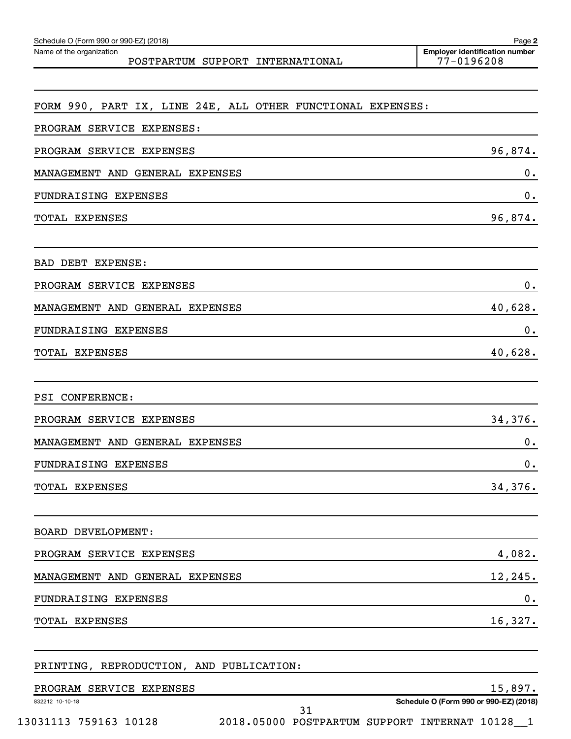Schedule O (Form 990 or 990-EZ) (2018)

Name of the organization: POSTPARTUM SUPPORT INTERNATIONAL

Employer identification number: 77-0196208

FORM 990, PART IX, LINE 24E, ALL OTHER FUNCTIONAL EXPENSES:

| PROGRAM SERVICE EXPENSES: | |
|---|---|
| PROGRAM SERVICE EXPENSES | 96,874. |
| MANAGEMENT AND GENERAL EXPENSES | 0. |
| FUNDRAISING EXPENSES | 0. |
| TOTAL EXPENSES | 96,874. |

| BAD DEBT EXPENSE: | |
|---|---|
| PROGRAM SERVICE EXPENSES | 0. |
| MANAGEMENT AND GENERAL EXPENSES | 40,628. |
| FUNDRAISING EXPENSES | 0. |
| TOTAL EXPENSES | 40,628. |

| PSI CONFERENCE: | |
|---|---|
| PROGRAM SERVICE EXPENSES | 34,376. |
| MANAGEMENT AND GENERAL EXPENSES | 0. |
| FUNDRAISING EXPENSES | 0. |
| TOTAL EXPENSES | 34,376. |

| BOARD DEVELOPMENT: | |
|---|---|
| PROGRAM SERVICE EXPENSES | 4,082. |
| MANAGEMENT AND GENERAL EXPENSES | 12,245. |
| FUNDRAISING EXPENSES | 0. |
| TOTAL EXPENSES | 16,327. |

| PRINTING, REPRODUCTION, AND PUBLICATION: | |
|---|---|
| PROGRAM SERVICE EXPENSES | 15,897. |

832212 10-10-18

Schedule O (Form 990 or 990-EZ) (2018)

13031113 759163 10128 2018.05000 POSTPARTUM SUPPORT INTERNAT 10128__1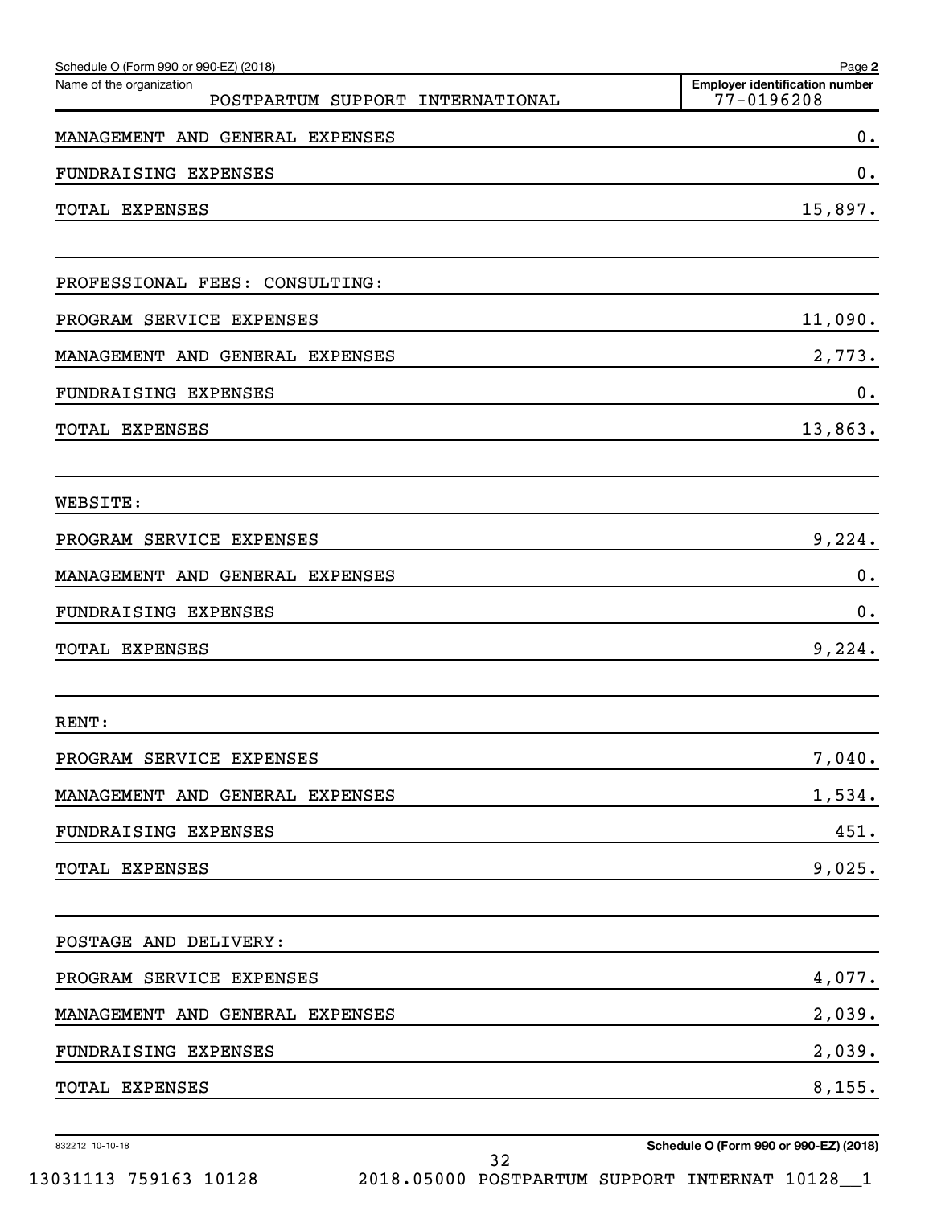Schedule O (Form 990 or 990-EZ) (2018)

Name of the organization: POSTPARTUM SUPPORT INTERNATIONAL

Employer identification number: 77-0196208

| | |
|---|---|
| MANAGEMENT AND GENERAL EXPENSES | 0. |
| FUNDRAISING EXPENSES | 0. |
| TOTAL EXPENSES | 15,897. |
| | |
| PROFESSIONAL FEES: CONSULTING: | |
| PROGRAM SERVICE EXPENSES | 11,090. |
| MANAGEMENT AND GENERAL EXPENSES | 2,773. |
| FUNDRAISING EXPENSES | 0. |
| TOTAL EXPENSES | 13,863. |
| | |
| WEBSITE: | |
| PROGRAM SERVICE EXPENSES | 9,224. |
| MANAGEMENT AND GENERAL EXPENSES | 0. |
| FUNDRAISING EXPENSES | 0. |
| TOTAL EXPENSES | 9,224. |
| | |
| RENT: | |
| PROGRAM SERVICE EXPENSES | 7,040. |
| MANAGEMENT AND GENERAL EXPENSES | 1,534. |
| FUNDRAISING EXPENSES | 451. |
| TOTAL EXPENSES | 9,025. |
| | |
| POSTAGE AND DELIVERY: | |
| PROGRAM SERVICE EXPENSES | 4,077. |
| MANAGEMENT AND GENERAL EXPENSES | 2,039. |
| FUNDRAISING EXPENSES | 2,039. |
| TOTAL EXPENSES | 8,155. |

832212 10-10-18

Schedule O (Form 990 or 990-EZ) (2018)

13031113 759163 10128 2018.05000 POSTPARTUM SUPPORT INTERNAT 10128__1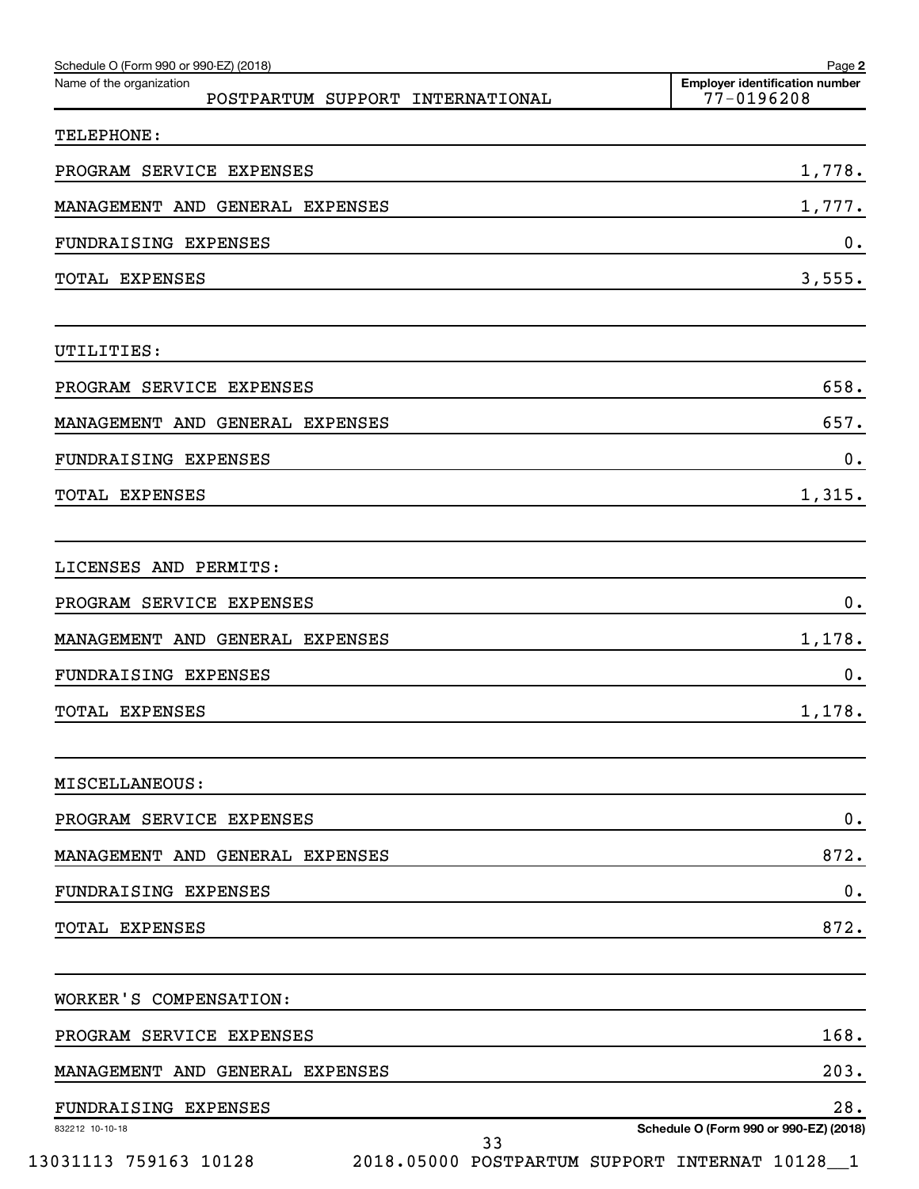Schedule O (Form 990 or 990-EZ) (2018) Page 2

Name of the organization: POSTPARTUM SUPPORT INTERNATIONAL

Employer identification number: 77-0196208

| | |
|---|---|
| TELEPHONE: | |
| PROGRAM SERVICE EXPENSES | 1,778. |
| MANAGEMENT AND GENERAL EXPENSES | 1,777. |
| FUNDRAISING EXPENSES | 0. |
| TOTAL EXPENSES | 3,555. |
| | |
| UTILITIES: | |
| PROGRAM SERVICE EXPENSES | 658. |
| MANAGEMENT AND GENERAL EXPENSES | 657. |
| FUNDRAISING EXPENSES | 0. |
| TOTAL EXPENSES | 1,315. |
| | |
| LICENSES AND PERMITS: | |
| PROGRAM SERVICE EXPENSES | 0. |
| MANAGEMENT AND GENERAL EXPENSES | 1,178. |
| FUNDRAISING EXPENSES | 0. |
| TOTAL EXPENSES | 1,178. |
| | |
| MISCELLANEOUS: | |
| PROGRAM SERVICE EXPENSES | 0. |
| MANAGEMENT AND GENERAL EXPENSES | 872. |
| FUNDRAISING EXPENSES | 0. |
| TOTAL EXPENSES | 872. |
| | |
| WORKER'S COMPENSATION: | |
| PROGRAM SERVICE EXPENSES | 168. |
| MANAGEMENT AND GENERAL EXPENSES | 203. |
| FUNDRAISING EXPENSES | 28. |

832212 10-10-18 Schedule O (Form 990 or 990-EZ) (2018)

13031113 759163 10128 2018.05000 POSTPARTUM SUPPORT INTERNAT 10128__1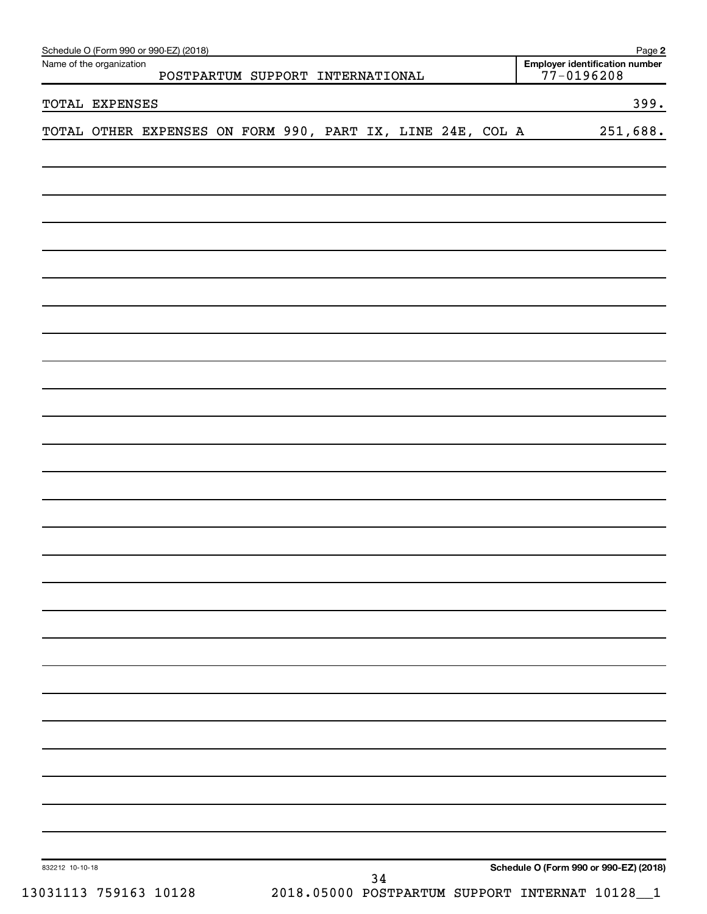Schedule O (Form 990 or 990-EZ) (2018) Page **2**

Name of the organization: POSTPARTUM SUPPORT INTERNATIONAL

**Employer identification number** 77-0196208

| | |
|---|---|
| TOTAL EXPENSES | 399. |
| TOTAL OTHER EXPENSES ON FORM 990, PART IX, LINE 24E, COL A | 251,688. |

832212 10-10-18

**Schedule O (Form 990 or 990-EZ) (2018)**

13031113 759163 10128 2018.05000 POSTPARTUM SUPPORT INTERNAT 10128__1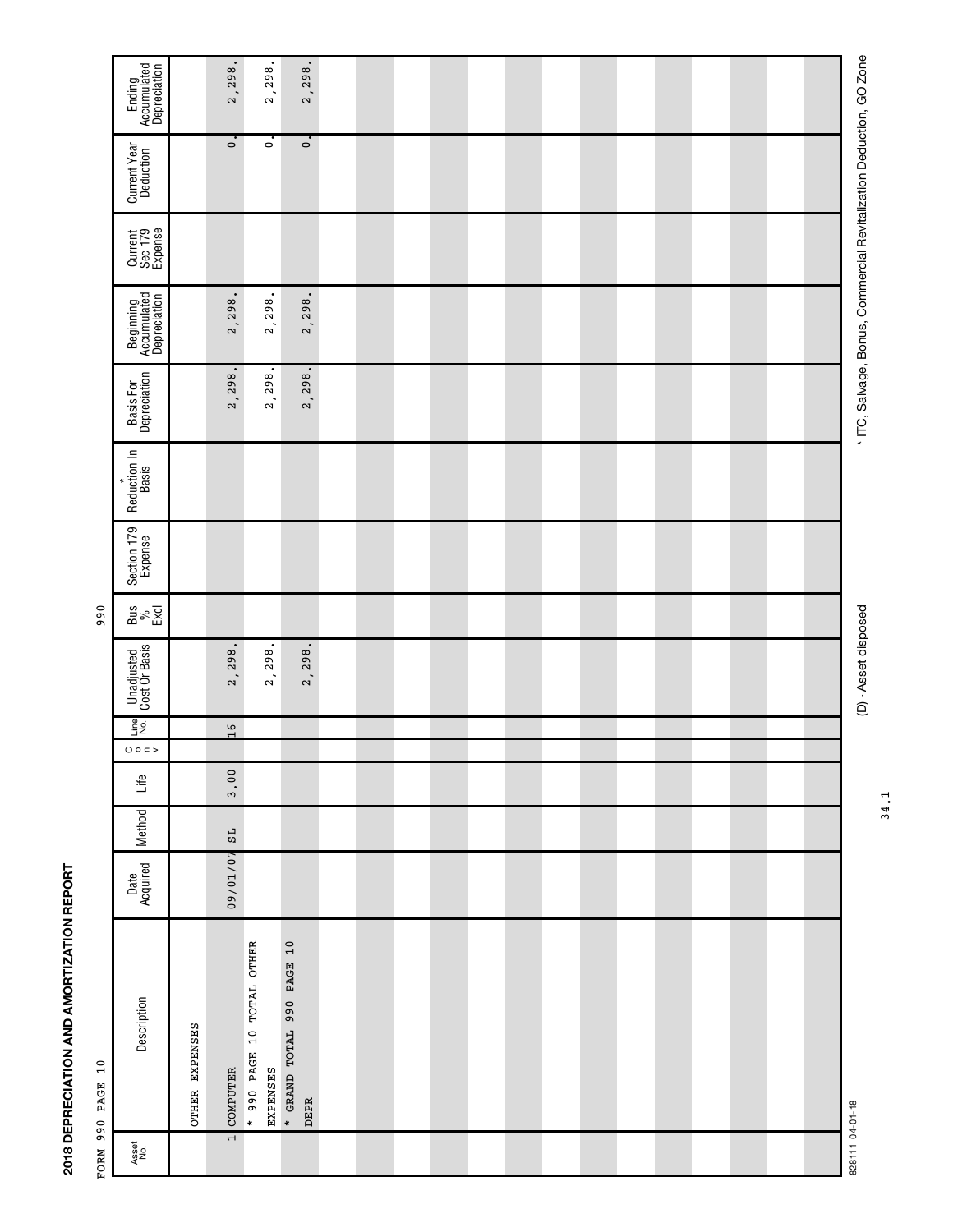# 2018 DEPRECIATION AND AMORTIZATION REPORT

FORM 990 PAGE 10 990

| Asset No. | Description | Date Acquired | Method | Life | C o n v | Line No. | Unadjusted Cost Or Basis | Bus % Excl | Section 179 Expense | * Reduction In Basis | Basis For Depreciation | Beginning Accumulated Depreciation | Current Sec 179 Expense | Current Year Deduction | Ending Accumulated Depreciation |
|---|---|---|---|---|---|---|---|---|---|---|---|---|---|---|---|
| | OTHER EXPENSES | | | | | | | | | | | | | | |
| 1 | COMPUTER | 09/01/07 | SL | 3.00 | | 16 | 2,298. | | | | 2,298. | 2,298. | | 0. | 2,298. |
| | * 990 PAGE 10 TOTAL OTHER EXPENSES | | | | | | 2,298. | | | | 2,298. | 2,298. | | 0. | 2,298. |
| | * GRAND TOTAL 990 PAGE 10 DEPR | | | | | | 2,298. | | | | 2,298. | 2,298. | | 0. | 2,298. |

828111 04-01-18 (D) - Asset disposed * ITC, Salvage, Bonus, Commercial Revitalization Deduction, GO Zone

34.1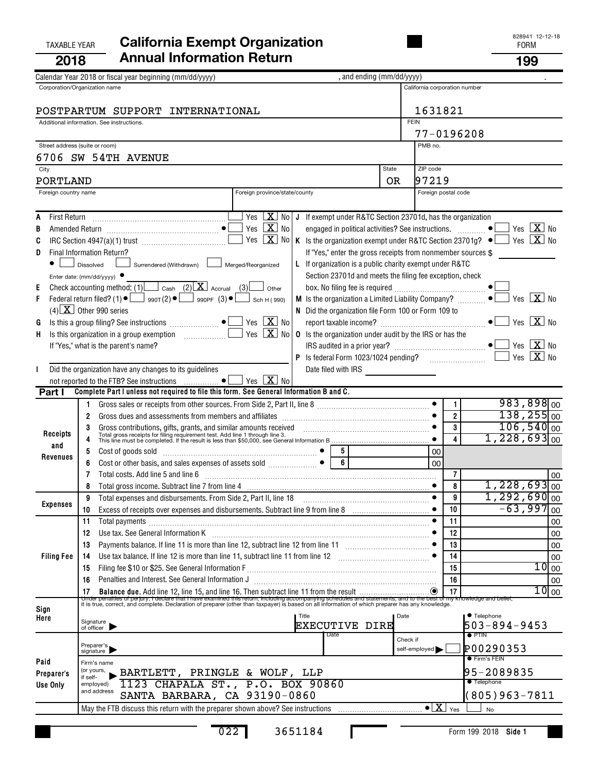TAXABLE YEAR **2018**

# California Exempt Organization Annual Information Return

828941 12-12-18

FORM **199**

Calendar Year 2018 or fiscal year beginning (mm/dd/yyyy) , and ending (mm/dd/yyyy) .

| Corporation/Organization name | California corporation number |
|---|---|
| POSTPARTUM SUPPORT INTERNATIONAL | 1631821 |
| Additional information. See instructions. | FEIN 77-0196208 |
| Street address (suite or room) 6706 SW 54TH AVENUE | PMB no. |
| City PORTLAND, State OR | ZIP code 97219 |
| Foreign country name / Foreign province/state/county | Foreign postal code |

A First Return ☐ Yes ☒ No

B Amended Return ☐ Yes ☒ No

C IRC Section 4947(a)(1) trust ☐ Yes ☒ No

D Final Information Return? ☐ Dissolved ☐ Surrendered (Withdrawn) ☐ Merged/Reorganized

Enter date: (mm/dd/yyyy)

E Check accounting method: (1) ☐ Cash (2) ☒ Accrual (3) ☐ Other

F Federal return filed? (1) ☐ 990T (2) ☐ 990PF (3) ☐ Sch H (990) (4) ☒ Other 990 series

G Is this a group filing? See instructions ☐ Yes ☒ No

H Is this organization in a group exemption ☐ Yes ☒ No

If "Yes," what is the parent's name?

I Did the organization have any changes to its guidelines not reported to the FTB? See instructions ☐ Yes ☒ No

J If exempt under R&TC Section 23701d, has the organization engaged in political activities? See instructions. ☐ Yes ☒ No

K Is the organization exempt under R&TC Section 23701g? ☐ Yes ☒ No

If "Yes," enter the gross receipts from nonmember sources $

L If organization is a public charity exempt under R&TC Section 23701d and meets the filing fee exception, check box. No filing fee is required ☐

M Is the organization a Limited Liability Company? ☐ Yes ☒ No

N Did the organization file Form 100 or Form 109 to report taxable income? ☐ Yes ☒ No

O Is the organization under audit by the IRS or has the IRS audited in a prior year? ☐ Yes ☒ No

P Is federal Form 1023/1024 pending? ☐ Yes ☒ No

Date filed with IRS

**Part I** Complete Part I unless not required to file this form. See General Information B and C.

| Section | Line | Description | Line | Amount |
|---|---|---|---|---|
| Receipts and Revenues | 1 | Gross sales or receipts from other sources. From Side 2, Part II, line 8 | 1 | 983,898 00 |
| | 2 | Gross dues and assessments from members and affiliates | 2 | 138,255 00 |
| | 3 | Gross contributions, gifts, grants, and similar amounts received | 3 | 106,540 00 |
| | 4 | Total gross receipts for filing requirement test. Add line 1 through line 3. This line must be completed. If the result is less than $50,000, see General Information B | 4 | 1,228,693 00 |
| | 5 | Cost of goods sold (line 5: 00) | | |
| | 6 | Cost or other basis, and sales expenses of assets sold (line 6: 00) | | |
| | 7 | Total costs. Add line 5 and line 6 | 7 | 00 |
| | 8 | Total gross income. Subtract line 7 from line 4 | 8 | 1,228,693 00 |
| Expenses | 9 | Total expenses and disbursements. From Side 2, Part II, line 18 | 9 | 1,292,690 00 |
| | 10 | Excess of receipts over expenses and disbursements. Subtract line 9 from line 8 | 10 | -63,997 00 |
| Filing Fee | 11 | Total payments | 11 | 00 |
| | 12 | Use tax. See General Information K | 12 | 00 |
| | 13 | Payments balance. If line 11 is more than line 12, subtract line 12 from line 11 | 13 | 00 |
| | 14 | Use tax balance. If line 12 is more than line 11, subtract line 11 from line 12 | 14 | 00 |
| | 15 | Filing fee $10 or $25. See General Information F | 15 | 10 00 |
| | 16 | Penalties and Interest. See General Information J | 16 | 00 |
| | 17 | **Balance due.** Add line 12, line 15, and line 16. Then subtract line 11 from the result | 17 | 10 00 |

Under penalties of perjury, I declare that I have examined this return, including accompanying schedules and statements, and to the best of my knowledge and belief, it is true, correct, and complete. Declaration of preparer (other than taxpayer) is based on all information of which preparer has any knowledge.

**Sign Here** — Signature of officer | Title: EXECUTIVE DIRE | Date | Telephone: 503-894-9453

**Paid Preparer's Use Only**

- Preparer's signature | Date | Check if self-employed ☐ | PTIN: P00290353
- Firm's name (or yours, if self-employed) and address: BARTLETT, PRINGLE & WOLF, LLP, 1123 CHAPALA ST., P.O. BOX 90860, SANTA BARBARA, CA 93190-0860
- Firm's FEIN: 95-2089835
- Telephone: (805)963-7811

May the FTB discuss this return with the preparer shown above? See instructions ☒ Yes ☐ No

022 3651184

Form 199 2018 Side 1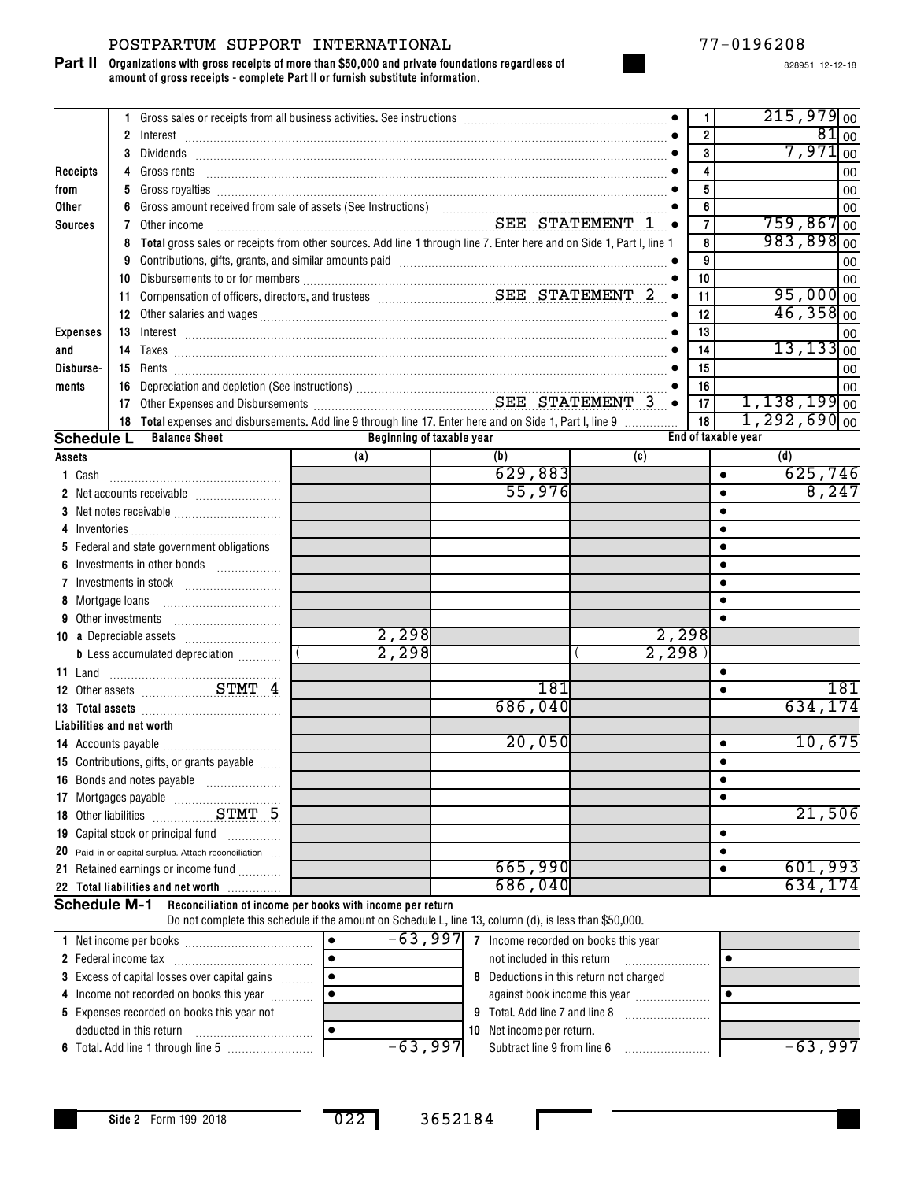POSTPARTUM SUPPORT INTERNATIONAL 77-0196208

828951 12-12-18

**Part II Organizations with gross receipts of more than $50,000 and private foundations regardless of amount of gross receipts - complete Part II or furnish substitute information.**

| | | | | |
|---|---|---|---|---|
| **Receipts from Other Sources** | 1 Gross sales or receipts from all business activities. See instructions | | 1 | 215,979 00 |
| | 2 Interest | | 2 | 81 00 |
| | 3 Dividends | | 3 | 7,971 00 |
| | 4 Gross rents | | 4 | 00 |
| | 5 Gross royalties | | 5 | 00 |
| | 6 Gross amount received from sale of assets (See Instructions) | | 6 | 00 |
| | 7 Other income | SEE STATEMENT 1 | 7 | 759,867 00 |
| | 8 **Total** gross sales or receipts from other sources. Add line 1 through line 7. Enter here and on Side 1, Part I, line 1 | | 8 | 983,898 00 |
| **Expenses and Disbursements** | 9 Contributions, gifts, grants, and similar amounts paid | | 9 | 00 |
| | 10 Disbursements to or for members | | 10 | 00 |
| | 11 Compensation of officers, directors, and trustees | SEE STATEMENT 2 | 11 | 95,000 00 |
| | 12 Other salaries and wages | | 12 | 46,358 00 |
| | 13 Interest | | 13 | 00 |
| | 14 Taxes | | 14 | 13,133 00 |
| | 15 Rents | | 15 | 00 |
| | 16 Depreciation and depletion (See instructions) | | 16 | 00 |
| | 17 Other Expenses and Disbursements | SEE STATEMENT 3 | 17 | 1,138,199 00 |
| | 18 **Total** expenses and disbursements. Add line 9 through line 17. Enter here and on Side 1, Part I, line 9 | | 18 | 1,292,690 00 |

**Schedule L Balance Sheet**

| | Beginning of taxable year (a) | (b) | End of taxable year (c) | (d) |
|---|---|---|---|---|
| **Assets** | | | | |
| 1 Cash | | 629,883 | | 625,746 |
| 2 Net accounts receivable | | 55,976 | | 8,247 |
| 3 Net notes receivable | | | | |
| 4 Inventories | | | | |
| 5 Federal and state government obligations | | | | |
| 6 Investments in other bonds | | | | |
| 7 Investments in stock | | | | |
| 8 Mortgage loans | | | | |
| 9 Other investments | | | | |
| 10 a Depreciable assets | 2,298 | | 2,298 | |
| b Less accumulated depreciation | ( 2,298 ) | | ( 2,298 ) | |
| 11 Land | | | | |
| 12 Other assets STMT 4 | | 181 | | 181 |
| 13 **Total assets** | | 686,040 | | 634,174 |
| **Liabilities and net worth** | | | | |
| 14 Accounts payable | | 20,050 | | 10,675 |
| 15 Contributions, gifts, or grants payable | | | | |
| 16 Bonds and notes payable | | | | |
| 17 Mortgages payable | | | | |
| 18 Other liabilities STMT 5 | | | | 21,506 |
| 19 Capital stock or principal fund | | | | |
| 20 Paid-in or capital surplus. Attach reconciliation | | | | |
| 21 Retained earnings or income fund | | 665,990 | | 601,993 |
| 22 **Total liabilities and net worth** | | 686,040 | | 634,174 |

**Schedule M-1 Reconciliation of income per books with income per return**
Do not complete this schedule if the amount on Schedule L, line 13, column (d), is less than $50,000.

| | | | |
|---|---|---|---|
| 1 Net income per books | -63,997 | 7 Income recorded on books this year not included in this return | |
| 2 Federal income tax | | | |
| 3 Excess of capital losses over capital gains | | 8 Deductions in this return not charged against book income this year | |
| 4 Income not recorded on books this year | | | |
| 5 Expenses recorded on books this year not deducted in this return | | 9 Total. Add line 7 and line 8 | |
| | | 10 Net income per return. Subtract line 9 from line 6 | -63,997 |
| 6 Total. Add line 1 through line 5 | -63,997 | | |

Side 2 Form 199 2018 022 3652184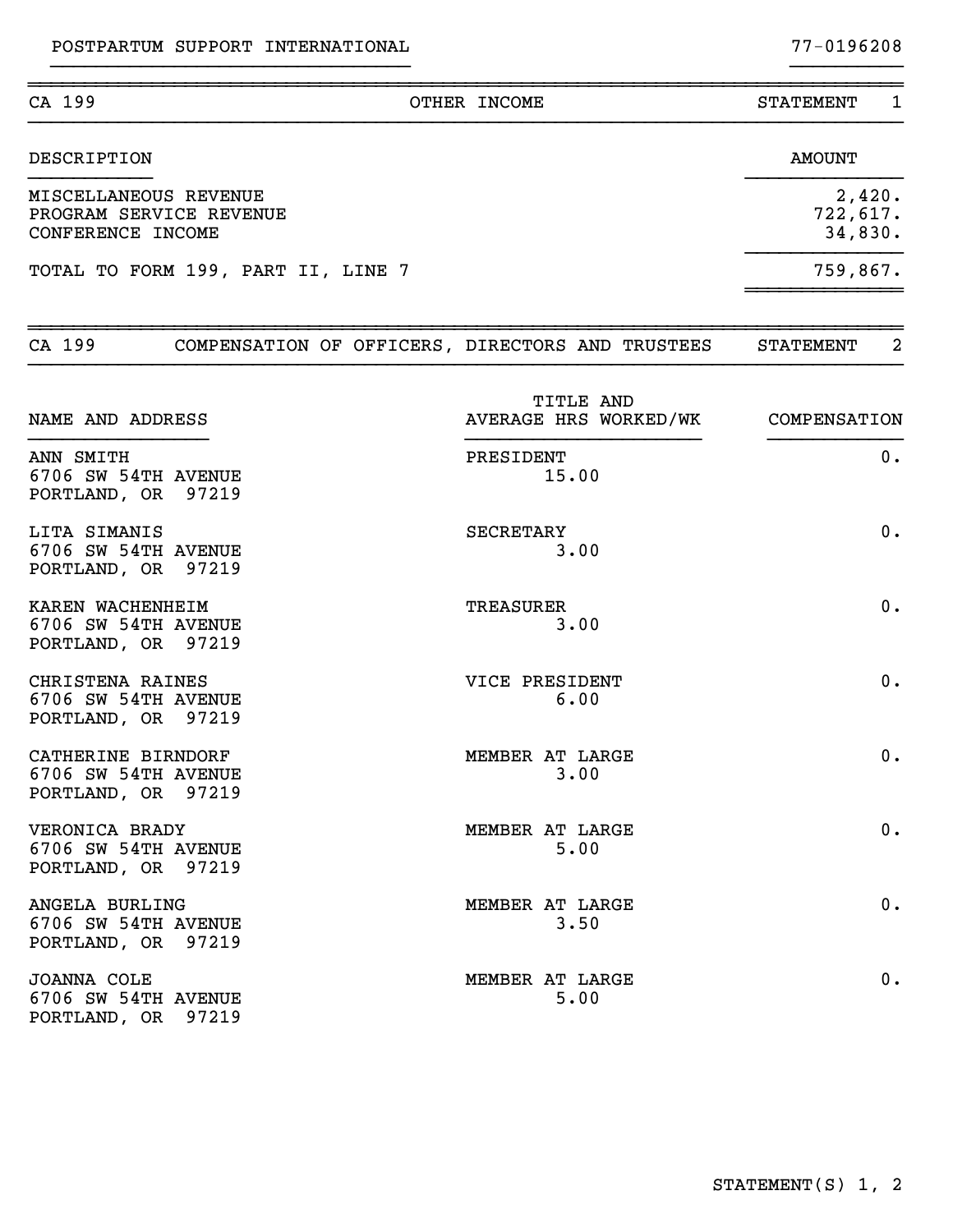POSTPARTUM SUPPORT INTERNATIONAL 77-0196208

## CA 199 — OTHER INCOME — STATEMENT 1

| DESCRIPTION | AMOUNT |
|---|---|
| MISCELLANEOUS REVENUE | 2,420. |
| PROGRAM SERVICE REVENUE | 722,617. |
| CONFERENCE INCOME | 34,830. |
| TOTAL TO FORM 199, PART II, LINE 7 | 759,867. |

## CA 199 — COMPENSATION OF OFFICERS, DIRECTORS AND TRUSTEES — STATEMENT 2

| NAME AND ADDRESS | TITLE AND AVERAGE HRS WORKED/WK | COMPENSATION |
|---|---|---|
| ANN SMITH<br>6706 SW 54TH AVENUE<br>PORTLAND, OR 97219 | PRESIDENT<br>15.00 | 0. |
| LITA SIMANIS<br>6706 SW 54TH AVENUE<br>PORTLAND, OR 97219 | SECRETARY<br>3.00 | 0. |
| KAREN WACHENHEIM<br>6706 SW 54TH AVENUE<br>PORTLAND, OR 97219 | TREASURER<br>3.00 | 0. |
| CHRISTENA RAINES<br>6706 SW 54TH AVENUE<br>PORTLAND, OR 97219 | VICE PRESIDENT<br>6.00 | 0. |
| CATHERINE BIRNDORF<br>6706 SW 54TH AVENUE<br>PORTLAND, OR 97219 | MEMBER AT LARGE<br>3.00 | 0. |
| VERONICA BRADY<br>6706 SW 54TH AVENUE<br>PORTLAND, OR 97219 | MEMBER AT LARGE<br>5.00 | 0. |
| ANGELA BURLING<br>6706 SW 54TH AVENUE<br>PORTLAND, OR 97219 | MEMBER AT LARGE<br>3.50 | 0. |
| JOANNA COLE<br>6706 SW 54TH AVENUE<br>PORTLAND, OR 97219 | MEMBER AT LARGE<br>5.00 | 0. |

STATEMENT(S) 1, 2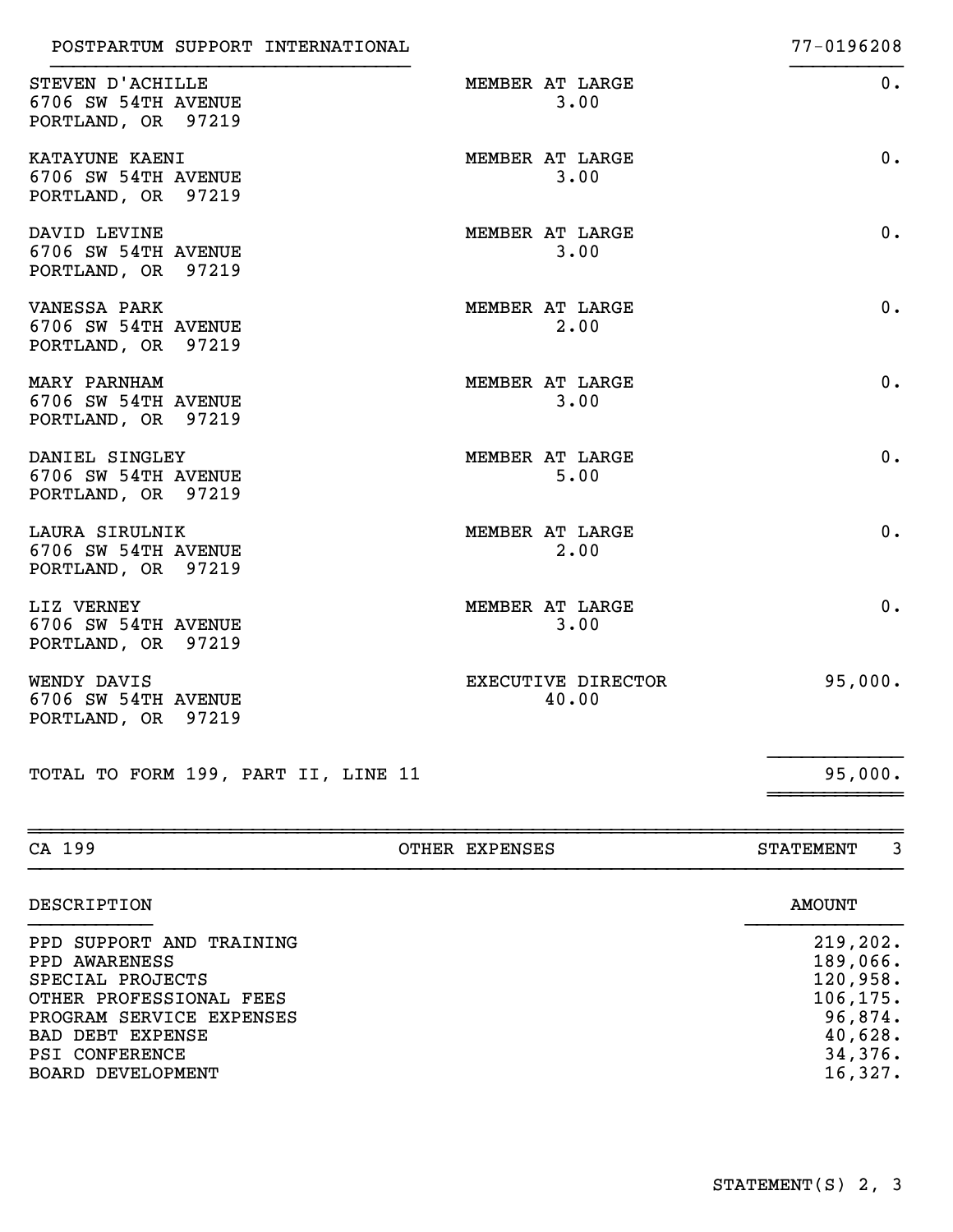POSTPARTUM SUPPORT INTERNATIONAL 77-0196208

| Name and Address | Title / Hours | Compensation |
|---|---|---|
| STEVEN D'ACHILLE<br>6706 SW 54TH AVENUE<br>PORTLAND, OR 97219 | MEMBER AT LARGE<br>3.00 | 0. |
| KATAYUNE KAENI<br>6706 SW 54TH AVENUE<br>PORTLAND, OR 97219 | MEMBER AT LARGE<br>3.00 | 0. |
| DAVID LEVINE<br>6706 SW 54TH AVENUE<br>PORTLAND, OR 97219 | MEMBER AT LARGE<br>3.00 | 0. |
| VANESSA PARK<br>6706 SW 54TH AVENUE<br>PORTLAND, OR 97219 | MEMBER AT LARGE<br>2.00 | 0. |
| MARY PARNHAM<br>6706 SW 54TH AVENUE<br>PORTLAND, OR 97219 | MEMBER AT LARGE<br>3.00 | 0. |
| DANIEL SINGLEY<br>6706 SW 54TH AVENUE<br>PORTLAND, OR 97219 | MEMBER AT LARGE<br>5.00 | 0. |
| LAURA SIRULNIK<br>6706 SW 54TH AVENUE<br>PORTLAND, OR 97219 | MEMBER AT LARGE<br>2.00 | 0. |
| LIZ VERNEY<br>6706 SW 54TH AVENUE<br>PORTLAND, OR 97219 | MEMBER AT LARGE<br>3.00 | 0. |
| WENDY DAVIS<br>6706 SW 54TH AVENUE<br>PORTLAND, OR 97219 | EXECUTIVE DIRECTOR<br>40.00 | 95,000. |
| TOTAL TO FORM 199, PART II, LINE 11 | | 95,000. |

## CA 199 — OTHER EXPENSES — STATEMENT 3

| DESCRIPTION | AMOUNT |
|---|---:|
| PPD SUPPORT AND TRAINING | 219,202. |
| PPD AWARENESS | 189,066. |
| SPECIAL PROJECTS | 120,958. |
| OTHER PROFESSIONAL FEES | 106,175. |
| PROGRAM SERVICE EXPENSES | 96,874. |
| BAD DEBT EXPENSE | 40,628. |
| PSI CONFERENCE | 34,376. |
| BOARD DEVELOPMENT | 16,327. |

STATEMENT(S) 2, 3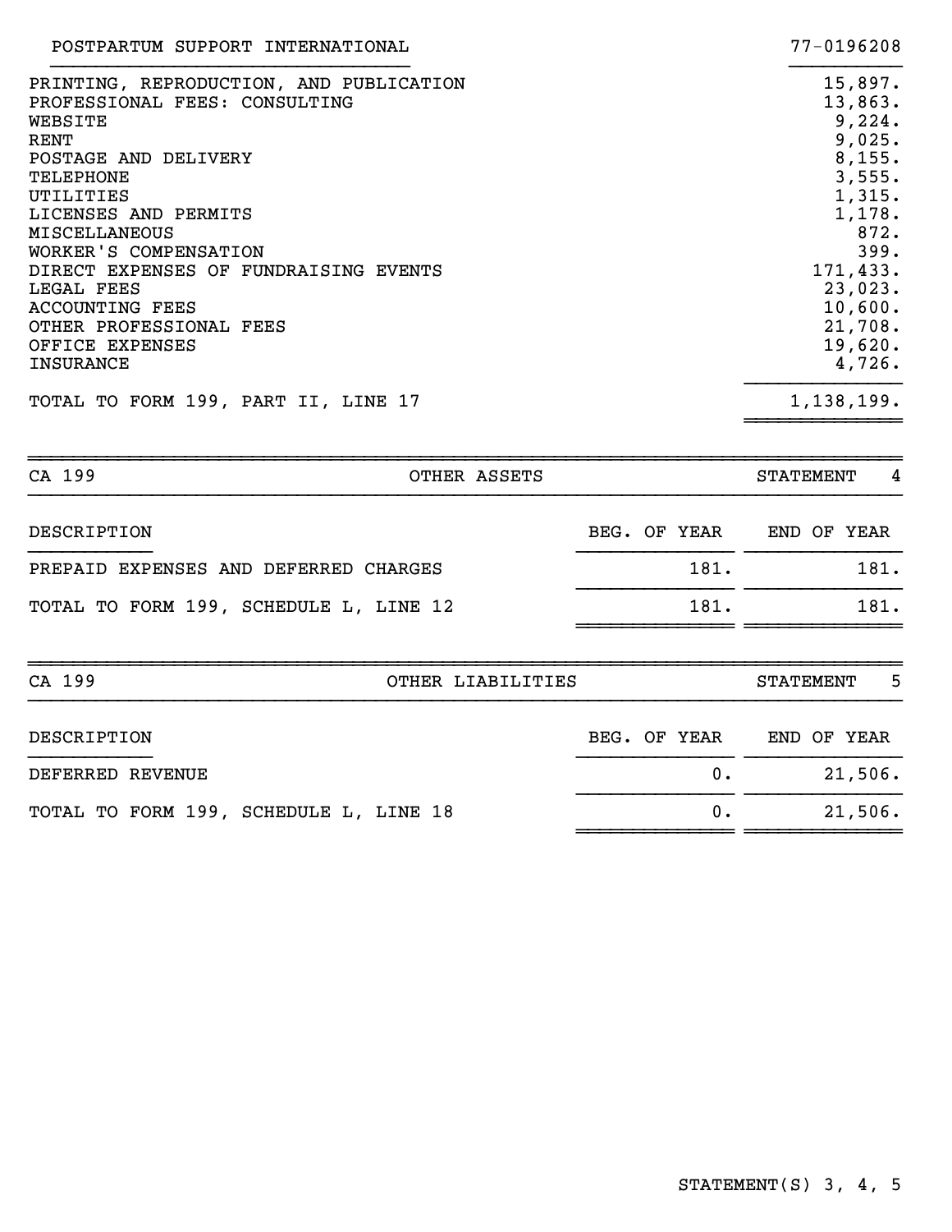POSTPARTUM SUPPORT INTERNATIONAL 77-0196208

| | |
|---|---|
| PRINTING, REPRODUCTION, AND PUBLICATION | 15,897. |
| PROFESSIONAL FEES: CONSULTING | 13,863. |
| WEBSITE | 9,224. |
| RENT | 9,025. |
| POSTAGE AND DELIVERY | 8,155. |
| TELEPHONE | 3,555. |
| UTILITIES | 1,315. |
| LICENSES AND PERMITS | 1,178. |
| MISCELLANEOUS | 872. |
| WORKER'S COMPENSATION | 399. |
| DIRECT EXPENSES OF FUNDRAISING EVENTS | 171,433. |
| LEGAL FEES | 23,023. |
| ACCOUNTING FEES | 10,600. |
| OTHER PROFESSIONAL FEES | 21,708. |
| OFFICE EXPENSES | 19,620. |
| INSURANCE | 4,726. |
| TOTAL TO FORM 199, PART II, LINE 17 | 1,138,199. |

CA 199 — OTHER ASSETS — STATEMENT 4

| DESCRIPTION | BEG. OF YEAR | END OF YEAR |
|---|---|---|
| PREPAID EXPENSES AND DEFERRED CHARGES | 181. | 181. |
| TOTAL TO FORM 199, SCHEDULE L, LINE 12 | 181. | 181. |

CA 199 — OTHER LIABILITIES — STATEMENT 5

| DESCRIPTION | BEG. OF YEAR | END OF YEAR |
|---|---|---|
| DEFERRED REVENUE | 0. | 21,506. |
| TOTAL TO FORM 199, SCHEDULE L, LINE 18 | 0. | 21,506. |

STATEMENT(S) 3, 4, 5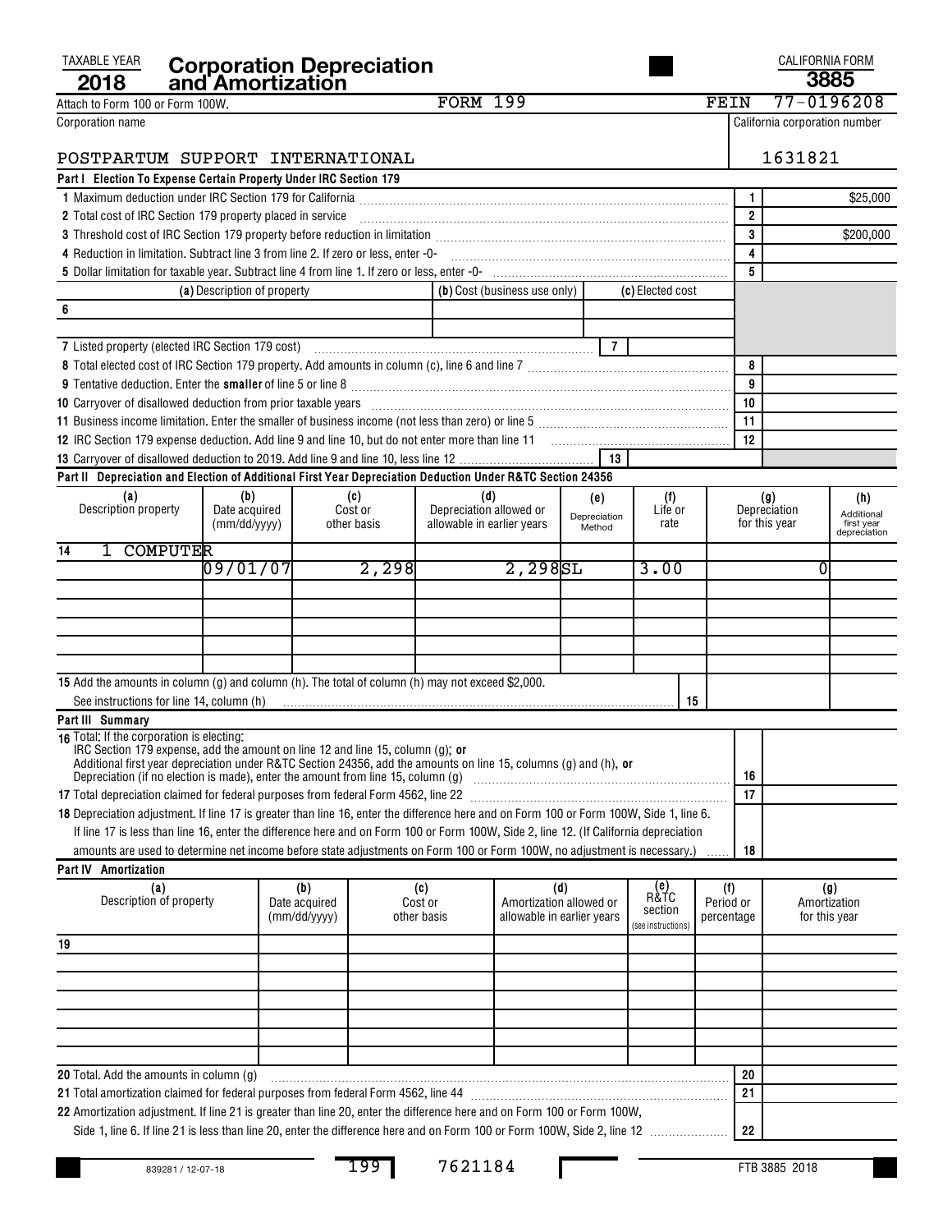TAXABLE YEAR **2018**

# Corporation Depreciation and Amortization

CALIFORNIA FORM **3885**

Attach to Form 100 or Form 100W. FORM 199 FEIN 77-0196208

Corporation name: POSTPARTUM SUPPORT INTERNATIONAL

California corporation number: 1631821

## Part I Election To Expense Certain Property Under IRC Section 179

| Line | Description | No. | Amount |
|---|---|---|---|
| 1 | Maximum deduction under IRC Section 179 for California | 1 | $25,000 |
| 2 | Total cost of IRC Section 179 property placed in service | 2 | |
| 3 | Threshold cost of IRC Section 179 property before reduction in limitation | 3 | $200,000 |
| 4 | Reduction in limitation. Subtract line 3 from line 2. If zero or less, enter -0- | 4 | |
| 5 | Dollar limitation for taxable year. Subtract line 4 from line 1. If zero or less, enter -0- | 5 | |

| 6 (a) Description of property | (b) Cost (business use only) | (c) Elected cost |
|---|---|---|
| | | |
| | | |

| Line | Description | No. | Amount |
|---|---|---|---|
| 7 | Listed property (elected IRC Section 179 cost) | 7 | |
| 8 | Total elected cost of IRC Section 179 property. Add amounts in column (c), line 6 and line 7 | 8 | |
| 9 | Tentative deduction. Enter the **smaller** of line 5 or line 8 | 9 | |
| 10 | Carryover of disallowed deduction from prior taxable years | 10 | |
| 11 | Business income limitation. Enter the smaller of business income (not less than zero) or line 5 | 11 | |
| 12 | IRC Section 179 expense deduction. Add line 9 and line 10, but do not enter more than line 11 | 12 | |
| 13 | Carryover of disallowed deduction to 2019. Add line 9 and line 10, less line 12 | 13 | |

## Part II Depreciation and Election of Additional First Year Depreciation Deduction Under R&TC Section 24356

| (a) Description property | (b) Date acquired (mm/dd/yyyy) | (c) Cost or other basis | (d) Depreciation allowed or allowable in earlier years | (e) Depreciation Method | (f) Life or rate | (g) Depreciation for this year | (h) Additional first year depreciation |
|---|---|---|---|---|---|---|---|
| 14 1 COMPUTER | | | | | | | |
| | 09/01/07 | 2,298 | 2,298 | SL | 3.00 | 0 | |
| | | | | | | | |
| | | | | | | | |
| | | | | | | | |
| | | | | | | | |

15 Add the amounts in column (g) and column (h). The total of column (h) may not exceed $2,000. See instructions for line 14, column (h) ..... 15

## Part III Summary

| Line | Description | No. | Amount |
|---|---|---|---|
| 16 | Total: If the corporation is electing: IRC Section 179 expense, add the amount on line 12 and line 15, column (g); **or** Additional first year depreciation under R&TC Section 24356, add the amounts on line 15, columns (g) and (h), **or** Depreciation (if no election is made), enter the amount from line 15, column (g) | 16 | |
| 17 | Total depreciation claimed for federal purposes from federal Form 4562, line 22 | 17 | |
| 18 | Depreciation adjustment. If line 17 is greater than line 16, enter the difference here and on Form 100 or Form 100W, Side 1, line 6. If line 17 is less than line 16, enter the difference here and on Form 100 or Form 100W, Side 2, line 12. (If California depreciation amounts are used to determine net income before state adjustments on Form 100 or Form 100W, no adjustment is necessary.) | 18 | |

## Part IV Amortization

| (a) Description of property | (b) Date acquired (mm/dd/yyyy) | (c) Cost or other basis | (d) Amortization allowed or allowable in earlier years | (e) R&TC section (see instructions) | (f) Period or percentage | (g) Amortization for this year |
|---|---|---|---|---|---|---|
| 19 | | | | | | |
| | | | | | | |
| | | | | | | |
| | | | | | | |
| | | | | | | |
| | | | | | | |
| | | | | | | |

| Line | Description | No. | Amount |
|---|---|---|---|
| 20 | Total. Add the amounts in column (g) | 20 | |
| 21 | Total amortization claimed for federal purposes from federal Form 4562, line 44 | 21 | |
| 22 | Amortization adjustment. If line 21 is greater than line 20, enter the difference here and on Form 100 or Form 100W, Side 1, line 6. If line 21 is less than line 20, enter the difference here and on Form 100 or Form 100W, Side 2, line 12 | 22 | |

839281 / 12-07-18 199 7621184 FTB 3885 2018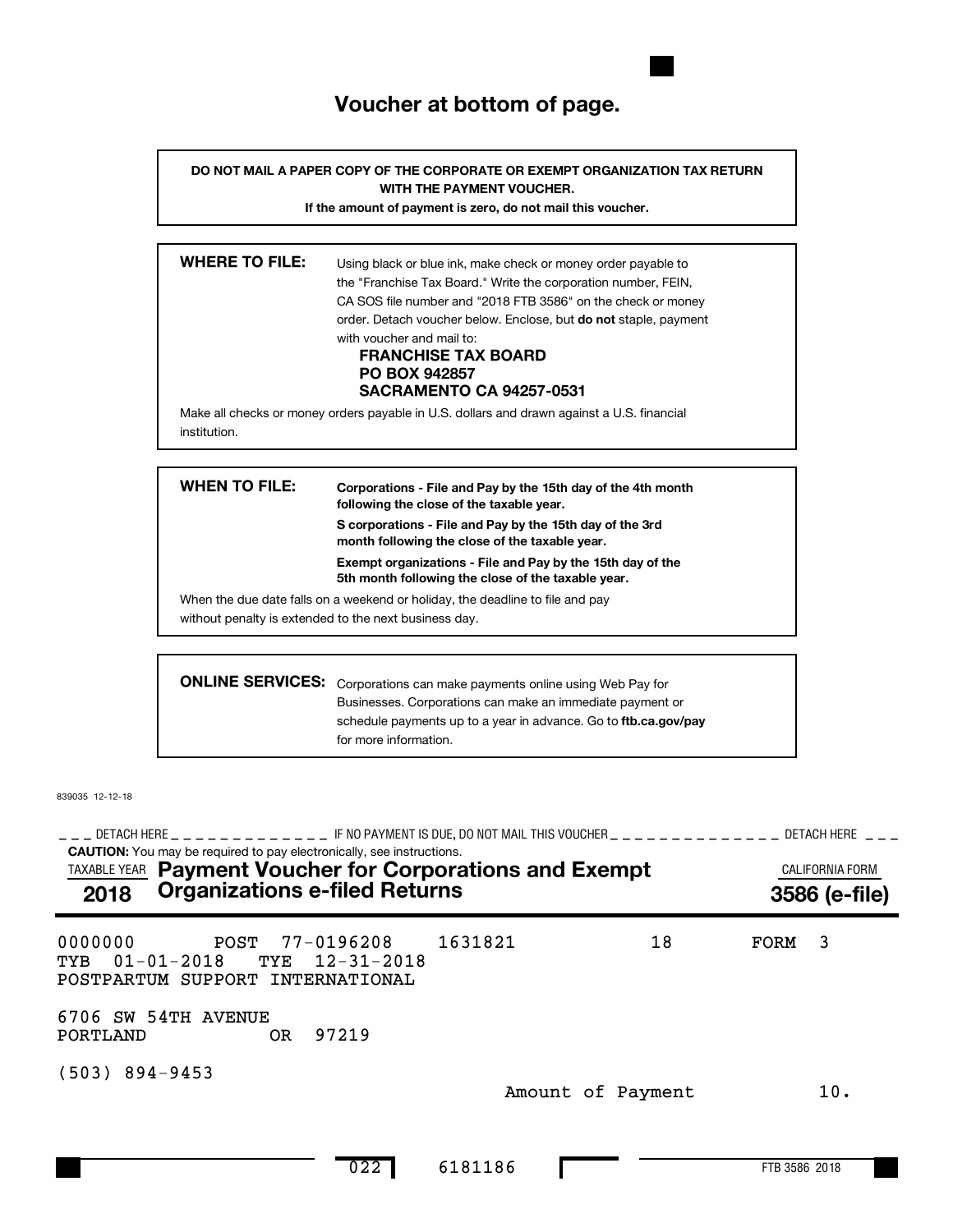# Voucher at bottom of page.

**DO NOT MAIL A PAPER COPY OF THE CORPORATE OR EXEMPT ORGANIZATION TAX RETURN WITH THE PAYMENT VOUCHER.**

**If the amount of payment is zero, do not mail this voucher.**

**WHERE TO FILE:** Using black or blue ink, make check or money order payable to the "Franchise Tax Board." Write the corporation number, FEIN, CA SOS file number and "2018 FTB 3586" on the check or money order. Detach voucher below. Enclose, but **do not** staple, payment with voucher and mail to:

**FRANCHISE TAX BOARD**
**PO BOX 942857**
**SACRAMENTO CA 94257-0531**

Make all checks or money orders payable in U.S. dollars and drawn against a U.S. financial institution.

**WHEN TO FILE:** **Corporations - File and Pay by the 15th day of the 4th month following the close of the taxable year.**

**S corporations - File and Pay by the 15th day of the 3rd month following the close of the taxable year.**

**Exempt organizations - File and Pay by the 15th day of the 5th month following the close of the taxable year.**

When the due date falls on a weekend or holiday, the deadline to file and pay without penalty is extended to the next business day.

**ONLINE SERVICES:** Corporations can make payments online using Web Pay for Businesses. Corporations can make an immediate payment or schedule payments up to a year in advance. Go to **ftb.ca.gov/pay** for more information.

839035 12-12-18

DETACH HERE — IF NO PAYMENT IS DUE, DO NOT MAIL THIS VOUCHER — DETACH HERE

**CAUTION:** You may be required to pay electronically, see instructions.

TAXABLE YEAR **2018** **Payment Voucher for Corporations and Exempt Organizations e-filed Returns** CALIFORNIA FORM **3586 (e-file)**

```
0000000       POST  77-0196208   1631821            18        FORM  3
TYB  01-01-2018   TYE  12-31-2018
POSTPARTUM SUPPORT INTERNATIONAL

6706 SW 54TH AVENUE
PORTLAND            OR  97219

(503) 894-9453
                                          Amount of Payment          10.
```

022 6181186

FTB 3586 2018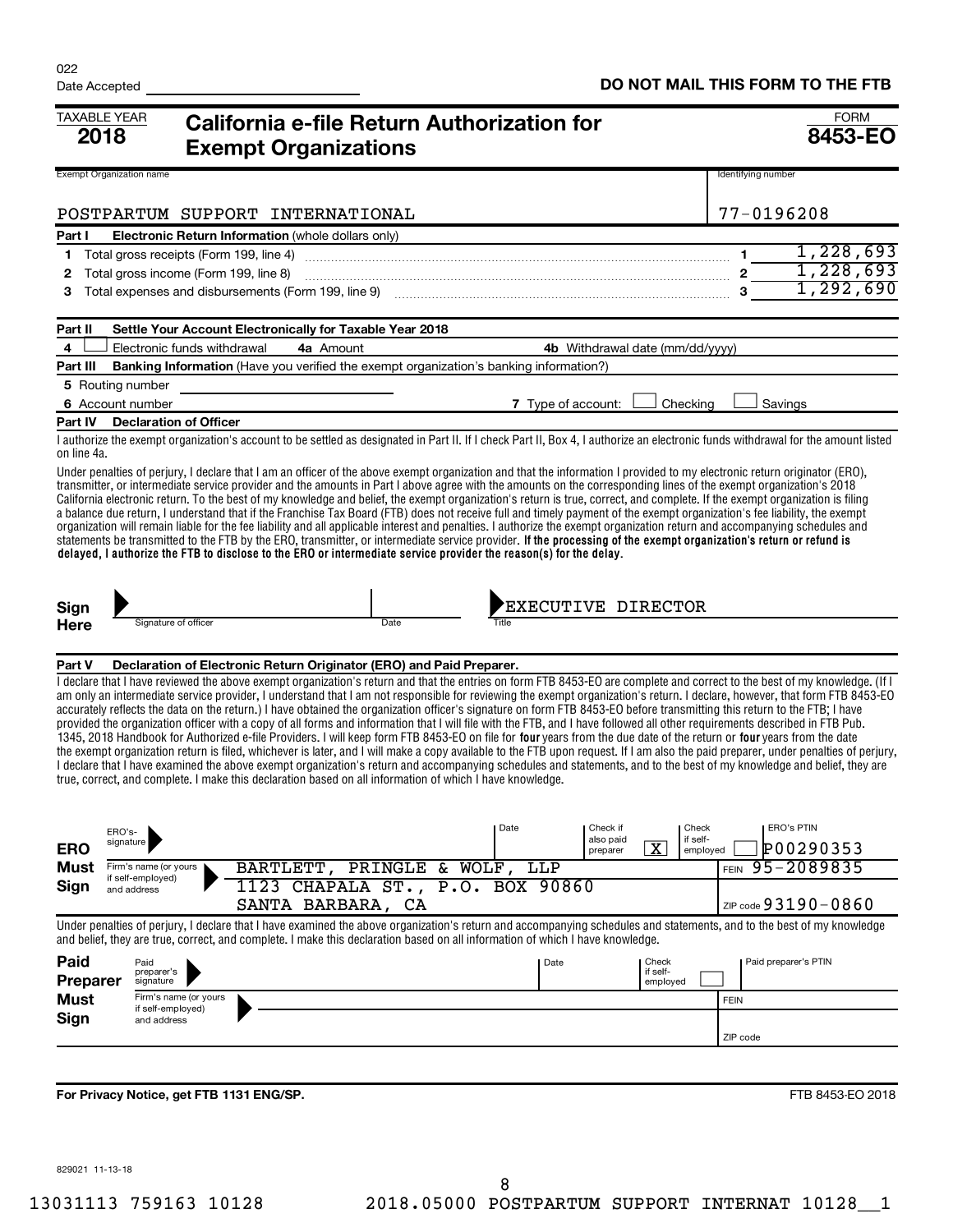022

Date Accepted ______________________

**DO NOT MAIL THIS FORM TO THE FTB**

TAXABLE YEAR **2018**

# California e-file Return Authorization for Exempt Organizations

FORM **8453-EO**

| Exempt Organization name | Identifying number |
|---|---|
| POSTPARTUM SUPPORT INTERNATIONAL | 77-0196208 |

**Part I Electronic Return Information** (whole dollars only)

| | | | |
|---|---|---|---|
| 1 | Total gross receipts (Form 199, line 4) | 1 | 1,228,693 |
| 2 | Total gross income (Form 199, line 8) | 2 | 1,228,693 |
| 3 | Total expenses and disbursements (Form 199, line 9) | 3 | 1,292,690 |

**Part II Settle Your Account Electronically for Taxable Year 2018**

4 ☐ Electronic funds withdrawal  **4a** Amount ______  **4b** Withdrawal date (mm/dd/yyyy) ______

**Part III Banking Information** (Have you verified the exempt organization's banking information?)

**5** Routing number ______

**6** Account number ______  **7** Type of account: ☐ Checking ☐ Savings

**Part IV Declaration of Officer**

I authorize the exempt organization's account to be settled as designated in Part II. If I check Part II, Box 4, I authorize an electronic funds withdrawal for the amount listed on line 4a.

Under penalties of perjury, I declare that I am an officer of the above exempt organization and that the information I provided to my electronic return originator (ERO), transmitter, or intermediate service provider and the amounts in Part I above agree with the amounts on the corresponding lines of the exempt organization's 2018 California electronic return. To the best of my knowledge and belief, the exempt organization's return is true, correct, and complete. If the exempt organization is filing a balance due return, I understand that if the Franchise Tax Board (FTB) does not receive full and timely payment of the exempt organization's fee liability, the exempt organization will remain liable for the fee liability and all applicable interest and penalties. I authorize the exempt organization return and accompanying schedules and statements be transmitted to the FTB by the ERO, transmitter, or intermediate service provider. **If the processing of the exempt organization's return or refund is delayed, I authorize the FTB to disclose to the ERO or intermediate service provider the reason(s) for the delay.**

**Sign Here** Signature of officer ______ Date ______ Title: EXECUTIVE DIRECTOR

**Part V Declaration of Electronic Return Originator (ERO) and Paid Preparer.**

I declare that I have reviewed the above exempt organization's return and that the entries on form FTB 8453-EO are complete and correct to the best of my knowledge. (If I am only an intermediate service provider, I understand that I am not responsible for reviewing the exempt organization's return. I declare, however, that form FTB 8453-EO accurately reflects the data on the return.) I have obtained the organization officer's signature on form FTB 8453-EO before transmitting this return to the FTB; I have provided the organization officer with a copy of all forms and information that I will file with the FTB, and I have followed all other requirements described in FTB Pub. 1345, 2018 Handbook for Authorized e-file Providers. I will keep form FTB 8453-EO on file for **four** years from the due date of the return or **four** years from the date the exempt organization return is filed, whichever is later, and I will make a copy available to the FTB upon request. If I am also the paid preparer, under penalties of perjury, I declare that I have examined the above exempt organization's return and accompanying schedules and statements, and to the best of my knowledge and belief, they are true, correct, and complete. I make this declaration based on all information of which I have knowledge.

**ERO Must Sign**

| ERO's signature | Date | Check if also paid preparer | Check if self-employed | ERO's PTIN |
|---|---|---|---|---|
| | | X | ☐ | P00290353 |

Firm's name (or yours if self-employed) and address: BARTLETT, PRINGLE & WOLF, LLP, 1123 CHAPALA ST., P.O. BOX 90860, SANTA BARBARA, CA

FEIN 95-2089835

ZIP code 93190-0860

Under penalties of perjury, I declare that I have examined the above organization's return and accompanying schedules and statements, and to the best of my knowledge and belief, they are true, correct, and complete. I make this declaration based on all information of which I have knowledge.

**Paid Preparer Must Sign**

| Paid preparer's signature | Date | Check if self-employed | Paid preparer's PTIN |
|---|---|---|---|
| | | ☐ | |

Firm's name (or yours if self-employed) and address: ______

FEIN ______

ZIP code ______

**For Privacy Notice, get FTB 1131 ENG/SP.**

FTB 8453-EO 2018

829021 11-13-18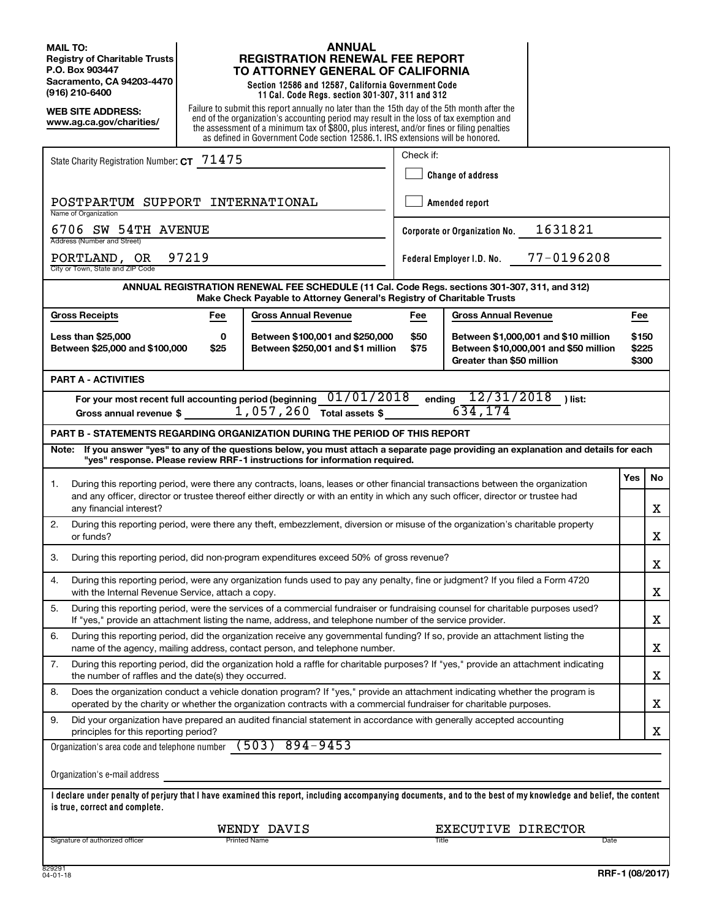**MAIL TO:**
**Registry of Charitable Trusts**
**P.O. Box 903447**
**Sacramento, CA 94203-4470**
**(916) 210-6400**

**WEB SITE ADDRESS:**
**www.ag.ca.gov/charities/**

# ANNUAL REGISTRATION RENEWAL FEE REPORT TO ATTORNEY GENERAL OF CALIFORNIA

**Section 12586 and 12587, California Government Code**
**11 Cal. Code Regs. section 301-307, 311 and 312**

Failure to submit this report annually no later than the 15th day of the 5th month after the end of the organization's accounting period may result in the loss of tax exemption and the assessment of a minimum tax of $800, plus interest, and/or fines or filing penalties as defined in Government Code section 12586.1. IRS extensions will be honored.

State Charity Registration Number: **CT** 71475

Check if:
- ☐ Change of address
- ☐ Amended report

POSTPARTUM SUPPORT INTERNATIONAL
Name of Organization

6706 SW 54TH AVENUE
Address (Number and Street)

PORTLAND, OR 97219
City or Town, State and ZIP Code

Corporate or Organization No. 1631821

Federal Employer I.D. No. 77-0196208

**ANNUAL REGISTRATION RENEWAL FEE SCHEDULE (11 Cal. Code Regs. sections 301-307, 311, and 312)**
**Make Check Payable to Attorney General's Registry of Charitable Trusts**

| Gross Receipts | Fee | Gross Annual Revenue | Fee | Gross Annual Revenue | Fee |
|---|---|---|---|---|---|
| Less than $25,000 | 0 | Between $100,001 and $250,000 | $50 | Between $1,000,001 and $10 million | $150 |
| Between $25,000 and $100,000 | $25 | Between $250,001 and $1 million | $75 | Between $10,000,001 and $50 million | $225 |
| | | | | Greater than $50 million | $300 |

**PART A - ACTIVITIES**

For your most recent full accounting period (beginning 01/01/2018 ending 12/31/2018 ) list:
Gross annual revenue $ 1,057,260 Total assets $ 634,174

**PART B - STATEMENTS REGARDING ORGANIZATION DURING THE PERIOD OF THIS REPORT**

**Note: If you answer "yes" to any of the questions below, you must attach a separate page providing an explanation and details for each "yes" response. Please review RRF-1 instructions for information required.**

| | | Yes | No |
|---|---|---|---|
| 1. | During this reporting period, were there any contracts, loans, leases or other financial transactions between the organization and any officer, director or trustee thereof either directly or with an entity in which any such officer, director or trustee had any financial interest? | | X |
| 2. | During this reporting period, were there any theft, embezzlement, diversion or misuse of the organization's charitable property or funds? | | X |
| 3. | During this reporting period, did non-program expenditures exceed 50% of gross revenue? | | X |
| 4. | During this reporting period, were any organization funds used to pay any penalty, fine or judgment? If you filed a Form 4720 with the Internal Revenue Service, attach a copy. | | X |
| 5. | During this reporting period, were the services of a commercial fundraiser or fundraising counsel for charitable purposes used? If "yes," provide an attachment listing the name, address, and telephone number of the service provider. | | X |
| 6. | During this reporting period, did the organization receive any governmental funding? If so, provide an attachment listing the name of the agency, mailing address, contact person, and telephone number. | | X |
| 7. | During this reporting period, did the organization hold a raffle for charitable purposes? If "yes," provide an attachment indicating the number of raffles and the date(s) they occurred. | | X |
| 8. | Does the organization conduct a vehicle donation program? If "yes," provide an attachment indicating whether the program is operated by the charity or whether the organization contracts with a commercial fundraiser for charitable purposes. | | X |
| 9. | Did your organization have prepared an audited financial statement in accordance with generally accepted accounting principles for this reporting period? | | X |

Organization's area code and telephone number (503) 894-9453

Organization's e-mail address

**I declare under penalty of perjury that I have examined this report, including accompanying documents, and to the best of my knowledge and belief, the content is true, correct and complete.**

| Signature of authorized officer | Printed Name | Title | Date |
|---|---|---|---|
| | WENDY DAVIS | EXECUTIVE DIRECTOR | |

829291
04-01-18

RRF-1 (08/2017)